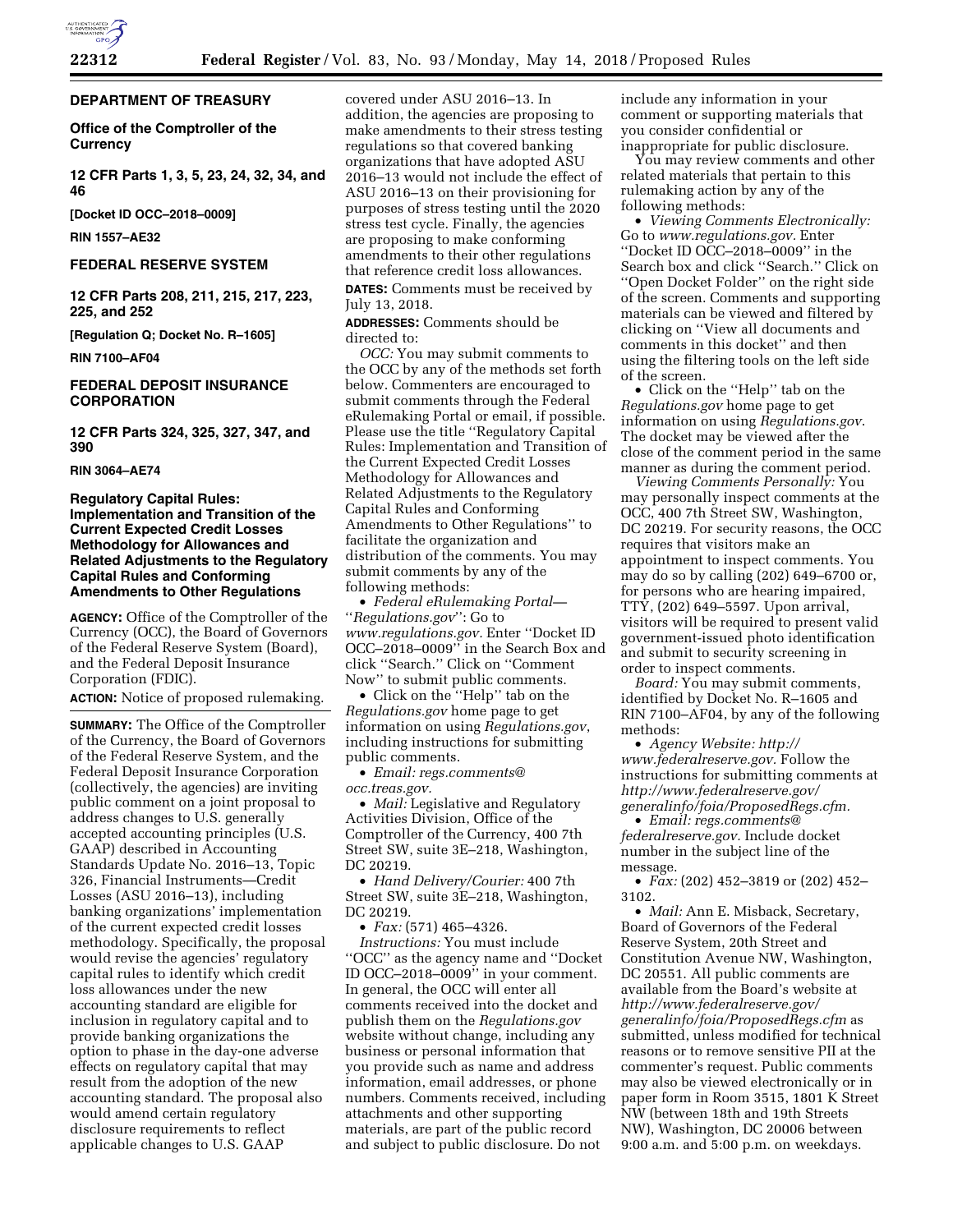## DEPARTMENT OF TREASURY

### Office of the Comptroller of the Currency

### 12 CFR Parts 1, 3, 5, 23, 24, 32, 34, and 46

**[Docket ID OCC–2018–0009]**

**RIN 1557–AE32**

## FEDERAL RESERVE SYSTEM

### 12 CFR Parts 208, 211, 215, 217, 223, 225, and 252

**[Regulation Q; Docket No. R–1605]**

**RIN 7100–AF04**

## FEDERAL DEPOSIT INSURANCE CORPORATION

### 12 CFR Parts 324, 325, 327, 347, and 390

**RIN 3064–AE74**

## Regulatory Capital Rules: Implementation and Transition of the Current Expected Credit Losses Methodology for Allowances and Related Adjustments to the Regulatory Capital Rules and Conforming Amendments to Other Regulations

**AGENCY:** Office of the Comptroller of the Currency (OCC), the Board of Governors of the Federal Reserve System (Board), and the Federal Deposit Insurance Corporation (FDIC).

**ACTION:** Notice of proposed rulemaking.

**SUMMARY:** The Office of the Comptroller of the Currency, the Board of Governors of the Federal Reserve System, and the Federal Deposit Insurance Corporation (collectively, the agencies) are inviting public comment on a joint proposal to address changes to U.S. generally accepted accounting principles (U.S. GAAP) described in Accounting Standards Update No. 2016–13, Topic 326, Financial Instruments—Credit Losses (ASU 2016–13), including banking organizations' implementation of the current expected credit losses methodology. Specifically, the proposal would revise the agencies' regulatory capital rules to identify which credit loss allowances under the new accounting standard are eligible for inclusion in regulatory capital and to provide banking organizations the option to phase in the day-one adverse effects on regulatory capital that may result from the adoption of the new accounting standard. The proposal also would amend certain regulatory disclosure requirements to reflect applicable changes to U.S. GAAP covered under ASU 2016–13. In addition, the agencies are proposing to make amendments to their stress testing regulations so that covered banking organizations that have adopted ASU 2016–13 would not include the effect of ASU 2016–13 on their provisioning for purposes of stress testing until the 2020 stress test cycle. Finally, the agencies are proposing to make conforming amendments to their other regulations that reference credit loss allowances.

**DATES:** Comments must be received by July 13, 2018.

**ADDRESSES:** Comments should be directed to:

*OCC:* You may submit comments to the OCC by any of the methods set forth below. Commenters are encouraged to submit comments through the Federal eRulemaking Portal or email, if possible. Please use the title "Regulatory Capital Rules: Implementation and Transition of the Current Expected Credit Losses Methodology for Allowances and Related Adjustments to the Regulatory Capital Rules and Conforming Amendments to Other Regulations" to facilitate the organization and distribution of the comments. You may submit comments by any of the following methods:

- *Federal eRulemaking Portal— "Regulations.gov"*: Go to *www.regulations.gov.* Enter "Docket ID OCC–2018–0009" in the Search Box and click "Search." Click on "Comment Now" to submit public comments.
- Click on the "Help" tab on the *Regulations.gov* home page to get information on using *Regulations.gov*, including instructions for submitting public comments.
- *Email: regs.comments@occ.treas.gov.*
- *Mail:* Legislative and Regulatory Activities Division, Office of the Comptroller of the Currency, 400 7th Street SW, suite 3E–218, Washington, DC 20219.
- *Hand Delivery/Courier:* 400 7th Street SW, suite 3E–218, Washington, DC 20219.
- *Fax:* (571) 465–4326.

*Instructions:* You must include "OCC" as the agency name and "Docket ID OCC–2018–0009" in your comment. In general, the OCC will enter all comments received into the docket and publish them on the *Regulations.gov* website without change, including any business or personal information that you provide such as name and address information, email addresses, or phone numbers. Comments received, including attachments and other supporting materials, are part of the public record and subject to public disclosure. Do not include any information in your comment or supporting materials that you consider confidential or inappropriate for public disclosure.

You may review comments and other related materials that pertain to this rulemaking action by any of the following methods:

- *Viewing Comments Electronically:* Go to *www.regulations.gov.* Enter "Docket ID OCC–2018–0009" in the Search box and click "Search." Click on "Open Docket Folder" on the right side of the screen. Comments and supporting materials can be viewed and filtered by clicking on "View all documents and comments in this docket" and then using the filtering tools on the left side of the screen.
- Click on the "Help" tab on the *Regulations.gov* home page to get information on using *Regulations.gov*. The docket may be viewed after the close of the comment period in the same manner as during the comment period.

*Viewing Comments Personally:* You may personally inspect comments at the OCC, 400 7th Street SW, Washington, DC 20219. For security reasons, the OCC requires that visitors make an appointment to inspect comments. You may do so by calling (202) 649–6700 or, for persons who are hearing impaired, TTY, (202) 649–5597. Upon arrival, visitors will be required to present valid government-issued photo identification and submit to security screening in order to inspect comments.

*Board:* You may submit comments, identified by Docket No. R–1605 and RIN 7100–AF04, by any of the following methods:

- *Agency Website: http://www.federalreserve.gov.* Follow the instructions for submitting comments at *http://www.federalreserve.gov/generalinfo/foia/ProposedRegs.cfm.*
- *Email: regs.comments@federalreserve.gov.* Include docket number in the subject line of the message.
- *Fax:* (202) 452–3819 or (202) 452–3102.
- *Mail:* Ann E. Misback, Secretary, Board of Governors of the Federal Reserve System, 20th Street and Constitution Avenue NW, Washington, DC 20551. All public comments are available from the Board's website at *http://www.federalreserve.gov/generalinfo/foia/ProposedRegs.cfm* as submitted, unless modified for technical reasons or to remove sensitive PII at the commenter's request. Public comments may also be viewed electronically or in paper form in Room 3515, 1801 K Street NW (between 18th and 19th Streets NW), Washington, DC 20006 between 9:00 a.m. and 5:00 p.m. on weekdays.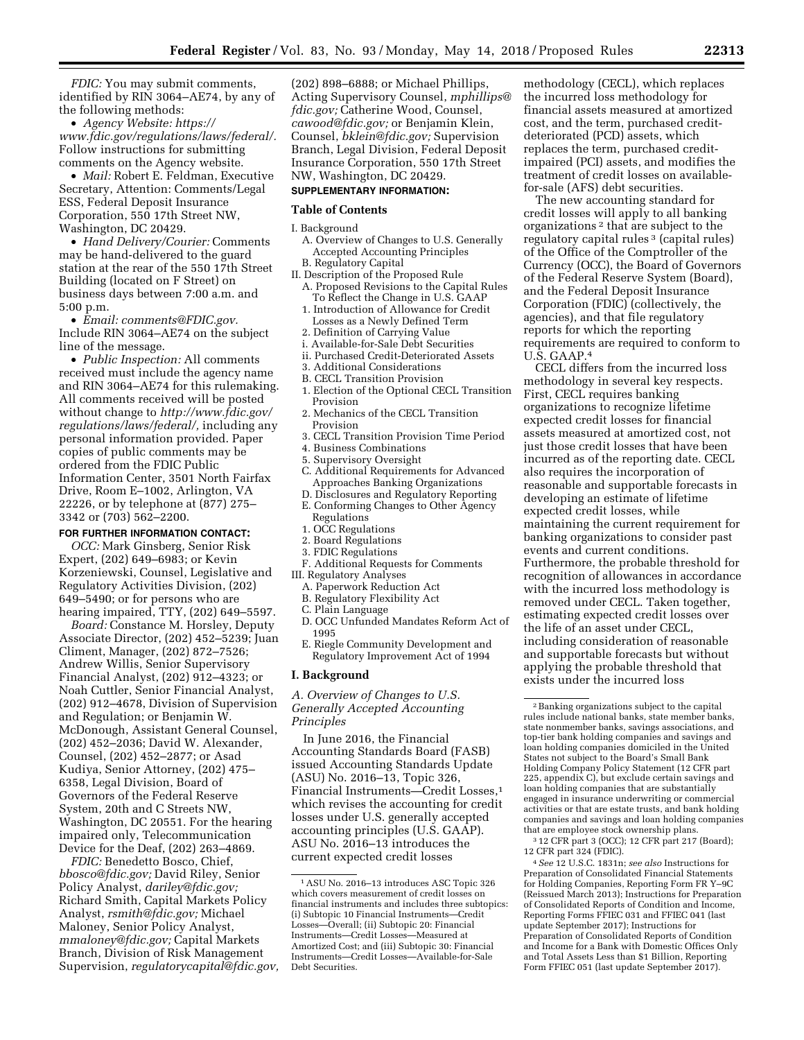*FDIC:* You may submit comments, identified by RIN 3064–AE74, by any of the following methods:

- *Agency Website: https://www.fdic.gov/regulations/laws/federal/.* Follow instructions for submitting comments on the Agency website.
- *Mail:* Robert E. Feldman, Executive Secretary, Attention: Comments/Legal ESS, Federal Deposit Insurance Corporation, 550 17th Street NW, Washington, DC 20429.
- *Hand Delivery/Courier:* Comments may be hand-delivered to the guard station at the rear of the 550 17th Street Building (located on F Street) on business days between 7:00 a.m. and 5:00 p.m.
- *Email: comments@FDIC.gov.* Include RIN 3064–AE74 on the subject line of the message.
- *Public Inspection:* All comments received must include the agency name and RIN 3064–AE74 for this rulemaking. All comments received will be posted without change to *http://www.fdic.gov/regulations/laws/federal/,* including any personal information provided. Paper copies of public comments may be ordered from the FDIC Public Information Center, 3501 North Fairfax Drive, Room E–1002, Arlington, VA 22226, or by telephone at (877) 275–3342 or (703) 562–2200.

**FOR FURTHER INFORMATION CONTACT:**

*OCC:* Mark Ginsberg, Senior Risk Expert, (202) 649–6983; or Kevin Korzeniewski, Counsel, Legislative and Regulatory Activities Division, (202) 649–5490; or for persons who are hearing impaired, TTY, (202) 649–5597.

*Board:* Constance M. Horsley, Deputy Associate Director, (202) 452–5239; Juan Climent, Manager, (202) 872–7526; Andrew Willis, Senior Supervisory Financial Analyst, (202) 912–4323; or Noah Cuttler, Senior Financial Analyst, (202) 912–4678, Division of Supervision and Regulation; or Benjamin W. McDonough, Assistant General Counsel, (202) 452–2036; David W. Alexander, Counsel, (202) 452–2877; or Asad Kudiya, Senior Attorney, (202) 475–6358, Legal Division, Board of Governors of the Federal Reserve System, 20th and C Streets NW, Washington, DC 20551. For the hearing impaired only, Telecommunication Device for the Deaf, (202) 263–4869.

*FDIC:* Benedetto Bosco, Chief, *bbosco@fdic.gov;* David Riley, Senior Policy Analyst, *dariley@fdic.gov;* Richard Smith, Capital Markets Policy Analyst, *rsmith@fdic.gov;* Michael Maloney, Senior Policy Analyst, *mmaloney@fdic.gov;* Capital Markets Branch, Division of Risk Management Supervision, *regulatorycapital@fdic.gov,* (202) 898–6888; or Michael Phillips, Acting Supervisory Counsel, *mphillips@fdic.gov;* Catherine Wood, Counsel, *cawood@fdic.gov;* or Benjamin Klein, Counsel, *bklein@fdic.gov;* Supervision Branch, Legal Division, Federal Deposit Insurance Corporation, 550 17th Street NW, Washington, DC 20429.

**SUPPLEMENTARY INFORMATION:**

**Table of Contents**

I. Background
  A. Overview of Changes to U.S. Generally Accepted Accounting Principles
  B. Regulatory Capital
II. Description of the Proposed Rule
  A. Proposed Revisions to the Capital Rules To Reflect the Change in U.S. GAAP
  1. Introduction of Allowance for Credit Losses as a Newly Defined Term
  2. Definition of Carrying Value
  i. Available-for-Sale Debt Securities
  ii. Purchased Credit-Deteriorated Assets
  3. Additional Considerations
  B. CECL Transition Provision
  1. Election of the Optional CECL Transition Provision
  2. Mechanics of the CECL Transition Provision
  3. CECL Transition Provision Time Period
  4. Business Combinations
  5. Supervisory Oversight
  C. Additional Requirements for Advanced Approaches Banking Organizations
  D. Disclosures and Regulatory Reporting
  E. Conforming Changes to Other Agency Regulations
  1. OCC Regulations
  2. Board Regulations
  3. FDIC Regulations
  F. Additional Requests for Comments
III. Regulatory Analyses
  A. Paperwork Reduction Act
  B. Regulatory Flexibility Act
  C. Plain Language
  D. OCC Unfunded Mandates Reform Act of 1995
  E. Riegle Community Development and Regulatory Improvement Act of 1994

## I. Background

### *A. Overview of Changes to U.S. Generally Accepted Accounting Principles*

In June 2016, the Financial Accounting Standards Board (FASB) issued Accounting Standards Update (ASU) No. 2016–13, Topic 326, Financial Instruments—Credit Losses,[1] which revises the accounting for credit losses under U.S. generally accepted accounting principles (U.S. GAAP). ASU No. 2016–13 introduces the current expected credit losses methodology (CECL), which replaces the incurred loss methodology for financial assets measured at amortized cost, and the term, purchased credit-deteriorated (PCD) assets, which replaces the term, purchased credit-impaired (PCI) assets, and modifies the treatment of credit losses on available-for-sale (AFS) debt securities.

The new accounting standard for credit losses will apply to all banking organizations[2] that are subject to the regulatory capital rules[3] (capital rules) of the Office of the Comptroller of the Currency (OCC), the Board of Governors of the Federal Reserve System (Board), and the Federal Deposit Insurance Corporation (FDIC) (collectively, the agencies), and that file regulatory reports for which the reporting requirements are required to conform to U.S. GAAP.[4]

CECL differs from the incurred loss methodology in several key respects. First, CECL requires banking organizations to recognize lifetime expected credit losses for financial assets measured at amortized cost, not just those credit losses that have been incurred as of the reporting date. CECL also requires the incorporation of reasonable and supportable forecasts in developing an estimate of lifetime expected credit losses, while maintaining the current requirement for banking organizations to consider past events and current conditions. Furthermore, the probable threshold for recognition of allowances in accordance with the incurred loss methodology is removed under CECL. Taken together, estimating expected credit losses over the life of an asset under CECL, including consideration of reasonable and supportable forecasts but without applying the probable threshold that exists under the incurred loss

---

[1] ASU No. 2016–13 introduces ASC Topic 326 which covers measurement of credit losses on financial instruments and includes three subtopics: (i) Subtopic 10 Financial Instruments—Credit Losses—Overall; (ii) Subtopic 20: Financial Instruments—Credit Losses—Measured at Amortized Cost; and (iii) Subtopic 30: Financial Instruments—Credit Losses—Available-for-Sale Debt Securities.

[2] Banking organizations subject to the capital rules include national banks, state member banks, state nonmember banks, savings associations, and top-tier bank holding companies and savings and loan holding companies domiciled in the United States not subject to the Board's Small Bank Holding Company Policy Statement (12 CFR part 225, appendix C), but exclude certain savings and loan holding companies that are substantially engaged in insurance underwriting or commercial activities or that are estate trusts, and bank holding companies and savings and loan holding companies that are employee stock ownership plans.

[3] 12 CFR part 3 (OCC); 12 CFR part 217 (Board); 12 CFR part 324 (FDIC).

[4] *See* 12 U.S.C. 1831n; *see also* Instructions for Preparation of Consolidated Financial Statements for Holding Companies, Reporting Form FR Y–9C (Reissued March 2013); Instructions for Preparation of Consolidated Reports of Condition and Income, Reporting Forms FFIEC 031 and FFIEC 041 (last update September 2017); Instructions for Preparation of Consolidated Reports of Condition and Income for a Bank with Domestic Offices Only and Total Assets Less than $1 Billion, Reporting Form FFIEC 051 (last update September 2017).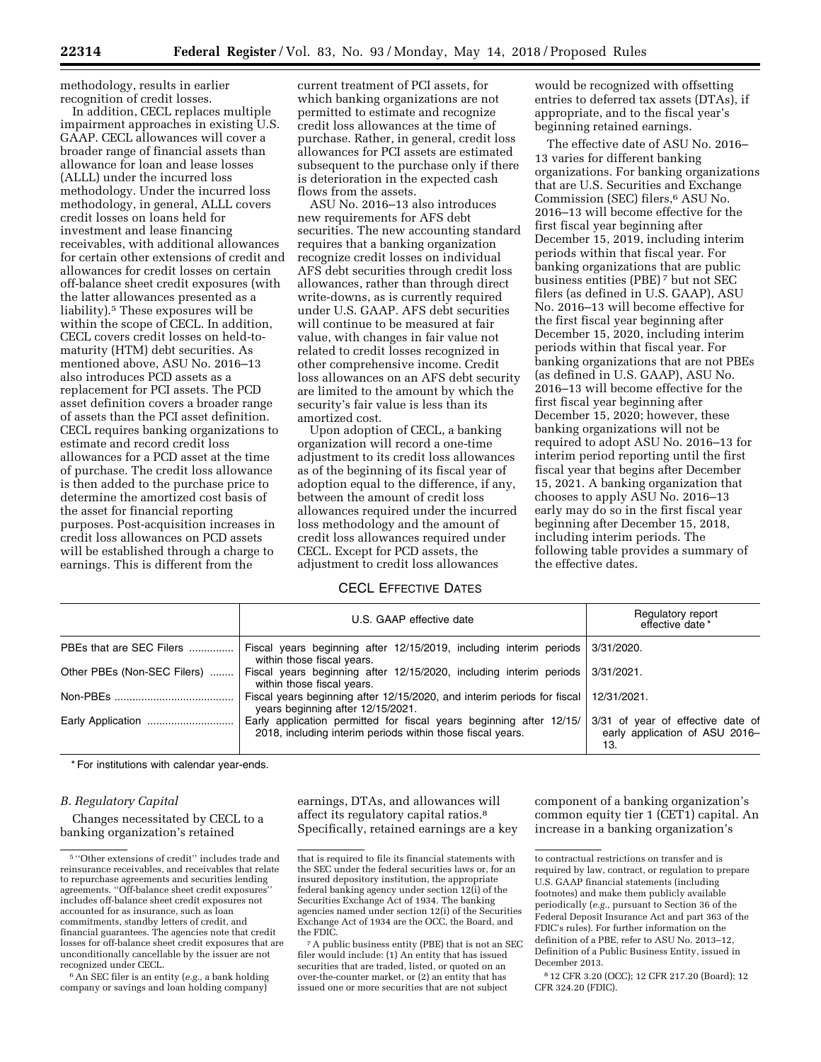methodology, results in earlier recognition of credit losses.

In addition, CECL replaces multiple impairment approaches in existing U.S. GAAP. CECL allowances will cover a broader range of financial assets than allowance for loan and lease losses (ALLL) under the incurred loss methodology. Under the incurred loss methodology, in general, ALLL covers credit losses on loans held for investment and lease financing receivables, with additional allowances for certain other extensions of credit and allowances for credit losses on certain off-balance sheet credit exposures (with the latter allowances presented as a liability).[5] These exposures will be within the scope of CECL. In addition, CECL covers credit losses on held-to-maturity (HTM) debt securities. As mentioned above, ASU No. 2016–13 also introduces PCD assets as a replacement for PCI assets. The PCD asset definition covers a broader range of assets than the PCI asset definition. CECL requires banking organizations to estimate and record credit loss allowances for a PCD asset at the time of purchase. The credit loss allowance is then added to the purchase price to determine the amortized cost basis of the asset for financial reporting purposes. Post-acquisition increases in credit loss allowances on PCD assets will be established through a charge to earnings. This is different from the current treatment of PCI assets, for which banking organizations are not permitted to estimate and recognize credit loss allowances at the time of purchase. Rather, in general, credit loss allowances for PCI assets are estimated subsequent to the purchase only if there is deterioration in the expected cash flows from the assets.

ASU No. 2016–13 also introduces new requirements for AFS debt securities. The new accounting standard requires that a banking organization recognize credit losses on individual AFS debt securities through credit loss allowances, rather than through direct write-downs, as is currently required under U.S. GAAP. AFS debt securities will continue to be measured at fair value, with changes in fair value not related to credit losses recognized in other comprehensive income. Credit loss allowances on an AFS debt security are limited to the amount by which the security's fair value is less than its amortized cost.

Upon adoption of CECL, a banking organization will record a one-time adjustment to its credit loss allowances as of the beginning of its fiscal year of adoption equal to the difference, if any, between the amount of credit loss allowances required under the incurred loss methodology and the amount of credit loss allowances required under CECL. Except for PCD assets, the adjustment to credit loss allowances would be recognized with offsetting entries to deferred tax assets (DTAs), if appropriate, and to the fiscal year's beginning retained earnings.

The effective date of ASU No. 2016–13 varies for different banking organizations. For banking organizations that are U.S. Securities and Exchange Commission (SEC) filers,[6] ASU No. 2016–13 will become effective for the first fiscal year beginning after December 15, 2019, including interim periods within that fiscal year. For banking organizations that are public business entities (PBE)[7] but not SEC filers (as defined in U.S. GAAP), ASU No. 2016–13 will become effective for the first fiscal year beginning after December 15, 2020, including interim periods within that fiscal year. For banking organizations that are not PBEs (as defined in U.S. GAAP), ASU No. 2016–13 will become effective for the first fiscal year beginning after December 15, 2020; however, these banking organizations will not be required to adopt ASU No. 2016–13 for interim period reporting until the first fiscal year that begins after December 15, 2021. A banking organization that chooses to apply ASU No. 2016–13 early may do so in the first fiscal year beginning after December 15, 2018, including interim periods. The following table provides a summary of the effective dates.

CECL EFFECTIVE DATES

| | U.S. GAAP effective date | Regulatory report effective date* |
|---|---|---|
| PBEs that are SEC Filers | Fiscal years beginning after 12/15/2019, including interim periods within those fiscal years. | 3/31/2020. |
| Other PBEs (Non-SEC Filers) | Fiscal years beginning after 12/15/2020, including interim periods within those fiscal years. | 3/31/2021. |
| Non-PBEs | Fiscal years beginning after 12/15/2020, and interim periods for fiscal years beginning after 12/15/2021. | 12/31/2021. |
| Early Application | Early application permitted for fiscal years beginning after 12/15/2018, including interim periods within those fiscal years. | 3/31 of year of effective date of early application of ASU 2016–13. |

* For institutions with calendar year-ends.

### B. Regulatory Capital

Changes necessitated by CECL to a banking organization's retained earnings, DTAs, and allowances will affect its regulatory capital ratios.[8] Specifically, retained earnings are a key component of a banking organization's common equity tier 1 (CET1) capital. An increase in a banking organization's

---

[5] "Other extensions of credit" includes trade and reinsurance receivables, and receivables that relate to repurchase agreements and securities lending agreements. "Off-balance sheet credit exposures" includes off-balance sheet credit exposures not accounted for as insurance, such as loan commitments, standby letters of credit, and financial guarantees. The agencies note that credit losses for off-balance sheet credit exposures that are unconditionally cancellable by the issuer are not recognized under CECL.

[6] An SEC filer is an entity (*e.g.,* a bank holding company or savings and loan holding company) that is required to file its financial statements with the SEC under the federal securities laws or, for an insured depository institution, the appropriate federal banking agency under section 12(i) of the Securities Exchange Act of 1934. The banking agencies named under section 12(i) of the Securities Exchange Act of 1934 are the OCC, the Board, and the FDIC.

[7] A public business entity (PBE) that is not an SEC filer would include: (1) An entity that has issued securities that are traded, listed, or quoted on an over-the-counter market, or (2) an entity that has issued one or more securities that are not subject to contractual restrictions on transfer and is required by law, contract, or regulation to prepare U.S. GAAP financial statements (including footnotes) and make them publicly available periodically (*e.g.,* pursuant to Section 36 of the Federal Deposit Insurance Act and part 363 of the FDIC's rules). For further information on the definition of a PBE, refer to ASU No. 2013–12, Definition of a Public Business Entity, issued in December 2013.

[8] 12 CFR 3.20 (OCC); 12 CFR 217.20 (Board); 12 CFR 324.20 (FDIC).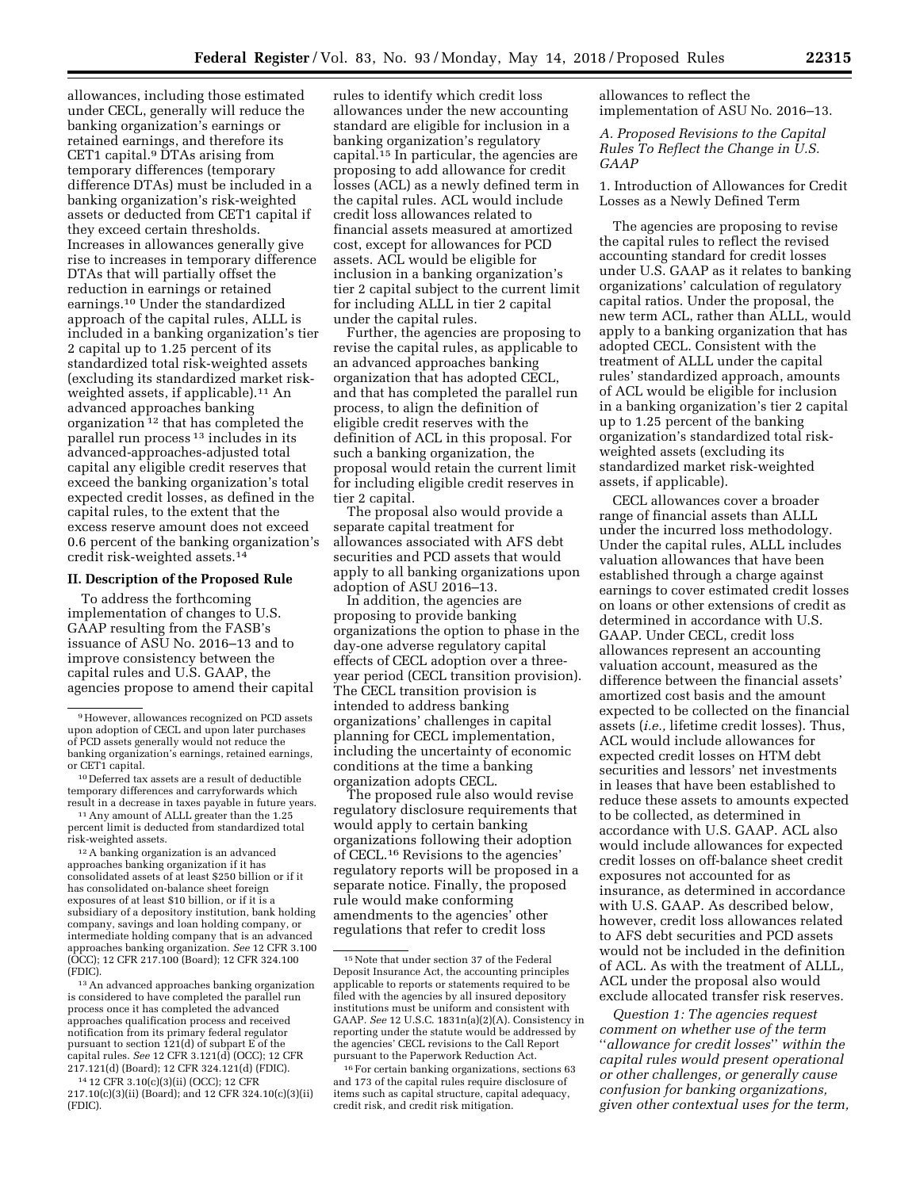allowances, including those estimated under CECL, generally will reduce the banking organization's earnings or retained earnings, and therefore its CET1 capital.[9] DTAs arising from temporary differences (temporary difference DTAs) must be included in a banking organization's risk-weighted assets or deducted from CET1 capital if they exceed certain thresholds. Increases in allowances generally give rise to increases in temporary difference DTAs that will partially offset the reduction in earnings or retained earnings.[10] Under the standardized approach of the capital rules, ALLL is included in a banking organization's tier 2 capital up to 1.25 percent of its standardized total risk-weighted assets (excluding its standardized market risk-weighted assets, if applicable).[11] An advanced approaches banking organization[12] that has completed the parallel run process[13] includes in its advanced-approaches-adjusted total capital any eligible credit reserves that exceed the banking organization's total expected credit losses, as defined in the capital rules, to the extent that the excess reserve amount does not exceed 0.6 percent of the banking organization's credit risk-weighted assets.[14]

## II. Description of the Proposed Rule

To address the forthcoming implementation of changes to U.S. GAAP resulting from the FASB's issuance of ASU No. 2016–13 and to improve consistency between the capital rules and U.S. GAAP, the agencies propose to amend their capital rules to identify which credit loss allowances under the new accounting standard are eligible for inclusion in a banking organization's regulatory capital.[15] In particular, the agencies are proposing to add allowance for credit losses (ACL) as a newly defined term in the capital rules. ACL would include credit loss allowances related to financial assets measured at amortized cost, except for allowances for PCD assets. ACL would be eligible for inclusion in a banking organization's tier 2 capital subject to the current limit for including ALLL in tier 2 capital under the capital rules.

Further, the agencies are proposing to revise the capital rules, as applicable to an advanced approaches banking organization that has adopted CECL, and that has completed the parallel run process, to align the definition of eligible credit reserves with the definition of ACL in this proposal. For such a banking organization, the proposal would retain the current limit for including eligible credit reserves in tier 2 capital.

The proposal also would provide a separate capital treatment for allowances associated with AFS debt securities and PCD assets that would apply to all banking organizations upon adoption of ASU 2016–13.

In addition, the agencies are proposing to provide banking organizations the option to phase in the day-one adverse regulatory capital effects of CECL adoption over a three-year period (CECL transition provision). The CECL transition provision is intended to address banking organizations' challenges in capital planning for CECL implementation, including the uncertainty of economic conditions at the time a banking organization adopts CECL.

The proposed rule also would revise regulatory disclosure requirements that would apply to certain banking organizations following their adoption of CECL.[16] Revisions to the agencies' regulatory reports will be proposed in a separate notice. Finally, the proposed rule would make conforming amendments to the agencies' other regulations that refer to credit loss allowances to reflect the implementation of ASU No. 2016–13.

### A. Proposed Revisions to the Capital Rules To Reflect the Change in U.S. GAAP

1. Introduction of Allowances for Credit Losses as a Newly Defined Term

The agencies are proposing to revise the capital rules to reflect the revised accounting standard for credit losses under U.S. GAAP as it relates to banking organizations' calculation of regulatory capital ratios. Under the proposal, the new term ACL, rather than ALLL, would apply to a banking organization that has adopted CECL. Consistent with the treatment of ALLL under the capital rules' standardized approach, amounts of ACL would be eligible for inclusion in a banking organization's tier 2 capital up to 1.25 percent of the banking organization's standardized total risk-weighted assets (excluding its standardized market risk-weighted assets, if applicable).

CECL allowances cover a broader range of financial assets than ALLL under the incurred loss methodology. Under the capital rules, ALLL includes valuation allowances that have been established through a charge against earnings to cover estimated credit losses on loans or other extensions of credit as determined in accordance with U.S. GAAP. Under CECL, credit loss allowances represent an accounting valuation account, measured as the difference between the financial assets' amortized cost basis and the amount expected to be collected on the financial assets (*i.e.,* lifetime credit losses). Thus, ACL would include allowances for expected credit losses on HTM debt securities and lessors' net investments in leases that have been established to reduce these assets to amounts expected to be collected, as determined in accordance with U.S. GAAP. ACL also would include allowances for expected credit losses on off-balance sheet credit exposures not accounted for as insurance, as determined in accordance with U.S. GAAP. As described below, however, credit loss allowances related to AFS debt securities and PCD assets would not be included in the definition of ACL. As with the treatment of ALLL, ACL under the proposal also would exclude allocated transfer risk reserves.

*Question 1: The agencies request comment on whether use of the term "allowance for credit losses" within the capital rules would present operational or other challenges, or generally cause confusion for banking organizations, given other contextual uses for the term,*

---

[9] However, allowances recognized on PCD assets upon adoption of CECL and upon later purchases of PCD assets generally would not reduce the banking organization's earnings, retained earnings, or CET1 capital.

[10] Deferred tax assets are a result of deductible temporary differences and carryforwards which result in a decrease in taxes payable in future years.

[11] Any amount of ALLL greater than the 1.25 percent limit is deducted from standardized total risk-weighted assets.

[12] A banking organization is an advanced approaches banking organization if it has consolidated assets of at least $250 billion or if it has consolidated on-balance sheet foreign exposures of at least $10 billion, or if it is a subsidiary of a depository institution, bank holding company, savings and loan holding company, or intermediate holding company that is an advanced approaches banking organization. *See* 12 CFR 3.100 (OCC); 12 CFR 217.100 (Board); 12 CFR 324.100 (FDIC).

[13] An advanced approaches banking organization is considered to have completed the parallel run process once it has completed the advanced approaches qualification process and received notification from its primary federal regulator pursuant to section 121(d) of subpart E of the capital rules. *See* 12 CFR 3.121(d) (OCC); 12 CFR 217.121(d) (Board); 12 CFR 324.121(d) (FDIC).

[14] 12 CFR 3.10(c)(3)(ii) (OCC); 12 CFR 217.10(c)(3)(ii) (Board); and 12 CFR 324.10(c)(3)(ii) (FDIC).

[15] Note that under section 37 of the Federal Deposit Insurance Act, the accounting principles applicable to reports or statements required to be filed with the agencies by all insured depository institutions must be uniform and consistent with GAAP. *See* 12 U.S.C. 1831n(a)(2)(A). Consistency in reporting under the statute would be addressed by the agencies' CECL revisions to the Call Report pursuant to the Paperwork Reduction Act.

[16] For certain banking organizations, sections 63 and 173 of the capital rules require disclosure of items such as capital structure, capital adequacy, credit risk, and credit risk mitigation.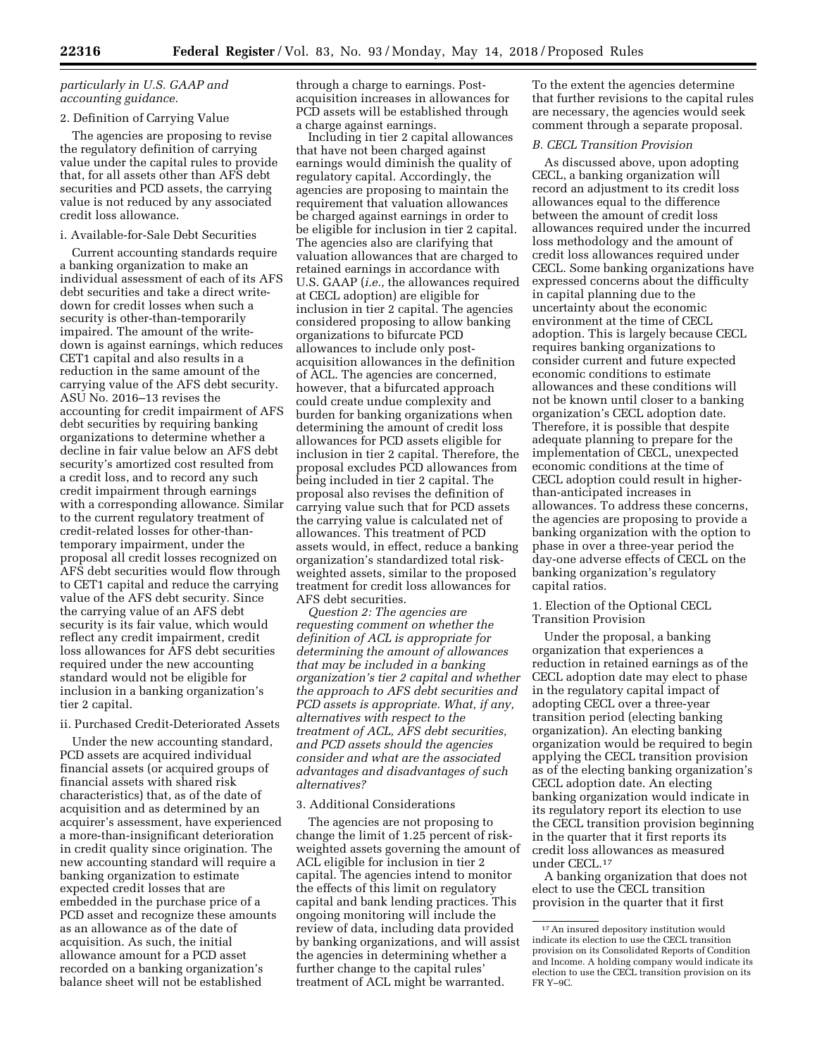*particularly in U.S. GAAP and accounting guidance.*

2. Definition of Carrying Value

The agencies are proposing to revise the regulatory definition of carrying value under the capital rules to provide that, for all assets other than AFS debt securities and PCD assets, the carrying value is not reduced by any associated credit loss allowance.

i. Available-for-Sale Debt Securities

Current accounting standards require a banking organization to make an individual assessment of each of its AFS debt securities and take a direct write-down for credit losses when such a security is other-than-temporarily impaired. The amount of the write-down is against earnings, which reduces CET1 capital and also results in a reduction in the same amount of the carrying value of the AFS debt security. ASU No. 2016–13 revises the accounting for credit impairment of AFS debt securities by requiring banking organizations to determine whether a decline in fair value below an AFS debt security's amortized cost resulted from a credit loss, and to record any such credit impairment through earnings with a corresponding allowance. Similar to the current regulatory treatment of credit-related losses for other-than-temporary impairment, under the proposal all credit losses recognized on AFS debt securities would flow through to CET1 capital and reduce the carrying value of the AFS debt security. Since the carrying value of an AFS debt security is its fair value, which would reflect any credit impairment, credit loss allowances for AFS debt securities required under the new accounting standard would not be eligible for inclusion in a banking organization's tier 2 capital.

ii. Purchased Credit-Deteriorated Assets

Under the new accounting standard, PCD assets are acquired individual financial assets (or acquired groups of financial assets with shared risk characteristics) that, as of the date of acquisition and as determined by an acquirer's assessment, have experienced a more-than-insignificant deterioration in credit quality since origination. The new accounting standard will require a banking organization to estimate expected credit losses that are embedded in the purchase price of a PCD asset and recognize these amounts as an allowance as of the date of acquisition. As such, the initial allowance amount for a PCD asset recorded on a banking organization's balance sheet will not be established through a charge to earnings. Post-acquisition increases in allowances for PCD assets will be established through a charge against earnings.

Including in tier 2 capital allowances that have not been charged against earnings would diminish the quality of regulatory capital. Accordingly, the agencies are proposing to maintain the requirement that valuation allowances be charged against earnings in order to be eligible for inclusion in tier 2 capital. The agencies also are clarifying that valuation allowances that are charged to retained earnings in accordance with U.S. GAAP (*i.e.,* the allowances required at CECL adoption) are eligible for inclusion in tier 2 capital. The agencies considered proposing to allow banking organizations to bifurcate PCD allowances to include only post-acquisition allowances in the definition of ACL. The agencies are concerned, however, that a bifurcated approach could create undue complexity and burden for banking organizations when determining the amount of credit loss allowances for PCD assets eligible for inclusion in tier 2 capital. Therefore, the proposal excludes PCD allowances from being included in tier 2 capital. The proposal also revises the definition of carrying value such that for PCD assets the carrying value is calculated net of allowances. This treatment of PCD assets would, in effect, reduce a banking organization's standardized total risk-weighted assets, similar to the proposed treatment for credit loss allowances for AFS debt securities.

*Question 2: The agencies are requesting comment on whether the definition of ACL is appropriate for determining the amount of allowances that may be included in a banking organization's tier 2 capital and whether the approach to AFS debt securities and PCD assets is appropriate. What, if any, alternatives with respect to the treatment of ACL, AFS debt securities, and PCD assets should the agencies consider and what are the associated advantages and disadvantages of such alternatives?*

3. Additional Considerations

The agencies are not proposing to change the limit of 1.25 percent of risk-weighted assets governing the amount of ACL eligible for inclusion in tier 2 capital. The agencies intend to monitor the effects of this limit on regulatory capital and bank lending practices. This ongoing monitoring will include the review of data, including data provided by banking organizations, and will assist the agencies in determining whether a further change to the capital rules' treatment of ACL might be warranted. To the extent the agencies determine that further revisions to the capital rules are necessary, the agencies would seek comment through a separate proposal.

### *B. CECL Transition Provision*

As discussed above, upon adopting CECL, a banking organization will record an adjustment to its credit loss allowances equal to the difference between the amount of credit loss allowances required under the incurred loss methodology and the amount of credit loss allowances required under CECL. Some banking organizations have expressed concerns about the difficulty in capital planning due to the uncertainty about the economic environment at the time of CECL adoption. This is largely because CECL requires banking organizations to consider current and future expected economic conditions to estimate allowances and these conditions will not be known until closer to a banking organization's CECL adoption date. Therefore, it is possible that despite adequate planning to prepare for the implementation of CECL, unexpected economic conditions at the time of CECL adoption could result in higher-than-anticipated increases in allowances. To address these concerns, the agencies are proposing to provide a banking organization with the option to phase in over a three-year period the day-one adverse effects of CECL on the banking organization's regulatory capital ratios.

1. Election of the Optional CECL Transition Provision

Under the proposal, a banking organization that experiences a reduction in retained earnings as of the CECL adoption date may elect to phase in the regulatory capital impact of adopting CECL over a three-year transition period (electing banking organization). An electing banking organization would be required to begin applying the CECL transition provision as of the electing banking organization's CECL adoption date. An electing banking organization would indicate in its regulatory report its election to use the CECL transition provision beginning in the quarter that it first reports its credit loss allowances as measured under CECL.[17]

A banking organization that does not elect to use the CECL transition provision in the quarter that it first

[17] An insured depository institution would indicate its election to use the CECL transition provision on its Consolidated Reports of Condition and Income. A holding company would indicate its election to use the CECL transition provision on its FR Y–9C.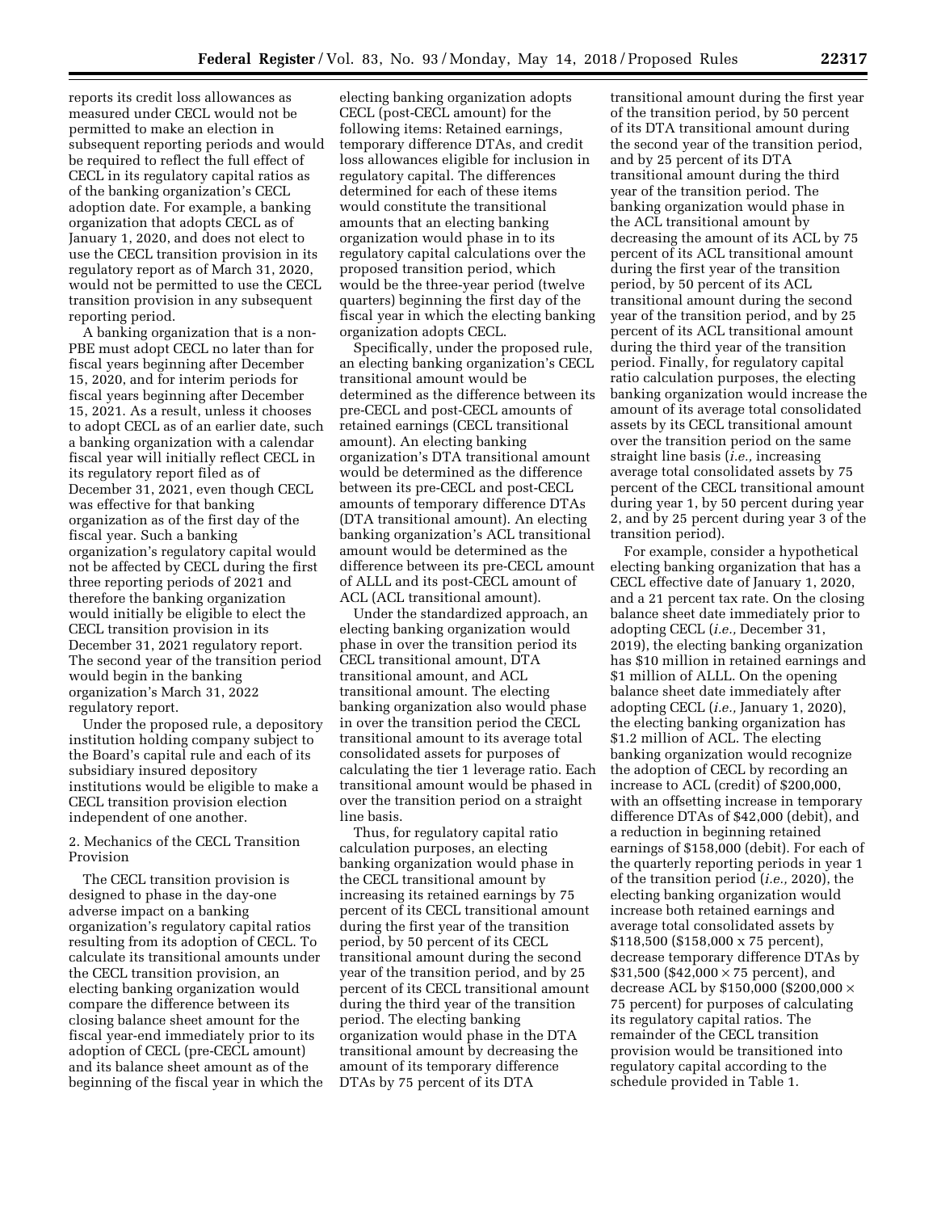reports its credit loss allowances as measured under CECL would not be permitted to make an election in subsequent reporting periods and would be required to reflect the full effect of CECL in its regulatory capital ratios as of the banking organization's CECL adoption date. For example, a banking organization that adopts CECL as of January 1, 2020, and does not elect to use the CECL transition provision in its regulatory report as of March 31, 2020, would not be permitted to use the CECL transition provision in any subsequent reporting period.

A banking organization that is a non-PBE must adopt CECL no later than for fiscal years beginning after December 15, 2020, and for interim periods for fiscal years beginning after December 15, 2021. As a result, unless it chooses to adopt CECL as of an earlier date, such a banking organization with a calendar fiscal year will initially reflect CECL in its regulatory report filed as of December 31, 2021, even though CECL was effective for that banking organization as of the first day of the fiscal year. Such a banking organization's regulatory capital would not be affected by CECL during the first three reporting periods of 2021 and therefore the banking organization would initially be eligible to elect the CECL transition provision in its December 31, 2021 regulatory report. The second year of the transition period would begin in the banking organization's March 31, 2022 regulatory report.

Under the proposed rule, a depository institution holding company subject to the Board's capital rule and each of its subsidiary insured depository institutions would be eligible to make a CECL transition provision election independent of one another.

2. Mechanics of the CECL Transition Provision

The CECL transition provision is designed to phase in the day-one adverse impact on a banking organization's regulatory capital ratios resulting from its adoption of CECL. To calculate its transitional amounts under the CECL transition provision, an electing banking organization would compare the difference between its closing balance sheet amount for the fiscal year-end immediately prior to its adoption of CECL (pre-CECL amount) and its balance sheet amount as of the beginning of the fiscal year in which the electing banking organization adopts CECL (post-CECL amount) for the following items: Retained earnings, temporary difference DTAs, and credit loss allowances eligible for inclusion in regulatory capital. The differences determined for each of these items would constitute the transitional amounts that an electing banking organization would phase in to its regulatory capital calculations over the proposed transition period, which would be the three-year period (twelve quarters) beginning the first day of the fiscal year in which the electing banking organization adopts CECL.

Specifically, under the proposed rule, an electing banking organization's CECL transitional amount would be determined as the difference between its pre-CECL and post-CECL amounts of retained earnings (CECL transitional amount). An electing banking organization's DTA transitional amount would be determined as the difference between its pre-CECL and post-CECL amounts of temporary difference DTAs (DTA transitional amount). An electing banking organization's ACL transitional amount would be determined as the difference between its pre-CECL amount of ALLL and its post-CECL amount of ACL (ACL transitional amount).

Under the standardized approach, an electing banking organization would phase in over the transition period its CECL transitional amount, DTA transitional amount, and ACL transitional amount. The electing banking organization also would phase in over the transition period the CECL transitional amount to its average total consolidated assets for purposes of calculating the tier 1 leverage ratio. Each transitional amount would be phased in over the transition period on a straight line basis.

Thus, for regulatory capital ratio calculation purposes, an electing banking organization would phase in the CECL transitional amount by increasing its retained earnings by 75 percent of its CECL transitional amount during the first year of the transition period, by 50 percent of its CECL transitional amount during the second year of the transition period, and by 25 percent of its CECL transitional amount during the third year of the transition period. The electing banking organization would phase in the DTA transitional amount by decreasing the amount of its temporary difference DTAs by 75 percent of its DTA transitional amount during the first year of the transition period, by 50 percent of its DTA transitional amount during the second year of the transition period, and by 25 percent of its DTA transitional amount during the third year of the transition period. The banking organization would phase in the ACL transitional amount by decreasing the amount of its ACL by 75 percent of its ACL transitional amount during the first year of the transition period, by 50 percent of its ACL transitional amount during the second year of the transition period, and by 25 percent of its ACL transitional amount during the third year of the transition period. Finally, for regulatory capital ratio calculation purposes, the electing banking organization would increase the amount of its average total consolidated assets by its CECL transitional amount over the transition period on the same straight line basis (*i.e.,* increasing average total consolidated assets by 75 percent of the CECL transitional amount during year 1, by 50 percent during year 2, and by 25 percent during year 3 of the transition period).

For example, consider a hypothetical electing banking organization that has a CECL effective date of January 1, 2020, and a 21 percent tax rate. On the closing balance sheet date immediately prior to adopting CECL (*i.e.,* December 31, 2019), the electing banking organization has $10 million in retained earnings and $1 million of ALLL. On the opening balance sheet date immediately after adopting CECL (*i.e.,* January 1, 2020), the electing banking organization has $1.2 million of ACL. The electing banking organization would recognize the adoption of CECL by recording an increase to ACL (credit) of $200,000, with an offsetting increase in temporary difference DTAs of $42,000 (debit), and a reduction in beginning retained earnings of $158,000 (debit). For each of the quarterly reporting periods in year 1 of the transition period (*i.e.,* 2020), the electing banking organization would increase both retained earnings and average total consolidated assets by $118,500 ($158,000 x 75 percent), decrease temporary difference DTAs by $31,500 ($42,000 × 75 percent), and decrease ACL by $150,000 ($200,000 × 75 percent) for purposes of calculating its regulatory capital ratios. The remainder of the CECL transition provision would be transitioned into regulatory capital according to the schedule provided in Table 1.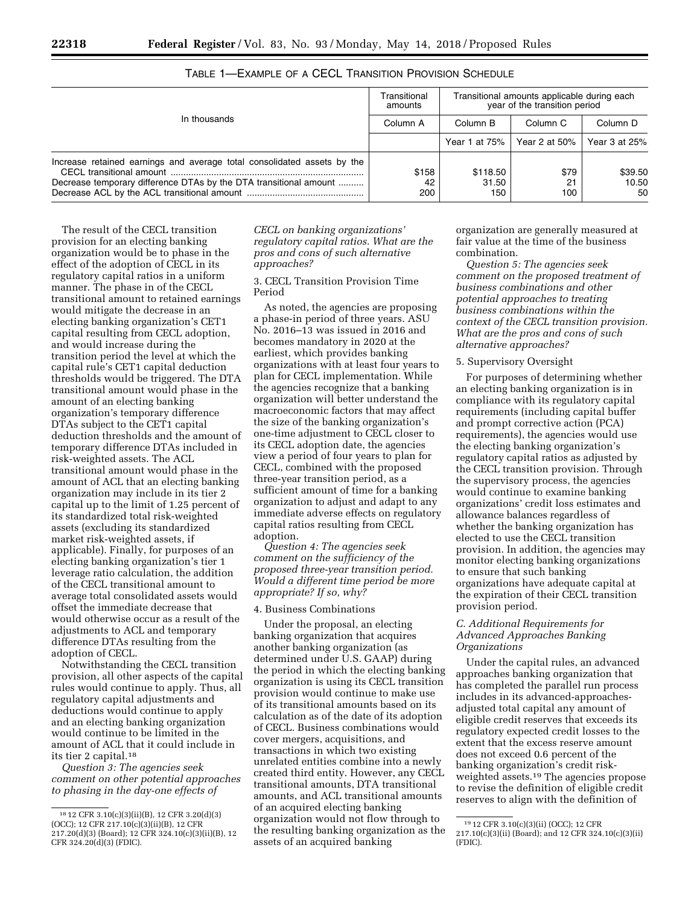TABLE 1—EXAMPLE OF A CECL TRANSITION PROVISION SCHEDULE

| In thousands | Transitional amounts | Transitional amounts applicable during each year of the transition period | | |
|---|---|---|---|---|
| | Column A | Column B | Column C | Column D |
| | | Year 1 at 75% | Year 2 at 50% | Year 3 at 25% |
| Increase retained earnings and average total consolidated assets by the CECL transitional amount | $158 | $118.50 | $79 | $39.50 |
| Decrease temporary difference DTAs by the DTA transitional amount | 42 | 31.50 | 21 | 10.50 |
| Decrease ACL by the ACL transitional amount | 200 | 150 | 100 | 50 |

The result of the CECL transition provision for an electing banking organization would be to phase in the effect of the adoption of CECL in its regulatory capital ratios in a uniform manner. The phase in of the CECL transitional amount to retained earnings would mitigate the decrease in an electing banking organization's CET1 capital resulting from CECL adoption, and would increase during the transition period the level at which the capital rule's CET1 capital deduction thresholds would be triggered. The DTA transitional amount would phase in the amount of an electing banking organization's temporary difference DTAs subject to the CET1 capital deduction thresholds and the amount of temporary difference DTAs included in risk-weighted assets. The ACL transitional amount would phase in the amount of ACL that an electing banking organization may include in its tier 2 capital up to the limit of 1.25 percent of its standardized total risk-weighted assets (excluding its standardized market risk-weighted assets, if applicable). Finally, for purposes of an electing banking organization's tier 1 leverage ratio calculation, the addition of the CECL transitional amount to average total consolidated assets would offset the immediate decrease that would otherwise occur as a result of the adjustments to ACL and temporary difference DTAs resulting from the adoption of CECL.

Notwithstanding the CECL transition provision, all other aspects of the capital rules would continue to apply. Thus, all regulatory capital adjustments and deductions would continue to apply and an electing banking organization would continue to be limited in the amount of ACL that it could include in its tier 2 capital.[18]

*Question 3: The agencies seek comment on other potential approaches to phasing in the day-one effects of CECL on banking organizations' regulatory capital ratios. What are the pros and cons of such alternative approaches?*

3. CECL Transition Provision Time Period

As noted, the agencies are proposing a phase-in period of three years. ASU No. 2016–13 was issued in 2016 and becomes mandatory in 2020 at the earliest, which provides banking organizations with at least four years to plan for CECL implementation. While the agencies recognize that a banking organization will better understand the macroeconomic factors that may affect the size of the banking organization's one-time adjustment to CECL closer to its CECL adoption date, the agencies view a period of four years to plan for CECL, combined with the proposed three-year transition period, as a sufficient amount of time for a banking organization to adjust and adapt to any immediate adverse effects on regulatory capital ratios resulting from CECL adoption.

*Question 4: The agencies seek comment on the sufficiency of the proposed three-year transition period. Would a different time period be more appropriate? If so, why?*

4. Business Combinations

Under the proposal, an electing banking organization that acquires another banking organization (as determined under U.S. GAAP) during the period in which the electing banking organization is using its CECL transition provision would continue to make use of its transitional amounts based on its calculation as of the date of its adoption of CECL. Business combinations would cover mergers, acquisitions, and transactions in which two existing unrelated entities combine into a newly created third entity. However, any CECL transitional amounts, DTA transitional amounts, and ACL transitional amounts of an acquired electing banking organization would not flow through to the resulting banking organization as the assets of an acquired banking organization are generally measured at fair value at the time of the business combination.

*Question 5: The agencies seek comment on the proposed treatment of business combinations and other potential approaches to treating business combinations within the context of the CECL transition provision. What are the pros and cons of such alternative approaches?*

5. Supervisory Oversight

For purposes of determining whether an electing banking organization is in compliance with its regulatory capital requirements (including capital buffer and prompt corrective action (PCA) requirements), the agencies would use the electing banking organization's regulatory capital ratios as adjusted by the CECL transition provision. Through the supervisory process, the agencies would continue to examine banking organizations' credit loss estimates and allowance balances regardless of whether the banking organization has elected to use the CECL transition provision. In addition, the agencies may monitor electing banking organizations to ensure that such banking organizations have adequate capital at the expiration of their CECL transition provision period.

### *C. Additional Requirements for Advanced Approaches Banking Organizations*

Under the capital rules, an advanced approaches banking organization that has completed the parallel run process includes in its advanced-approaches-adjusted total capital any amount of eligible credit reserves that exceeds its regulatory expected credit losses to the extent that the excess reserve amount does not exceed 0.6 percent of the banking organization's credit risk-weighted assets.[19] The agencies propose to revise the definition of eligible credit reserves to align with the definition of

---

[18] 12 CFR 3.10(c)(3)(ii)(B), 12 CFR 3.20(d)(3) (OCC); 12 CFR 217.10(c)(3)(ii)(B), 12 CFR 217.20(d)(3) (Board); 12 CFR 324.10(c)(3)(ii)(B), 12 CFR 324.20(d)(3) (FDIC).

[19] 12 CFR 3.10(c)(3)(ii) (OCC); 12 CFR 217.10(c)(3)(ii) (Board); and 12 CFR 324.10(c)(3)(ii) (FDIC).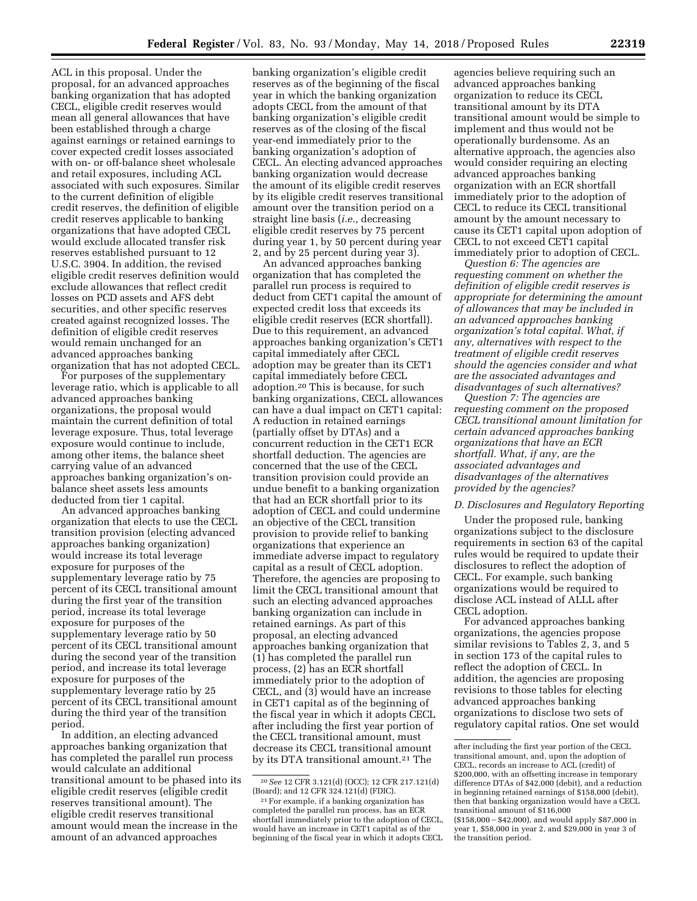ACL in this proposal. Under the proposal, for an advanced approaches banking organization that has adopted CECL, eligible credit reserves would mean all general allowances that have been established through a charge against earnings or retained earnings to cover expected credit losses associated with on- or off-balance sheet wholesale and retail exposures, including ACL associated with such exposures. Similar to the current definition of eligible credit reserves, the definition of eligible credit reserves applicable to banking organizations that have adopted CECL would exclude allocated transfer risk reserves established pursuant to 12 U.S.C. 3904. In addition, the revised eligible credit reserves definition would exclude allowances that reflect credit losses on PCD assets and AFS debt securities, and other specific reserves created against recognized losses. The definition of eligible credit reserves would remain unchanged for an advanced approaches banking organization that has not adopted CECL.

For purposes of the supplementary leverage ratio, which is applicable to all advanced approaches banking organizations, the proposal would maintain the current definition of total leverage exposure. Thus, total leverage exposure would continue to include, among other items, the balance sheet carrying value of an advanced approaches banking organization's on-balance sheet assets less amounts deducted from tier 1 capital.

An advanced approaches banking organization that elects to use the CECL transition provision (electing advanced approaches banking organization) would increase its total leverage exposure for purposes of the supplementary leverage ratio by 75 percent of its CECL transitional amount during the first year of the transition period, increase its total leverage exposure for purposes of the supplementary leverage ratio by 50 percent of its CECL transitional amount during the second year of the transition period, and increase its total leverage exposure for purposes of the supplementary leverage ratio by 25 percent of its CECL transitional amount during the third year of the transition period.

In addition, an electing advanced approaches banking organization that has completed the parallel run process would calculate an additional transitional amount to be phased into its eligible credit reserves (eligible credit reserves transitional amount). The eligible credit reserves transitional amount would mean the increase in the amount of an advanced approaches banking organization's eligible credit reserves as of the beginning of the fiscal year in which the banking organization adopts CECL from the amount of that banking organization's eligible credit reserves as of the closing of the fiscal year-end immediately prior to the banking organization's adoption of CECL. An electing advanced approaches banking organization would decrease the amount of its eligible credit reserves by its eligible credit reserves transitional amount over the transition period on a straight line basis (*i.e.,* decreasing eligible credit reserves by 75 percent during year 1, by 50 percent during year 2, and by 25 percent during year 3).

An advanced approaches banking organization that has completed the parallel run process is required to deduct from CET1 capital the amount of expected credit loss that exceeds its eligible credit reserves (ECR shortfall). Due to this requirement, an advanced approaches banking organization's CET1 capital immediately after CECL adoption may be greater than its CET1 capital immediately before CECL adoption.[20] This is because, for such banking organizations, CECL allowances can have a dual impact on CET1 capital: A reduction in retained earnings (partially offset by DTAs) and a concurrent reduction in the CET1 ECR shortfall deduction. The agencies are concerned that the use of the CECL transition provision could provide an undue benefit to a banking organization that had an ECR shortfall prior to its adoption of CECL and could undermine an objective of the CECL transition provision to provide relief to banking organizations that experience an immediate adverse impact to regulatory capital as a result of CECL adoption. Therefore, the agencies are proposing to limit the CECL transitional amount that such an electing advanced approaches banking organization can include in retained earnings. As part of this proposal, an electing advanced approaches banking organization that (1) has completed the parallel run process, (2) has an ECR shortfall immediately prior to the adoption of CECL, and (3) would have an increase in CET1 capital as of the beginning of the fiscal year in which it adopts CECL after including the first year portion of the CECL transitional amount, must decrease its CECL transitional amount by its DTA transitional amount.[21] The agencies believe requiring such an advanced approaches banking organization to reduce its CECL transitional amount by its DTA transitional amount would be simple to implement and thus would not be operationally burdensome. As an alternative approach, the agencies also would consider requiring an electing advanced approaches banking organization with an ECR shortfall immediately prior to the adoption of CECL to reduce its CECL transitional amount by the amount necessary to cause its CET1 capital upon adoption of CECL to not exceed CET1 capital immediately prior to adoption of CECL.

*Question 6: The agencies are requesting comment on whether the definition of eligible credit reserves is appropriate for determining the amount of allowances that may be included in an advanced approaches banking organization's total capital. What, if any, alternatives with respect to the treatment of eligible credit reserves should the agencies consider and what are the associated advantages and disadvantages of such alternatives?*

*Question 7: The agencies are requesting comment on the proposed CECL transitional amount limitation for certain advanced approaches banking organizations that have an ECR shortfall. What, if any, are the associated advantages and disadvantages of the alternatives provided by the agencies?*

### D. Disclosures and Regulatory Reporting

Under the proposed rule, banking organizations subject to the disclosure requirements in section 63 of the capital rules would be required to update their disclosures to reflect the adoption of CECL. For example, such banking organizations would be required to disclose ACL instead of ALLL after CECL adoption.

For advanced approaches banking organizations, the agencies propose similar revisions to Tables 2, 3, and 5 in section 173 of the capital rules to reflect the adoption of CECL. In addition, the agencies are proposing revisions to those tables for electing advanced approaches banking organizations to disclose two sets of regulatory capital ratios. One set would

---

[20] *See* 12 CFR 3.121(d) (OCC); 12 CFR 217.121(d) (Board); and 12 CFR 324.121(d) (FDIC).

[21] For example, if a banking organization has completed the parallel run process, has an ECR shortfall immediately prior to the adoption of CECL, would have an increase in CET1 capital as of the beginning of the fiscal year in which it adopts CECL after including the first year portion of the CECL transitional amount, and, upon the adoption of CECL, records an increase to ACL (credit) of \$200,000, with an offsetting increase in temporary difference DTAs of \$42,000 (debit), and a reduction in beginning retained earnings of \$158,000 (debit), then that banking organization would have a CECL transitional amount of \$116,000 (\$158,000 − \$42,000), and would apply \$87,000 in year 1, \$58,000 in year 2, and \$29,000 in year 3 of the transition period.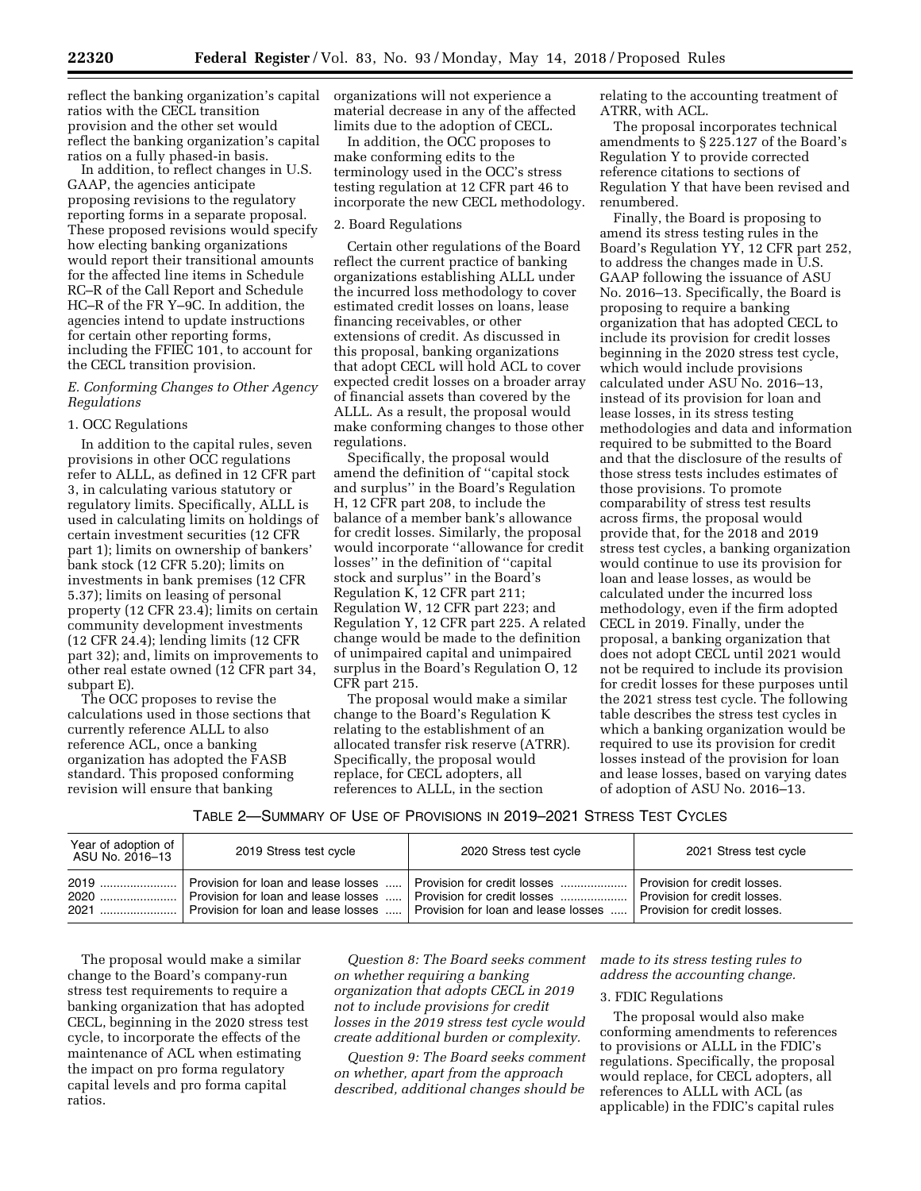reflect the banking organization's capital ratios with the CECL transition provision and the other set would reflect the banking organization's capital ratios on a fully phased-in basis.

In addition, to reflect changes in U.S. GAAP, the agencies anticipate proposing revisions to the regulatory reporting forms in a separate proposal. These proposed revisions would specify how electing banking organizations would report their transitional amounts for the affected line items in Schedule RC–R of the Call Report and Schedule HC–R of the FR Y–9C. In addition, the agencies intend to update instructions for certain other reporting forms, including the FFIEC 101, to account for the CECL transition provision.

### *E. Conforming Changes to Other Agency Regulations*

#### 1. OCC Regulations

In addition to the capital rules, seven provisions in other OCC regulations refer to ALLL, as defined in 12 CFR part 3, in calculating various statutory or regulatory limits. Specifically, ALLL is used in calculating limits on holdings of certain investment securities (12 CFR part 1); limits on ownership of bankers' bank stock (12 CFR 5.20); limits on investments in bank premises (12 CFR 5.37); limits on leasing of personal property (12 CFR 23.4); limits on certain community development investments (12 CFR 24.4); lending limits (12 CFR part 32); and, limits on improvements to other real estate owned (12 CFR part 34, subpart E).

The OCC proposes to revise the calculations used in those sections that currently reference ALLL to also reference ACL, once a banking organization has adopted the FASB standard. This proposed conforming revision will ensure that banking organizations will not experience a material decrease in any of the affected limits due to the adoption of CECL.

In addition, the OCC proposes to make conforming edits to the terminology used in the OCC's stress testing regulation at 12 CFR part 46 to incorporate the new CECL methodology.

#### 2. Board Regulations

Certain other regulations of the Board reflect the current practice of banking organizations establishing ALLL under the incurred loss methodology to cover estimated credit losses on loans, lease financing receivables, or other extensions of credit. As discussed in this proposal, banking organizations that adopt CECL will hold ACL to cover expected credit losses on a broader array of financial assets than covered by the ALLL. As a result, the proposal would make conforming changes to those other regulations.

Specifically, the proposal would amend the definition of ''capital stock and surplus'' in the Board's Regulation H, 12 CFR part 208, to include the balance of a member bank's allowance for credit losses. Similarly, the proposal would incorporate ''allowance for credit losses'' in the definition of ''capital stock and surplus'' in the Board's Regulation K, 12 CFR part 211; Regulation W, 12 CFR part 223; and Regulation Y, 12 CFR part 225. A related change would be made to the definition of unimpaired capital and unimpaired surplus in the Board's Regulation O, 12 CFR part 215.

The proposal would make a similar change to the Board's Regulation K relating to the establishment of an allocated transfer risk reserve (ATRR). Specifically, the proposal would replace, for CECL adopters, all references to ALLL, in the section relating to the accounting treatment of ATRR, with ACL.

The proposal incorporates technical amendments to § 225.127 of the Board's Regulation Y to provide corrected reference citations to sections of Regulation Y that have been revised and renumbered.

Finally, the Board is proposing to amend its stress testing rules in the Board's Regulation YY, 12 CFR part 252, to address the changes made in U.S. GAAP following the issuance of ASU No. 2016–13. Specifically, the Board is proposing to require a banking organization that has adopted CECL to include its provision for credit losses beginning in the 2020 stress test cycle, which would include provisions calculated under ASU No. 2016–13, instead of its provision for loan and lease losses, in its stress testing methodologies and data and information required to be submitted to the Board and that the disclosure of the results of those stress tests includes estimates of those provisions. To promote comparability of stress test results across firms, the proposal would provide that, for the 2018 and 2019 stress test cycles, a banking organization would continue to use its provision for loan and lease losses, as would be calculated under the incurred loss methodology, even if the firm adopted CECL in 2019. Finally, under the proposal, a banking organization that does not adopt CECL until 2021 would not be required to include its provision for credit losses for these purposes until the 2021 stress test cycle. The following table describes the stress test cycles in which a banking organization would be required to use its provision for credit losses instead of the provision for loan and lease losses, based on varying dates of adoption of ASU No. 2016–13.

TABLE 2—SUMMARY OF USE OF PROVISIONS IN 2019–2021 STRESS TEST CYCLES

| Year of adoption of ASU No. 2016–13 | 2019 Stress test cycle | 2020 Stress test cycle | 2021 Stress test cycle |
|---|---|---|---|
| 2019 | Provision for loan and lease losses | Provision for credit losses | Provision for credit losses. |
| 2020 | Provision for loan and lease losses | Provision for credit losses | Provision for credit losses. |
| 2021 | Provision for loan and lease losses | Provision for loan and lease losses | Provision for credit losses. |

The proposal would make a similar change to the Board's company-run stress test requirements to require a banking organization that has adopted CECL, beginning in the 2020 stress test cycle, to incorporate the effects of the maintenance of ACL when estimating the impact on pro forma regulatory capital levels and pro forma capital ratios.

*Question 8: The Board seeks comment on whether requiring a banking organization that adopts CECL in 2019 not to include provisions for credit losses in the 2019 stress test cycle would create additional burden or complexity.*

*Question 9: The Board seeks comment on whether, apart from the approach described, additional changes should be made to its stress testing rules to address the accounting change.*

#### 3. FDIC Regulations

The proposal would also make conforming amendments to references to provisions or ALLL in the FDIC's regulations. Specifically, the proposal would replace, for CECL adopters, all references to ALLL with ACL (as applicable) in the FDIC's capital rules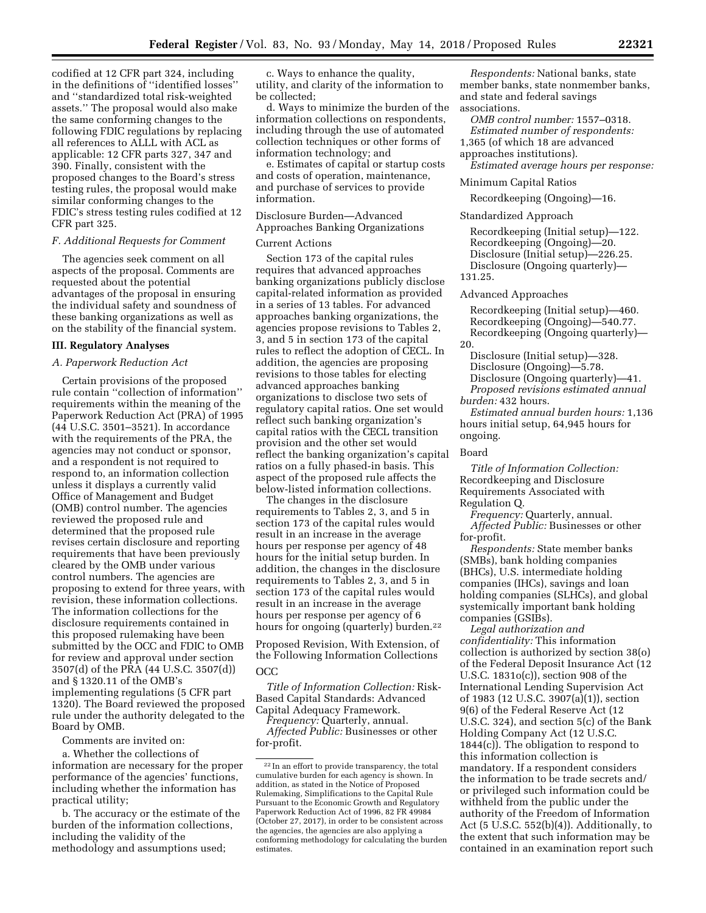codified at 12 CFR part 324, including in the definitions of ''identified losses'' and ''standardized total risk-weighted assets.'' The proposal would also make the same conforming changes to the following FDIC regulations by replacing all references to ALLL with ACL as applicable: 12 CFR parts 327, 347 and 390. Finally, consistent with the proposed changes to the Board's stress testing rules, the proposal would make similar conforming changes to the FDIC's stress testing rules codified at 12 CFR part 325.

### *F. Additional Requests for Comment*

The agencies seek comment on all aspects of the proposal. Comments are requested about the potential advantages of the proposal in ensuring the individual safety and soundness of these banking organizations as well as on the stability of the financial system.

## III. Regulatory Analyses

### *A. Paperwork Reduction Act*

Certain provisions of the proposed rule contain ''collection of information'' requirements within the meaning of the Paperwork Reduction Act (PRA) of 1995 (44 U.S.C. 3501–3521). In accordance with the requirements of the PRA, the agencies may not conduct or sponsor, and a respondent is not required to respond to, an information collection unless it displays a currently valid Office of Management and Budget (OMB) control number. The agencies reviewed the proposed rule and determined that the proposed rule revises certain disclosure and reporting requirements that have been previously cleared by the OMB under various control numbers. The agencies are proposing to extend for three years, with revision, these information collections. The information collections for the disclosure requirements contained in this proposed rulemaking have been submitted by the OCC and FDIC to OMB for review and approval under section 3507(d) of the PRA (44 U.S.C. 3507(d)) and § 1320.11 of the OMB's implementing regulations (5 CFR part 1320). The Board reviewed the proposed rule under the authority delegated to the Board by OMB.

Comments are invited on:

a. Whether the collections of information are necessary for the proper performance of the agencies' functions, including whether the information has practical utility;

b. The accuracy or the estimate of the burden of the information collections, including the validity of the methodology and assumptions used;

c. Ways to enhance the quality, utility, and clarity of the information to be collected;

d. Ways to minimize the burden of the information collections on respondents, including through the use of automated collection techniques or other forms of information technology; and

e. Estimates of capital or startup costs and costs of operation, maintenance, and purchase of services to provide information.

Disclosure Burden—Advanced Approaches Banking Organizations

Current Actions

Section 173 of the capital rules requires that advanced approaches banking organizations publicly disclose capital-related information as provided in a series of 13 tables. For advanced approaches banking organizations, the agencies propose revisions to Tables 2, 3, and 5 in section 173 of the capital rules to reflect the adoption of CECL. In addition, the agencies are proposing revisions to those tables for electing advanced approaches banking organizations to disclose two sets of regulatory capital ratios. One set would reflect such banking organization's capital ratios with the CECL transition provision and the other set would reflect the banking organization's capital ratios on a fully phased-in basis. This aspect of the proposed rule affects the below-listed information collections.

The changes in the disclosure requirements to Tables 2, 3, and 5 in section 173 of the capital rules would result in an increase in the average hours per response per agency of 48 hours for the initial setup burden. In addition, the changes in the disclosure requirements to Tables 2, 3, and 5 in section 173 of the capital rules would result in an increase in the average hours per response per agency of 6 hours for ongoing (quarterly) burden.[22]

[22] In an effort to provide transparency, the total cumulative burden for each agency is shown. In addition, as stated in the Notice of Proposed Rulemaking, Simplifications to the Capital Rule Pursuant to the Economic Growth and Regulatory Paperwork Reduction Act of 1996, 82 FR 49984 (October 27, 2017), in order to be consistent across the agencies, the agencies are also applying a conforming methodology for calculating the burden estimates.

Proposed Revision, With Extension, of the Following Information Collections

OCC

*Title of Information Collection:* Risk-Based Capital Standards: Advanced Capital Adequacy Framework.

*Frequency:* Quarterly, annual.

*Affected Public:* Businesses or other for-profit.

*Respondents:* National banks, state member banks, state nonmember banks, and state and federal savings associations.

*OMB control number:* 1557–0318.

*Estimated number of respondents:* 1,365 (of which 18 are advanced approaches institutions).

*Estimated average hours per response:*

Minimum Capital Ratios

Recordkeeping (Ongoing)—16.

Standardized Approach

Recordkeeping (Initial setup)—122.
Recordkeeping (Ongoing)—20.
Disclosure (Initial setup)—226.25.
Disclosure (Ongoing quarterly)—131.25.

Advanced Approaches

Recordkeeping (Initial setup)—460.
Recordkeeping (Ongoing)—540.77.
Recordkeeping (Ongoing quarterly)—20.
Disclosure (Initial setup)—328.
Disclosure (Ongoing)—5.78.
Disclosure (Ongoing quarterly)—41.

*Proposed revisions estimated annual burden:* 432 hours.

*Estimated annual burden hours:* 1,136 hours initial setup, 64,945 hours for ongoing.

Board

*Title of Information Collection:* Recordkeeping and Disclosure Requirements Associated with Regulation Q.

*Frequency:* Quarterly, annual.

*Affected Public:* Businesses or other for-profit.

*Respondents:* State member banks (SMBs), bank holding companies (BHCs), U.S. intermediate holding companies (IHCs), savings and loan holding companies (SLHCs), and global systemically important bank holding companies (GSIBs).

*Legal authorization and confidentiality:* This information collection is authorized by section 38(o) of the Federal Deposit Insurance Act (12 U.S.C. 1831o(c)), section 908 of the International Lending Supervision Act of 1983 (12 U.S.C. 3907(a)(1)), section 9(6) of the Federal Reserve Act (12 U.S.C. 324), and section 5(c) of the Bank Holding Company Act (12 U.S.C. 1844(c)). The obligation to respond to this information collection is mandatory. If a respondent considers the information to be trade secrets and/or privileged such information could be withheld from the public under the authority of the Freedom of Information Act (5 U.S.C. 552(b)(4)). Additionally, to the extent that such information may be contained in an examination report such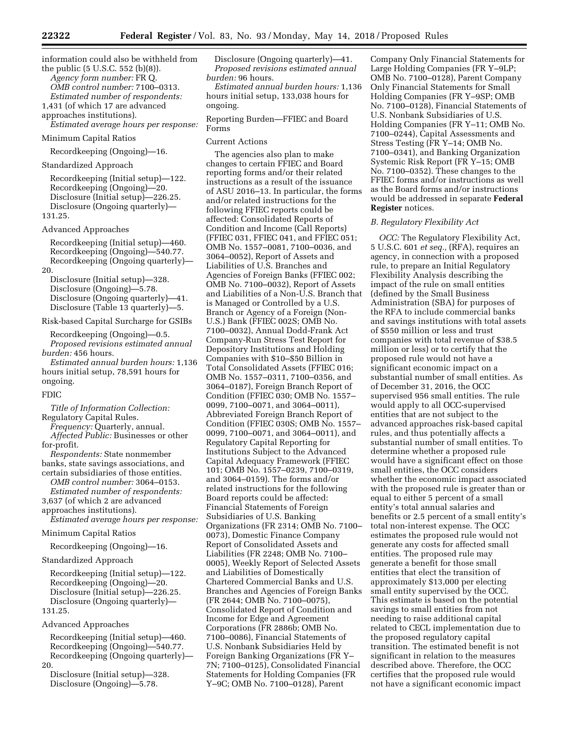information could also be withheld from the public (5 U.S.C. 552 (b)(8)).

*Agency form number:* FR Q.

*OMB control number:* 7100–0313.

*Estimated number of respondents:* 1,431 (of which 17 are advanced approaches institutions).

*Estimated average hours per response:*

Minimum Capital Ratios

Recordkeeping (Ongoing)—16.

Standardized Approach

Recordkeeping (Initial setup)—122.
Recordkeeping (Ongoing)—20.
Disclosure (Initial setup)—226.25.
Disclosure (Ongoing quarterly)—131.25.

Advanced Approaches

Recordkeeping (Initial setup)—460.
Recordkeeping (Ongoing)—540.77.
Recordkeeping (Ongoing quarterly)—20.
Disclosure (Initial setup)—328.
Disclosure (Ongoing)—5.78.
Disclosure (Ongoing quarterly)—41.
Disclosure (Table 13 quarterly)—5.

Risk-based Capital Surcharge for GSIBs

Recordkeeping (Ongoing)—0.5.

*Proposed revisions estimated annual burden:* 456 hours.

*Estimated annual burden hours:* 1,136 hours initial setup, 78,591 hours for ongoing.

FDIC

*Title of Information Collection:* Regulatory Capital Rules.

*Frequency:* Quarterly, annual.

*Affected Public:* Businesses or other for-profit.

*Respondents:* State nonmember banks, state savings associations, and certain subsidiaries of those entities.

*OMB control number:* 3064–0153.

*Estimated number of respondents:* 3,637 (of which 2 are advanced approaches institutions).

*Estimated average hours per response:*

Minimum Capital Ratios

Recordkeeping (Ongoing)—16.

Standardized Approach

Recordkeeping (Initial setup)—122.
Recordkeeping (Ongoing)—20.
Disclosure (Initial setup)—226.25.
Disclosure (Ongoing quarterly)—131.25.

Advanced Approaches

Recordkeeping (Initial setup)—460.
Recordkeeping (Ongoing)—540.77.
Recordkeeping (Ongoing quarterly)—20.
Disclosure (Initial setup)—328.
Disclosure (Ongoing)—5.78.
Disclosure (Ongoing quarterly)—41.

*Proposed revisions estimated annual burden:* 96 hours.

*Estimated annual burden hours:* 1,136 hours initial setup, 133,038 hours for ongoing.

Reporting Burden—FFIEC and Board Forms

Current Actions

The agencies also plan to make changes to certain FFIEC and Board reporting forms and/or their related instructions as a result of the issuance of ASU 2016–13. In particular, the forms and/or related instructions for the following FFIEC reports could be affected: Consolidated Reports of Condition and Income (Call Reports) (FFIEC 031, FFIEC 041, and FFIEC 051; OMB No. 1557–0081, 7100–0036, and 3064–0052), Report of Assets and Liabilities of U.S. Branches and Agencies of Foreign Banks (FFIEC 002; OMB No. 7100–0032), Report of Assets and Liabilities of a Non-U.S. Branch that is Managed or Controlled by a U.S. Branch or Agency of a Foreign (Non-U.S.) Bank (FFIEC 002S; OMB No. 7100–0032), Annual Dodd-Frank Act Company-Run Stress Test Report for Depository Institutions and Holding Companies with $10–$50 Billion in Total Consolidated Assets (FFIEC 016; OMB No. 1557–0311, 7100–0356, and 3064–0187), Foreign Branch Report of Condition (FFIEC 030; OMB No. 1557–0099, 7100–0071, and 3064–0011), Abbreviated Foreign Branch Report of Condition (FFIEC 030S; OMB No. 1557–0099, 7100–0071, and 3064–0011), and Regulatory Capital Reporting for Institutions Subject to the Advanced Capital Adequacy Framework (FFIEC 101; OMB No. 1557–0239, 7100–0319, and 3064–0159). The forms and/or related instructions for the following Board reports could be affected: Financial Statements of Foreign Subsidiaries of U.S. Banking Organizations (FR 2314; OMB No. 7100–0073), Domestic Finance Company Report of Consolidated Assets and Liabilities (FR 2248; OMB No. 7100–0005), Weekly Report of Selected Assets and Liabilities of Domestically Chartered Commercial Banks and U.S. Branches and Agencies of Foreign Banks (FR 2644; OMB No. 7100–0075), Consolidated Report of Condition and Income for Edge and Agreement Corporations (FR 2886b; OMB No. 7100–0086), Financial Statements of U.S. Nonbank Subsidiaries Held by Foreign Banking Organizations (FR Y–7N; 7100–0125), Consolidated Financial Statements for Holding Companies (FR Y–9C; OMB No. 7100–0128), Parent Company Only Financial Statements for Large Holding Companies (FR Y–9LP; OMB No. 7100–0128), Parent Company Only Financial Statements for Small Holding Companies (FR Y–9SP; OMB No. 7100–0128), Financial Statements of U.S. Nonbank Subsidiaries of U.S. Holding Companies (FR Y–11; OMB No. 7100–0244), Capital Assessments and Stress Testing (FR Y–14; OMB No. 7100–0341), and Banking Organization Systemic Risk Report (FR Y–15; OMB No. 7100–0352). These changes to the FFIEC forms and/or instructions as well as the Board forms and/or instructions would be addressed in separate **Federal Register** notices.

### *B. Regulatory Flexibility Act*

*OCC:* The Regulatory Flexibility Act, 5 U.S.C. 601 *et seq.,* (RFA), requires an agency, in connection with a proposed rule, to prepare an Initial Regulatory Flexibility Analysis describing the impact of the rule on small entities (defined by the Small Business Administration (SBA) for purposes of the RFA to include commercial banks and savings institutions with total assets of $550 million or less and trust companies with total revenue of $38.5 million or less) or to certify that the proposed rule would not have a significant economic impact on a substantial number of small entities. As of December 31, 2016, the OCC supervised 956 small entities. The rule would apply to all OCC-supervised entities that are not subject to the advanced approaches risk-based capital rules, and thus potentially affects a substantial number of small entities. To determine whether a proposed rule would have a significant effect on those small entities, the OCC considers whether the economic impact associated with the proposed rule is greater than or equal to either 5 percent of a small entity's total annual salaries and benefits or 2.5 percent of a small entity's total non-interest expense. The OCC estimates the proposed rule would not generate any costs for affected small entities. The proposed rule may generate a benefit for those small entities that elect the transition of approximately $13,000 per electing small entity supervised by the OCC. This estimate is based on the potential savings to small entities from not needing to raise additional capital related to CECL implementation due to the proposed regulatory capital transition. The estimated benefit is not significant in relation to the measures described above. Therefore, the OCC certifies that the proposed rule would not have a significant economic impact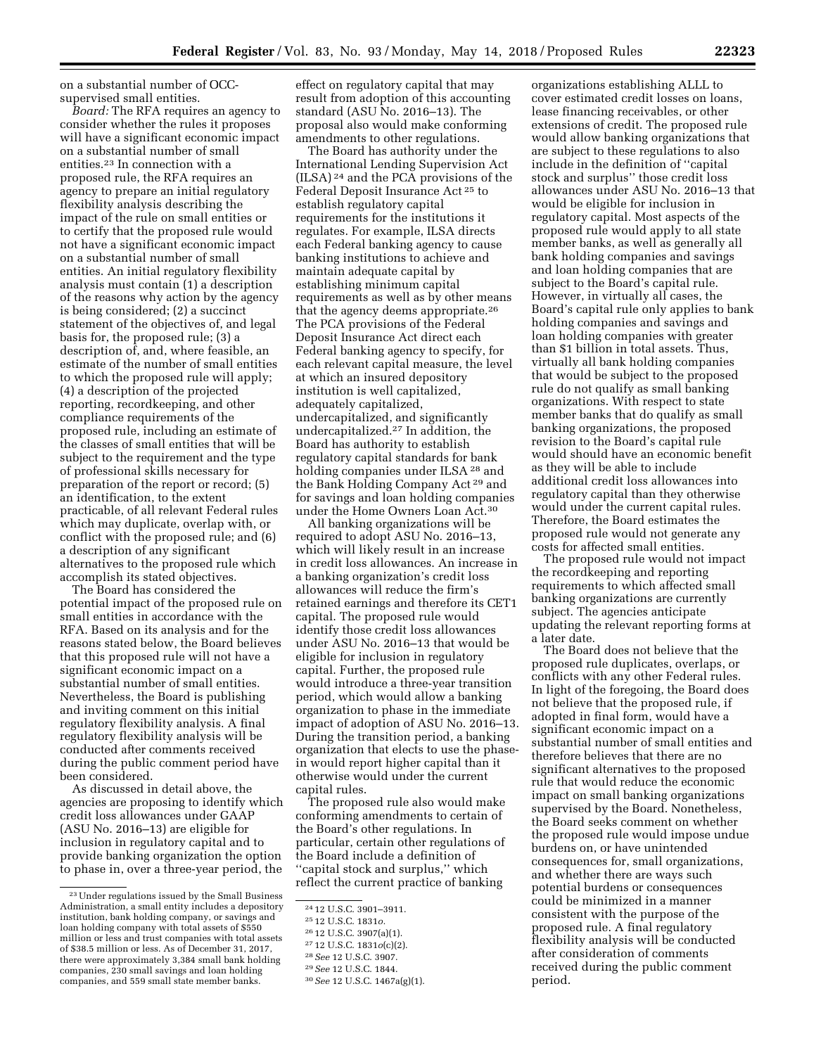on a substantial number of OCC-supervised small entities.

*Board:* The RFA requires an agency to consider whether the rules it proposes will have a significant economic impact on a substantial number of small entities.[23] In connection with a proposed rule, the RFA requires an agency to prepare an initial regulatory flexibility analysis describing the impact of the rule on small entities or to certify that the proposed rule would not have a significant economic impact on a substantial number of small entities. An initial regulatory flexibility analysis must contain (1) a description of the reasons why action by the agency is being considered; (2) a succinct statement of the objectives of, and legal basis for, the proposed rule; (3) a description of, and, where feasible, an estimate of the number of small entities to which the proposed rule will apply; (4) a description of the projected reporting, recordkeeping, and other compliance requirements of the proposed rule, including an estimate of the classes of small entities that will be subject to the requirement and the type of professional skills necessary for preparation of the report or record; (5) an identification, to the extent practicable, of all relevant Federal rules which may duplicate, overlap with, or conflict with the proposed rule; and (6) a description of any significant alternatives to the proposed rule which accomplish its stated objectives.

The Board has considered the potential impact of the proposed rule on small entities in accordance with the RFA. Based on its analysis and for the reasons stated below, the Board believes that this proposed rule will not have a significant economic impact on a substantial number of small entities. Nevertheless, the Board is publishing and inviting comment on this initial regulatory flexibility analysis. A final regulatory flexibility analysis will be conducted after comments received during the public comment period have been considered.

As discussed in detail above, the agencies are proposing to identify which credit loss allowances under GAAP (ASU No. 2016–13) are eligible for inclusion in regulatory capital and to provide banking organization the option to phase in, over a three-year period, the effect on regulatory capital that may result from adoption of this accounting standard (ASU No. 2016–13). The proposal also would make conforming amendments to other regulations.

The Board has authority under the International Lending Supervision Act (ILSA)[24] and the PCA provisions of the Federal Deposit Insurance Act[25] to establish regulatory capital requirements for the institutions it regulates. For example, ILSA directs each Federal banking agency to cause banking institutions to achieve and maintain adequate capital by establishing minimum capital requirements as well as by other means that the agency deems appropriate.[26] The PCA provisions of the Federal Deposit Insurance Act direct each Federal banking agency to specify, for each relevant capital measure, the level at which an insured depository institution is well capitalized, adequately capitalized, undercapitalized, and significantly undercapitalized.[27] In addition, the Board has authority to establish regulatory capital standards for bank holding companies under ILSA[28] and the Bank Holding Company Act[29] and for savings and loan holding companies under the Home Owners Loan Act.[30]

All banking organizations will be required to adopt ASU No. 2016–13, which will likely result in an increase in credit loss allowances. An increase in a banking organization's credit loss allowances will reduce the firm's retained earnings and therefore its CET1 capital. The proposed rule would identify those credit loss allowances under ASU No. 2016–13 that would be eligible for inclusion in regulatory capital. Further, the proposed rule would introduce a three-year transition period, which would allow a banking organization to phase in the immediate impact of adoption of ASU No. 2016–13. During the transition period, a banking organization that elects to use the phase-in would report higher capital than it otherwise would under the current capital rules.

The proposed rule also would make conforming amendments to certain of the Board's other regulations. In particular, certain other regulations of the Board include a definition of "capital stock and surplus," which reflect the current practice of banking organizations establishing ALLL to cover estimated credit losses on loans, lease financing receivables, or other extensions of credit. The proposed rule would allow banking organizations that are subject to these regulations to also include in the definition of "capital stock and surplus" those credit loss allowances under ASU No. 2016–13 that would be eligible for inclusion in regulatory capital. Most aspects of the proposed rule would apply to all state member banks, as well as generally all bank holding companies and savings and loan holding companies that are subject to the Board's capital rule. However, in virtually all cases, the Board's capital rule only applies to bank holding companies and savings and loan holding companies with greater than $1 billion in total assets. Thus, virtually all bank holding companies that would be subject to the proposed rule do not qualify as small banking organizations. With respect to state member banks that do qualify as small banking organizations, the proposed revision to the Board's capital rule would should have an economic benefit as they will be able to include additional credit loss allowances into regulatory capital than they otherwise would under the current capital rules. Therefore, the Board estimates the proposed rule would not generate any costs for affected small entities.

The proposed rule would not impact the recordkeeping and reporting requirements to which affected small banking organizations are currently subject. The agencies anticipate updating the relevant reporting forms at a later date.

The Board does not believe that the proposed rule duplicates, overlaps, or conflicts with any other Federal rules. In light of the foregoing, the Board does not believe that the proposed rule, if adopted in final form, would have a significant economic impact on a substantial number of small entities and therefore believes that there are no significant alternatives to the proposed rule that would reduce the economic impact on small banking organizations supervised by the Board. Nonetheless, the Board seeks comment on whether the proposed rule would impose undue burdens on, or have unintended consequences for, small organizations, and whether there are ways such potential burdens or consequences could be minimized in a manner consistent with the purpose of the proposed rule. A final regulatory flexibility analysis will be conducted after consideration of comments received during the public comment period.

---

[23] Under regulations issued by the Small Business Administration, a small entity includes a depository institution, bank holding company, or savings and loan holding company with total assets of $550 million or less and trust companies with total assets of $38.5 million or less. As of December 31, 2017, there were approximately 3,384 small bank holding companies, 230 small savings and loan holding companies, and 559 small state member banks.

[24] 12 U.S.C. 3901–3911.

[25] 12 U.S.C. 1831*o*.

[26] 12 U.S.C. 3907(a)(1).

[27] 12 U.S.C. 1831*o*(c)(2).

[28] *See* 12 U.S.C. 3907.

[29] *See* 12 U.S.C. 1844.

[30] *See* 12 U.S.C. 1467a(g)(1).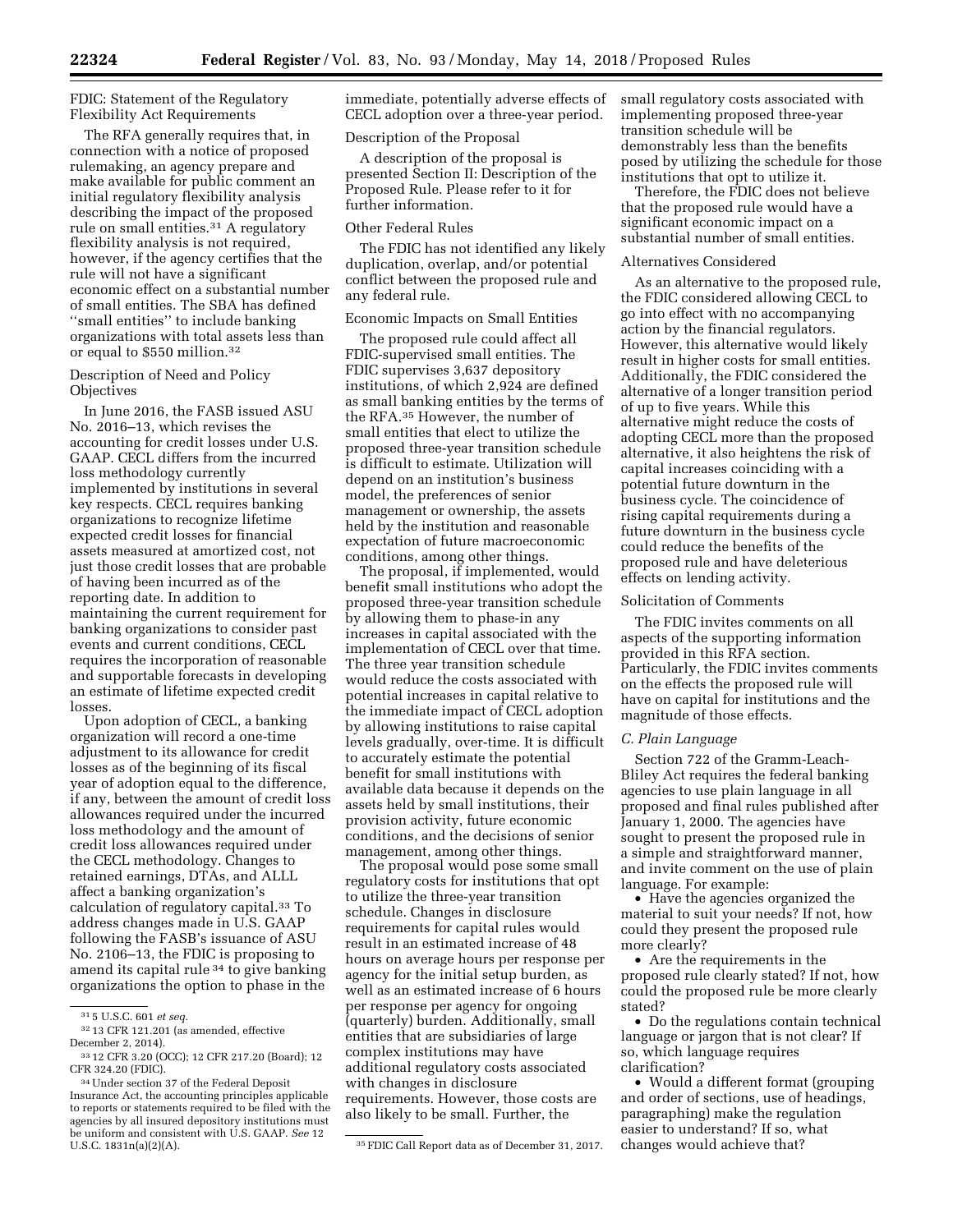FDIC: Statement of the Regulatory Flexibility Act Requirements

The RFA generally requires that, in connection with a notice of proposed rulemaking, an agency prepare and make available for public comment an initial regulatory flexibility analysis describing the impact of the proposed rule on small entities.[31] A regulatory flexibility analysis is not required, however, if the agency certifies that the rule will not have a significant economic effect on a substantial number of small entities. The SBA has defined ''small entities'' to include banking organizations with total assets less than or equal to $550 million.[32]

Description of Need and Policy Objectives

In June 2016, the FASB issued ASU No. 2016–13, which revises the accounting for credit losses under U.S. GAAP. CECL differs from the incurred loss methodology currently implemented by institutions in several key respects. CECL requires banking organizations to recognize lifetime expected credit losses for financial assets measured at amortized cost, not just those credit losses that are probable of having been incurred as of the reporting date. In addition to maintaining the current requirement for banking organizations to consider past events and current conditions, CECL requires the incorporation of reasonable and supportable forecasts in developing an estimate of lifetime expected credit losses.

Upon adoption of CECL, a banking organization will record a one-time adjustment to its allowance for credit losses as of the beginning of its fiscal year of adoption equal to the difference, if any, between the amount of credit loss allowances required under the incurred loss methodology and the amount of credit loss allowances required under the CECL methodology. Changes to retained earnings, DTAs, and ALLL affect a banking organization's calculation of regulatory capital.[33] To address changes made in U.S. GAAP following the FASB's issuance of ASU No. 2106–13, the FDIC is proposing to amend its capital rule[34] to give banking organizations the option to phase in the immediate, potentially adverse effects of CECL adoption over a three-year period.

Description of the Proposal

A description of the proposal is presented Section II: Description of the Proposed Rule. Please refer to it for further information.

Other Federal Rules

The FDIC has not identified any likely duplication, overlap, and/or potential conflict between the proposed rule and any federal rule.

Economic Impacts on Small Entities

The proposed rule could affect all FDIC-supervised small entities. The FDIC supervises 3,637 depository institutions, of which 2,924 are defined as small banking entities by the terms of the RFA.[35] However, the number of small entities that elect to utilize the proposed three-year transition schedule is difficult to estimate. Utilization will depend on an institution's business model, the preferences of senior management or ownership, the assets held by the institution and reasonable expectation of future macroeconomic conditions, among other things.

The proposal, if implemented, would benefit small institutions who adopt the proposed three-year transition schedule by allowing them to phase-in any increases in capital associated with the implementation of CECL over that time. The three year transition schedule would reduce the costs associated with potential increases in capital relative to the immediate impact of CECL adoption by allowing institutions to raise capital levels gradually, over-time. It is difficult to accurately estimate the potential benefit for small institutions with available data because it depends on the assets held by small institutions, their provision activity, future economic conditions, and the decisions of senior management, among other things.

The proposal would pose some small regulatory costs for institutions that opt to utilize the three-year transition schedule. Changes in disclosure requirements for capital rules would result in an estimated increase of 48 hours on average hours per response per agency for the initial setup burden, as well as an estimated increase of 6 hours per response per agency for ongoing (quarterly) burden. Additionally, small entities that are subsidiaries of large complex institutions may have additional regulatory costs associated with changes in disclosure requirements. However, those costs are also likely to be small. Further, the small regulatory costs associated with implementing proposed three-year transition schedule will be demonstrably less than the benefits posed by utilizing the schedule for those institutions that opt to utilize it.

Therefore, the FDIC does not believe that the proposed rule would have a significant economic impact on a substantial number of small entities.

Alternatives Considered

As an alternative to the proposed rule, the FDIC considered allowing CECL to go into effect with no accompanying action by the financial regulators. However, this alternative would likely result in higher costs for small entities. Additionally, the FDIC considered the alternative of a longer transition period of up to five years. While this alternative might reduce the costs of adopting CECL more than the proposed alternative, it also heightens the risk of capital increases coinciding with a potential future downturn in the business cycle. The coincidence of rising capital requirements during a future downturn in the business cycle could reduce the benefits of the proposed rule and have deleterious effects on lending activity.

Solicitation of Comments

The FDIC invites comments on all aspects of the supporting information provided in this RFA section. Particularly, the FDIC invites comments on the effects the proposed rule will have on capital for institutions and the magnitude of those effects.

*C. Plain Language*

Section 722 of the Gramm-Leach-Bliley Act requires the federal banking agencies to use plain language in all proposed and final rules published after January 1, 2000. The agencies have sought to present the proposed rule in a simple and straightforward manner, and invite comment on the use of plain language. For example:

- Have the agencies organized the material to suit your needs? If not, how could they present the proposed rule more clearly?
- Are the requirements in the proposed rule clearly stated? If not, how could the proposed rule be more clearly stated?
- Do the regulations contain technical language or jargon that is not clear? If so, which language requires clarification?
- Would a different format (grouping and order of sections, use of headings, paragraphing) make the regulation easier to understand? If so, what changes would achieve that?

---

[31] 5 U.S.C. 601 *et seq.*

[32] 13 CFR 121.201 (as amended, effective December 2, 2014).

[33] 12 CFR 3.20 (OCC); 12 CFR 217.20 (Board); 12 CFR 324.20 (FDIC).

[34] Under section 37 of the Federal Deposit Insurance Act, the accounting principles applicable to reports or statements required to be filed with the agencies by all insured depository institutions must be uniform and consistent with U.S. GAAP. *See* 12 U.S.C. 1831n(a)(2)(A).

[35] FDIC Call Report data as of December 31, 2017.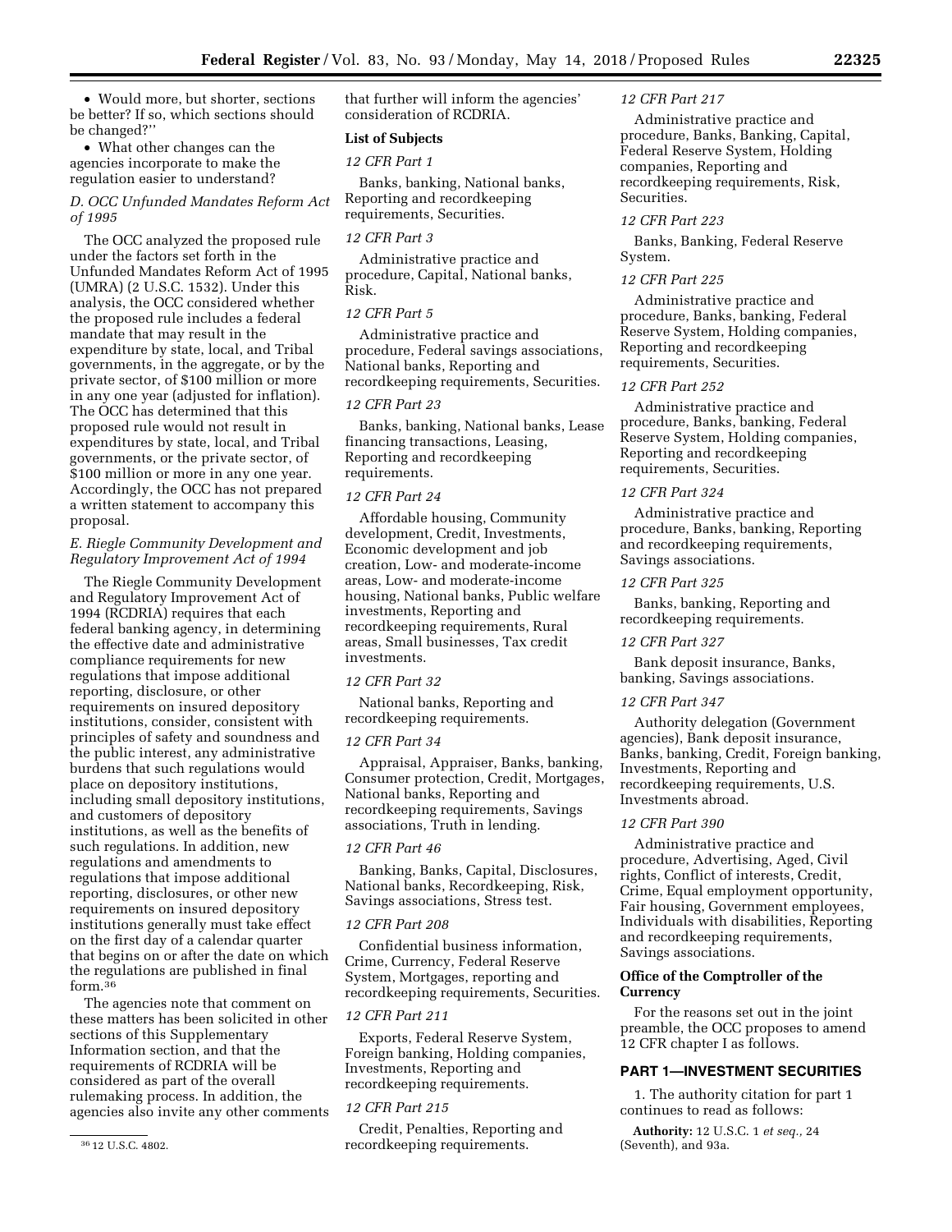- Would more, but shorter, sections be better? If so, which sections should be changed?''
- What other changes can the agencies incorporate to make the regulation easier to understand?

### *D. OCC Unfunded Mandates Reform Act of 1995*

The OCC analyzed the proposed rule under the factors set forth in the Unfunded Mandates Reform Act of 1995 (UMRA) (2 U.S.C. 1532). Under this analysis, the OCC considered whether the proposed rule includes a federal mandate that may result in the expenditure by state, local, and Tribal governments, in the aggregate, or by the private sector, of $100 million or more in any one year (adjusted for inflation). The OCC has determined that this proposed rule would not result in expenditures by state, local, and Tribal governments, or the private sector, of $100 million or more in any one year. Accordingly, the OCC has not prepared a written statement to accompany this proposal.

### *E. Riegle Community Development and Regulatory Improvement Act of 1994*

The Riegle Community Development and Regulatory Improvement Act of 1994 (RCDRIA) requires that each federal banking agency, in determining the effective date and administrative compliance requirements for new regulations that impose additional reporting, disclosure, or other requirements on insured depository institutions, consider, consistent with principles of safety and soundness and the public interest, any administrative burdens that such regulations would place on depository institutions, including small depository institutions, and customers of depository institutions, as well as the benefits of such regulations. In addition, new regulations and amendments to regulations that impose additional reporting, disclosures, or other new requirements on insured depository institutions generally must take effect on the first day of a calendar quarter that begins on or after the date on which the regulations are published in final form.[36]

The agencies note that comment on these matters has been solicited in other sections of this Supplementary Information section, and that the requirements of RCDRIA will be considered as part of the overall rulemaking process. In addition, the agencies also invite any other comments that further will inform the agencies' consideration of RCDRIA.

[36] 12 U.S.C. 4802.

## List of Subjects

*12 CFR Part 1*

Banks, banking, National banks, Reporting and recordkeeping requirements, Securities.

*12 CFR Part 3*

Administrative practice and procedure, Capital, National banks, Risk.

*12 CFR Part 5*

Administrative practice and procedure, Federal savings associations, National banks, Reporting and recordkeeping requirements, Securities.

*12 CFR Part 23*

Banks, banking, National banks, Lease financing transactions, Leasing, Reporting and recordkeeping requirements.

*12 CFR Part 24*

Affordable housing, Community development, Credit, Investments, Economic development and job creation, Low- and moderate-income areas, Low- and moderate-income housing, National banks, Public welfare investments, Reporting and recordkeeping requirements, Rural areas, Small businesses, Tax credit investments.

*12 CFR Part 32*

National banks, Reporting and recordkeeping requirements.

*12 CFR Part 34*

Appraisal, Appraiser, Banks, banking, Consumer protection, Credit, Mortgages, National banks, Reporting and recordkeeping requirements, Savings associations, Truth in lending.

*12 CFR Part 46*

Banking, Banks, Capital, Disclosures, National banks, Recordkeeping, Risk, Savings associations, Stress test.

*12 CFR Part 208*

Confidential business information, Crime, Currency, Federal Reserve System, Mortgages, reporting and recordkeeping requirements, Securities.

*12 CFR Part 211*

Exports, Federal Reserve System, Foreign banking, Holding companies, Investments, Reporting and recordkeeping requirements.

*12 CFR Part 215*

Credit, Penalties, Reporting and recordkeeping requirements.

*12 CFR Part 217*

Administrative practice and procedure, Banks, Banking, Capital, Federal Reserve System, Holding companies, Reporting and recordkeeping requirements, Risk, Securities.

*12 CFR Part 223*

Banks, Banking, Federal Reserve System.

*12 CFR Part 225*

Administrative practice and procedure, Banks, banking, Federal Reserve System, Holding companies, Reporting and recordkeeping requirements, Securities.

*12 CFR Part 252*

Administrative practice and procedure, Banks, banking, Federal Reserve System, Holding companies, Reporting and recordkeeping requirements, Securities.

*12 CFR Part 324*

Administrative practice and procedure, Banks, banking, Reporting and recordkeeping requirements, Savings associations.

*12 CFR Part 325*

Banks, banking, Reporting and recordkeeping requirements.

*12 CFR Part 327*

Bank deposit insurance, Banks, banking, Savings associations.

*12 CFR Part 347*

Authority delegation (Government agencies), Bank deposit insurance, Banks, banking, Credit, Foreign banking, Investments, Reporting and recordkeeping requirements, U.S. Investments abroad.

*12 CFR Part 390*

Administrative practice and procedure, Advertising, Aged, Civil rights, Conflict of interests, Credit, Crime, Equal employment opportunity, Fair housing, Government employees, Individuals with disabilities, Reporting and recordkeeping requirements, Savings associations.

## Office of the Comptroller of the Currency

For the reasons set out in the joint preamble, the OCC proposes to amend 12 CFR chapter I as follows.

## PART 1—INVESTMENT SECURITIES

1. The authority citation for part 1 continues to read as follows:

**Authority:** 12 U.S.C. 1 *et seq.,* 24 (Seventh), and 93a.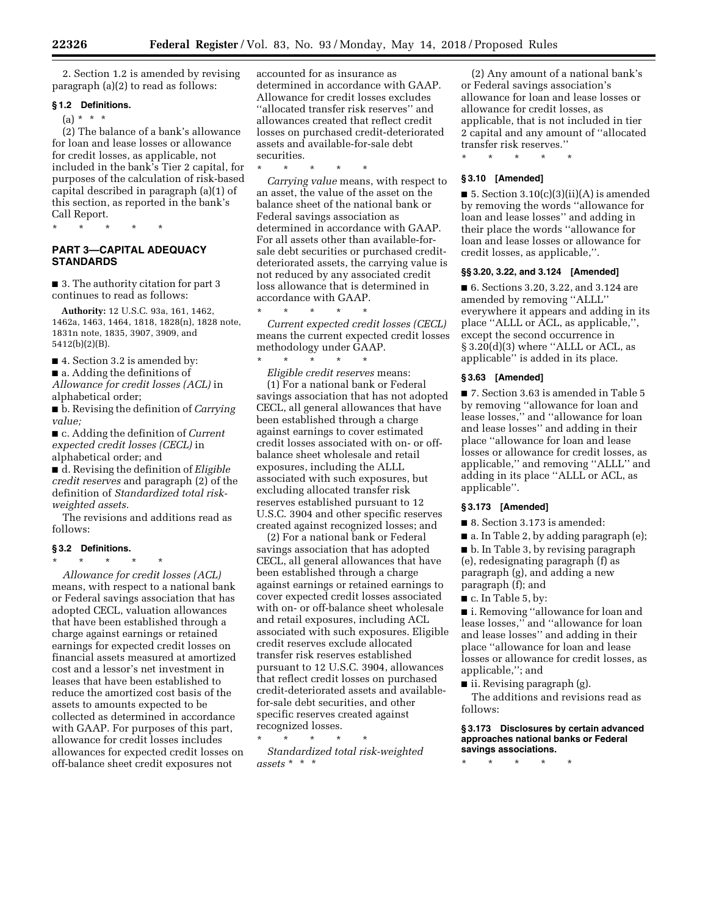2. Section 1.2 is amended by revising paragraph (a)(2) to read as follows:

**§ 1.2 Definitions.**

(a) * * *

(2) The balance of a bank's allowance for loan and lease losses or allowance for credit losses, as applicable, not included in the bank's Tier 2 capital, for purposes of the calculation of risk-based capital described in paragraph (a)(1) of this section, as reported in the bank's Call Report.

\* \* \* \* \*

## PART 3—CAPITAL ADEQUACY STANDARDS

■ 3. The authority citation for part 3 continues to read as follows:

**Authority:** 12 U.S.C. 93a, 161, 1462, 1462a, 1463, 1464, 1818, 1828(n), 1828 note, 1831n note, 1835, 3907, 3909, and 5412(b)(2)(B).

■ 4. Section 3.2 is amended by:

■ a. Adding the definitions of *Allowance for credit losses (ACL)* in alphabetical order;

■ b. Revising the definition of *Carrying value;*

■ c. Adding the definition of *Current expected credit losses (CECL)* in alphabetical order; and

■ d. Revising the definition of *Eligible credit reserves* and paragraph (2) of the definition of *Standardized total risk-weighted assets.*

The revisions and additions read as follows:

**§ 3.2 Definitions.**

\* \* \* \* \*

*Allowance for credit losses (ACL)* means, with respect to a national bank or Federal savings association that has adopted CECL, valuation allowances that have been established through a charge against earnings or retained earnings for expected credit losses on financial assets measured at amortized cost and a lessor's net investment in leases that have been established to reduce the amortized cost basis of the assets to amounts expected to be collected as determined in accordance with GAAP. For purposes of this part, allowance for credit losses includes allowances for expected credit losses on off-balance sheet credit exposures not accounted for as insurance as determined in accordance with GAAP. Allowance for credit losses excludes "allocated transfer risk reserves" and allowances created that reflect credit losses on purchased credit-deteriorated assets and available-for-sale debt securities.

\* \* \* \* \*

*Carrying value* means, with respect to an asset, the value of the asset on the balance sheet of the national bank or Federal savings association as determined in accordance with GAAP. For all assets other than available-for-sale debt securities or purchased credit-deteriorated assets, the carrying value is not reduced by any associated credit loss allowance that is determined in accordance with GAAP.

\* \* \* \* \*

*Current expected credit losses (CECL)* means the current expected credit losses methodology under GAAP.

\* \* \* \* \*

*Eligible credit reserves* means:

(1) For a national bank or Federal savings association that has not adopted CECL, all general allowances that have been established through a charge against earnings to cover estimated credit losses associated with on- or off-balance sheet wholesale and retail exposures, including the ALLL associated with such exposures, but excluding allocated transfer risk reserves established pursuant to 12 U.S.C. 3904 and other specific reserves created against recognized losses; and

(2) For a national bank or Federal savings association that has adopted CECL, all general allowances that have been established through a charge against earnings or retained earnings to cover expected credit losses associated with on- or off-balance sheet wholesale and retail exposures, including ACL associated with such exposures. Eligible credit reserves exclude allocated transfer risk reserves established pursuant to 12 U.S.C. 3904, allowances that reflect credit losses on purchased credit-deteriorated assets and available-for-sale debt securities, and other specific reserves created against recognized losses.

\* \* \* \* \*

*Standardized total risk-weighted assets* * * *

(2) Any amount of a national bank's or Federal savings association's allowance for loan and lease losses or allowance for credit losses, as applicable, that is not included in tier 2 capital and any amount of "allocated transfer risk reserves."

\* \* \* \* \*

**§ 3.10 [Amended]**

■ 5. Section 3.10(c)(3)(ii)(A) is amended by removing the words "allowance for loan and lease losses" and adding in their place the words "allowance for loan and lease losses or allowance for credit losses, as applicable,".

**§§ 3.20, 3.22, and 3.124 [Amended]**

■ 6. Sections 3.20, 3.22, and 3.124 are amended by removing "ALLL" everywhere it appears and adding in its place "ALLL or ACL, as applicable,", except the second occurrence in § 3.20(d)(3) where "ALLL or ACL, as applicable" is added in its place.

**§ 3.63 [Amended]**

■ 7. Section 3.63 is amended in Table 5 by removing "allowance for loan and lease losses," and "allowance for loan and lease losses" and adding in their place "allowance for loan and lease losses or allowance for credit losses, as applicable," and removing "ALLL" and adding in its place "ALLL or ACL, as applicable".

**§ 3.173 [Amended]**

■ 8. Section 3.173 is amended:

■ a. In Table 2, by adding paragraph (e);

■ b. In Table 3, by revising paragraph (e), redesignating paragraph (f) as paragraph (g), and adding a new paragraph (f); and

■ c. In Table 5, by:

■ i. Removing "allowance for loan and lease losses," and "allowance for loan and lease losses" and adding in their place "allowance for loan and lease losses or allowance for credit losses, as applicable,"; and

■ ii. Revising paragraph (g).

The additions and revisions read as follows:

**§ 3.173 Disclosures by certain advanced approaches national banks or Federal savings associations.**

\* \* \* \* \*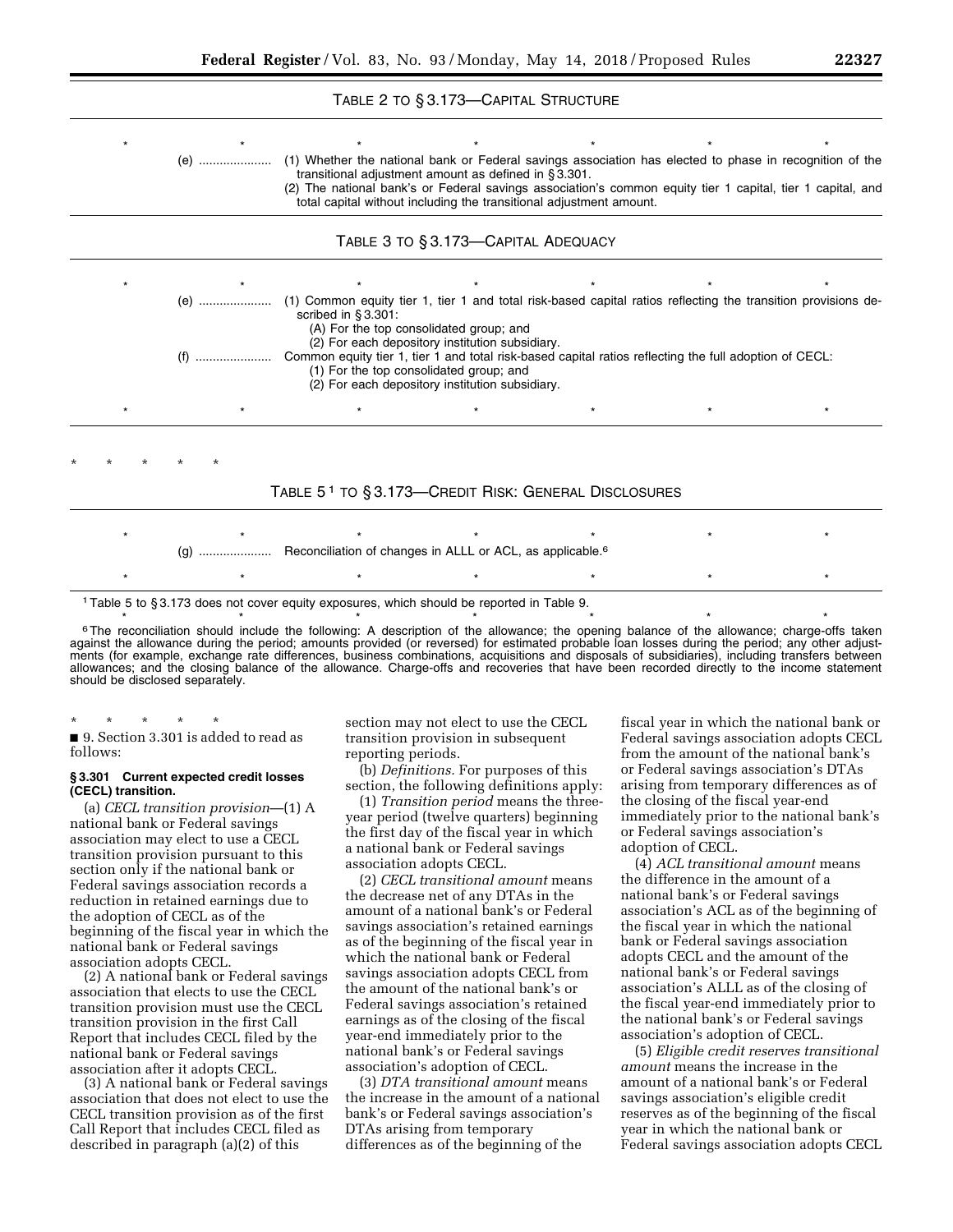TABLE 2 TO § 3.173—CAPITAL STRUCTURE

| | | |
|---|---|---|
| * | * | * * * * * |
| | (e) .................... | (1) Whether the national bank or Federal savings association has elected to phase in recognition of the transitional adjustment amount as defined in § 3.301. (2) The national bank's or Federal savings association's common equity tier 1 capital, tier 1 capital, and total capital without including the transitional adjustment amount. |

TABLE 3 TO § 3.173—CAPITAL ADEQUACY

| | | |
|---|---|---|
| * | * | * * * * * |
| | (e) .................... | (1) Common equity tier 1, tier 1 and total risk-based capital ratios reflecting the transition provisions described in § 3.301: (A) For the top consolidated group; and (2) For each depository institution subsidiary. |
| | (f) .................... | Common equity tier 1, tier 1 and total risk-based capital ratios reflecting the full adoption of CECL: (1) For the top consolidated group; and (2) For each depository institution subsidiary. |
| * | * | * * * * * |

\* \* \* \* \*

TABLE 5[1] TO § 3.173—CREDIT RISK: GENERAL DISCLOSURES

| | | |
|---|---|---|
| * | * | * * * * * |
| | (g) .................... | Reconciliation of changes in ALLL or ACL, as applicable.[6] |
| * | * | * * * * * |

[1] Table 5 to § 3.173 does not cover equity exposures, which should be reported in Table 9.

\* \* \* \* \* \* \*

[6] The reconciliation should include the following: A description of the allowance; the opening balance of the allowance; charge-offs taken against the allowance during the period; amounts provided (or reversed) for estimated probable loan losses during the period; any other adjustments (for example, exchange rate differences, business combinations, acquisitions and disposals of subsidiaries), including transfers between allowances; and the closing balance of the allowance. Charge-offs and recoveries that have been recorded directly to the income statement should be disclosed separately.

\* \* \* \* \*

■ 9. Section 3.301 is added to read as follows:

**§ 3.301 Current expected credit losses (CECL) transition.**

(a) *CECL transition provision*—(1) A national bank or Federal savings association may elect to use a CECL transition provision pursuant to this section only if the national bank or Federal savings association records a reduction in retained earnings due to the adoption of CECL as of the beginning of the fiscal year in which the national bank or Federal savings association adopts CECL.

(2) A national bank or Federal savings association that elects to use the CECL transition provision must use the CECL transition provision in the first Call Report that includes CECL filed by the national bank or Federal savings association after it adopts CECL.

(3) A national bank or Federal savings association that does not elect to use the CECL transition provision as of the first Call Report that includes CECL filed as described in paragraph (a)(2) of this section may not elect to use the CECL transition provision in subsequent reporting periods.

(b) *Definitions.* For purposes of this section, the following definitions apply:

(1) *Transition period* means the three-year period (twelve quarters) beginning the first day of the fiscal year in which a national bank or Federal savings association adopts CECL.

(2) *CECL transitional amount* means the decrease net of any DTAs in the amount of a national bank's or Federal savings association's retained earnings as of the beginning of the fiscal year in which the national bank or Federal savings association adopts CECL from the amount of the national bank's or Federal savings association's retained earnings as of the closing of the fiscal year-end immediately prior to the national bank's or Federal savings association's adoption of CECL.

(3) *DTA transitional amount* means the increase in the amount of a national bank's or Federal savings association's DTAs arising from temporary differences as of the beginning of the fiscal year in which the national bank or Federal savings association adopts CECL from the amount of the national bank's or Federal savings association's DTAs arising from temporary differences as of the closing of the fiscal year-end immediately prior to the national bank's or Federal savings association's adoption of CECL.

(4) *ACL transitional amount* means the difference in the amount of a national bank's or Federal savings association's ACL as of the beginning of the fiscal year in which the national bank or Federal savings association adopts CECL and the amount of the national bank's or Federal savings association's ALLL as of the closing of the fiscal year-end immediately prior to the national bank's or Federal savings association's adoption of CECL.

(5) *Eligible credit reserves transitional amount* means the increase in the amount of a national bank's or Federal savings association's eligible credit reserves as of the beginning of the fiscal year in which the national bank or Federal savings association adopts CECL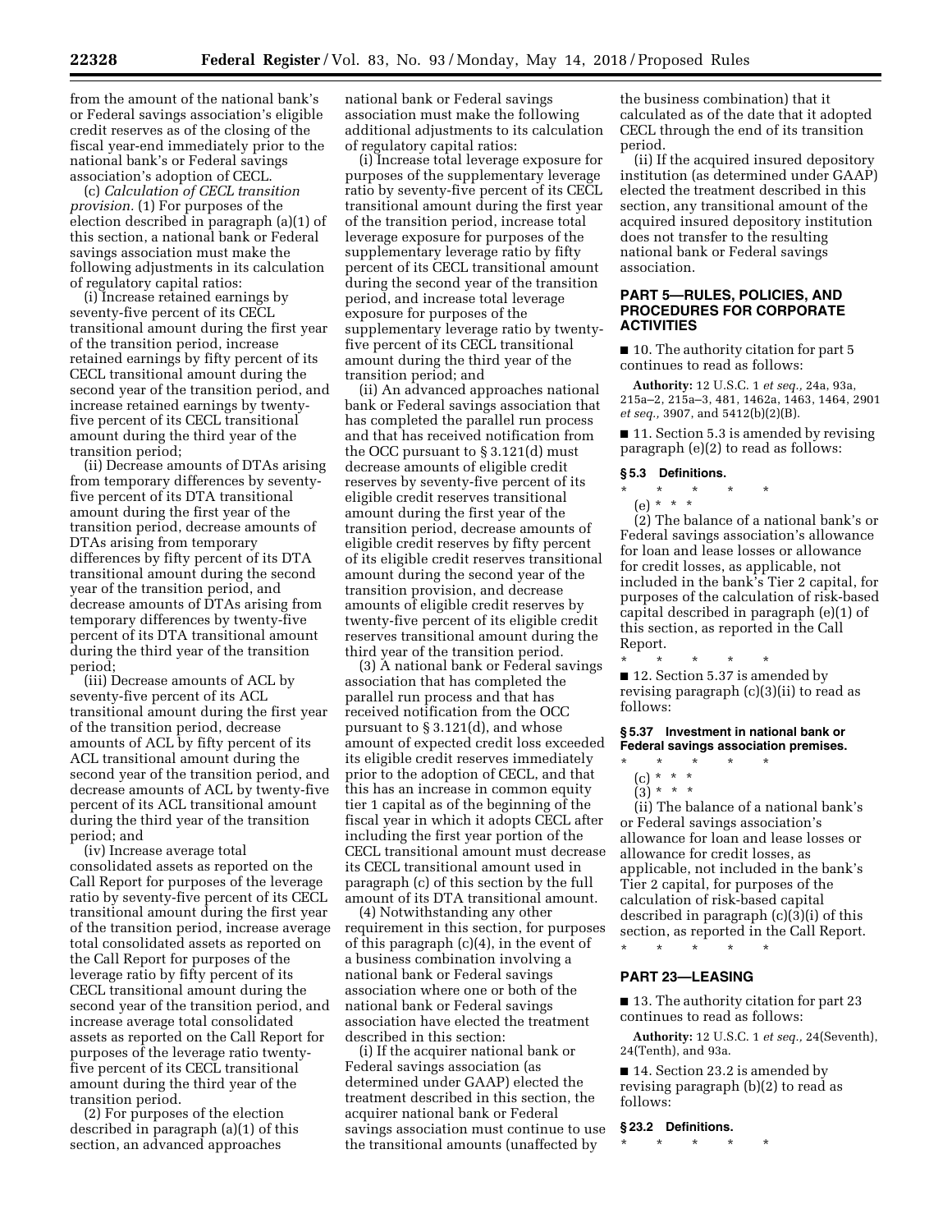from the amount of the national bank's or Federal savings association's eligible credit reserves as of the closing of the fiscal year-end immediately prior to the national bank's or Federal savings association's adoption of CECL.

(c) *Calculation of CECL transition provision.* (1) For purposes of the election described in paragraph (a)(1) of this section, a national bank or Federal savings association must make the following adjustments in its calculation of regulatory capital ratios:

(i) Increase retained earnings by seventy-five percent of its CECL transitional amount during the first year of the transition period, increase retained earnings by fifty percent of its CECL transitional amount during the second year of the transition period, and increase retained earnings by twenty-five percent of its CECL transitional amount during the third year of the transition period;

(ii) Decrease amounts of DTAs arising from temporary differences by seventy-five percent of its DTA transitional amount during the first year of the transition period, decrease amounts of DTAs arising from temporary differences by fifty percent of its DTA transitional amount during the second year of the transition period, and decrease amounts of DTAs arising from temporary differences by twenty-five percent of its DTA transitional amount during the third year of the transition period;

(iii) Decrease amounts of ACL by seventy-five percent of its ACL transitional amount during the first year of the transition period, decrease amounts of ACL by fifty percent of its ACL transitional amount during the second year of the transition period, and decrease amounts of ACL by twenty-five percent of its ACL transitional amount during the third year of the transition period; and

(iv) Increase average total consolidated assets as reported on the Call Report for purposes of the leverage ratio by seventy-five percent of its CECL transitional amount during the first year of the transition period, increase average total consolidated assets as reported on the Call Report for purposes of the leverage ratio by fifty percent of its CECL transitional amount during the second year of the transition period, and increase average total consolidated assets as reported on the Call Report for purposes of the leverage ratio twenty-five percent of its CECL transitional amount during the third year of the transition period.

(2) For purposes of the election described in paragraph (a)(1) of this section, an advanced approaches national bank or Federal savings association must make the following additional adjustments to its calculation of regulatory capital ratios:

(i) Increase total leverage exposure for purposes of the supplementary leverage ratio by seventy-five percent of its CECL transitional amount during the first year of the transition period, increase total leverage exposure for purposes of the supplementary leverage ratio by fifty percent of its CECL transitional amount during the second year of the transition period, and increase total leverage exposure for purposes of the supplementary leverage ratio by twenty-five percent of its CECL transitional amount during the third year of the transition period; and

(ii) An advanced approaches national bank or Federal savings association that has completed the parallel run process and that has received notification from the OCC pursuant to § 3.121(d) must decrease amounts of eligible credit reserves by seventy-five percent of its eligible credit reserves transitional amount during the first year of the transition period, decrease amounts of eligible credit reserves by fifty percent of its eligible credit reserves transitional amount during the second year of the transition provision, and decrease amounts of eligible credit reserves by twenty-five percent of its eligible credit reserves transitional amount during the third year of the transition period.

(3) A national bank or Federal savings association that has completed the parallel run process and that has received notification from the OCC pursuant to § 3.121(d), and whose amount of expected credit loss exceeded its eligible credit reserves immediately prior to the adoption of CECL, and that this has an increase in common equity tier 1 capital as of the beginning of the fiscal year in which it adopts CECL after including the first year portion of the CECL transitional amount must decrease its CECL transitional amount used in paragraph (c) of this section by the full amount of its DTA transitional amount.

(4) Notwithstanding any other requirement in this section, for purposes of this paragraph (c)(4), in the event of a business combination involving a national bank or Federal savings association where one or both of the national bank or Federal savings association have elected the treatment described in this section:

(i) If the acquirer national bank or Federal savings association (as determined under GAAP) elected the treatment described in this section, the acquirer national bank or Federal savings association must continue to use the transitional amounts (unaffected by the business combination) that it calculated as of the date that it adopted CECL through the end of its transition period.

(ii) If the acquired insured depository institution (as determined under GAAP) elected the treatment described in this section, any transitional amount of the acquired insured depository institution does not transfer to the resulting national bank or Federal savings association.

## PART 5—RULES, POLICIES, AND PROCEDURES FOR CORPORATE ACTIVITIES

■ 10. The authority citation for part 5 continues to read as follows:

**Authority:** 12 U.S.C. 1 *et seq.,* 24a, 93a, 215a–2, 215a–3, 481, 1462a, 1463, 1464, 2901 *et seq.,* 3907, and 5412(b)(2)(B).

■ 11. Section 5.3 is amended by revising paragraph (e)(2) to read as follows:

### § 5.3 Definitions.

\* \* \* \* \*

(e) \* \* \*

(2) The balance of a national bank's or Federal savings association's allowance for loan and lease losses or allowance for credit losses, as applicable, not included in the bank's Tier 2 capital, for purposes of the calculation of risk-based capital described in paragraph (e)(1) of this section, as reported in the Call Report.

\* \* \* \* \*

■ 12. Section 5.37 is amended by revising paragraph (c)(3)(ii) to read as follows:

### § 5.37 Investment in national bank or Federal savings association premises.

\* \* \* \* \*

(c) \* \* \*

(3) \* \* \*

(ii) The balance of a national bank's or Federal savings association's allowance for loan and lease losses or allowance for credit losses, as applicable, not included in the bank's Tier 2 capital, for purposes of the calculation of risk-based capital described in paragraph (c)(3)(i) of this section, as reported in the Call Report.

\* \* \* \* \*

## PART 23—LEASING

■ 13. The authority citation for part 23 continues to read as follows:

**Authority:** 12 U.S.C. 1 *et seq.,* 24(Seventh), 24(Tenth), and 93a.

■ 14. Section 23.2 is amended by revising paragraph (b)(2) to read as follows:

### § 23.2 Definitions.

\* \* \* \* \*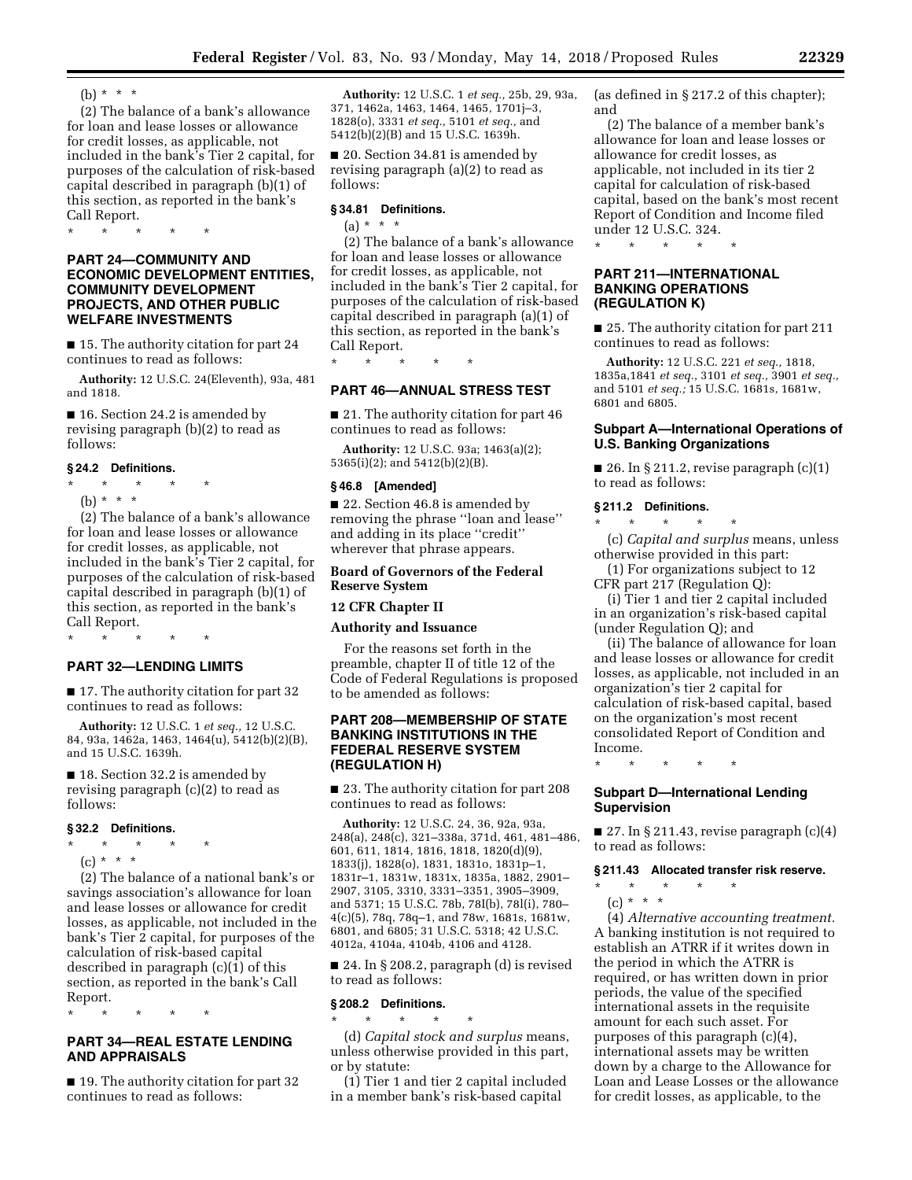(b) * * *

(2) The balance of a bank's allowance for loan and lease losses or allowance for credit losses, as applicable, not included in the bank's Tier 2 capital, for purposes of the calculation of risk-based capital described in paragraph (b)(1) of this section, as reported in the bank's Call Report.

\* \* \* \* \*

## PART 24—COMMUNITY AND ECONOMIC DEVELOPMENT ENTITIES, COMMUNITY DEVELOPMENT PROJECTS, AND OTHER PUBLIC WELFARE INVESTMENTS

■ 15. The authority citation for part 24 continues to read as follows:

**Authority:** 12 U.S.C. 24(Eleventh), 93a, 481 and 1818.

■ 16. Section 24.2 is amended by revising paragraph (b)(2) to read as follows:

### § 24.2 Definitions.

\* \* \* \* \*

(b) * * *

(2) The balance of a bank's allowance for loan and lease losses or allowance for credit losses, as applicable, not included in the bank's Tier 2 capital, for purposes of the calculation of risk-based capital described in paragraph (b)(1) of this section, as reported in the bank's Call Report.

\* \* \* \* \*

## PART 32—LENDING LIMITS

■ 17. The authority citation for part 32 continues to read as follows:

**Authority:** 12 U.S.C. 1 *et seq.,* 12 U.S.C. 84, 93a, 1462a, 1463, 1464(u), 5412(b)(2)(B), and 15 U.S.C. 1639h.

■ 18. Section 32.2 is amended by revising paragraph (c)(2) to read as follows:

### § 32.2 Definitions.

\* \* \* \* \*

(c) * * *

(2) The balance of a national bank's or savings association's allowance for loan and lease losses or allowance for credit losses, as applicable, not included in the bank's Tier 2 capital, for purposes of the calculation of risk-based capital described in paragraph (c)(1) of this section, as reported in the bank's Call Report.

\* \* \* \* \*

## PART 34—REAL ESTATE LENDING AND APPRAISALS

■ 19. The authority citation for part 32 continues to read as follows:

**Authority:** 12 U.S.C. 1 *et seq.,* 25b, 29, 93a, 371, 1462a, 1463, 1464, 1465, 1701j–3, 1828(o), 3331 *et seq.,* 5101 *et seq.,* and 5412(b)(2)(B) and 15 U.S.C. 1639h.

■ 20. Section 34.81 is amended by revising paragraph (a)(2) to read as follows:

### § 34.81 Definitions.

(a) * * *

(2) The balance of a bank's allowance for loan and lease losses or allowance for credit losses, as applicable, not included in the bank's Tier 2 capital, for purposes of the calculation of risk-based capital described in paragraph (a)(1) of this section, as reported in the bank's Call Report.

\* \* \* \* \*

## PART 46—ANNUAL STRESS TEST

■ 21. The authority citation for part 46 continues to read as follows:

**Authority:** 12 U.S.C. 93a; 1463(a)(2); 5365(i)(2); and 5412(b)(2)(B).

### § 46.8 [Amended]

■ 22. Section 46.8 is amended by removing the phrase ''loan and lease'' and adding in its place ''credit'' wherever that phrase appears.

**Board of Governors of the Federal Reserve System**

**12 CFR Chapter II**

**Authority and Issuance**

For the reasons set forth in the preamble, chapter II of title 12 of the Code of Federal Regulations is proposed to be amended as follows:

## PART 208—MEMBERSHIP OF STATE BANKING INSTITUTIONS IN THE FEDERAL RESERVE SYSTEM (REGULATION H)

■ 23. The authority citation for part 208 continues to read as follows:

**Authority:** 12 U.S.C. 24, 36, 92a, 93a, 248(a), 248(c), 321–338a, 371d, 461, 481–486, 601, 611, 1814, 1816, 1818, 1820(d)(9), 1833(j), 1828(o), 1831, 1831o, 1831p–1, 1831r–1, 1831w, 1831x, 1835a, 1882, 2901–2907, 3105, 3310, 3331–3351, 3905–3909, and 5371; 15 U.S.C. 78b, 78I(b), 78l(i), 780–4(c)(5), 78q, 78q–1, and 78w, 1681s, 1681w, 6801, and 6805; 31 U.S.C. 5318; 42 U.S.C. 4012a, 4104a, 4104b, 4106 and 4128.

■ 24. In § 208.2, paragraph (d) is revised to read as follows:

### § 208.2 Definitions.

\* \* \* \* \*

(d) *Capital stock and surplus* means, unless otherwise provided in this part, or by statute:

(1) Tier 1 and tier 2 capital included in a member bank's risk-based capital (as defined in § 217.2 of this chapter); and

(2) The balance of a member bank's allowance for loan and lease losses or allowance for credit losses, as applicable, not included in its tier 2 capital for calculation of risk-based capital, based on the bank's most recent Report of Condition and Income filed under 12 U.S.C. 324.

\* \* \* \* \*

## PART 211—INTERNATIONAL BANKING OPERATIONS (REGULATION K)

■ 25. The authority citation for part 211 continues to read as follows:

**Authority:** 12 U.S.C. 221 *et seq.,* 1818, 1835a,1841 *et seq.,* 3101 *et seq.,* 3901 *et seq.,* and 5101 *et seq.;* 15 U.S.C. 1681s, 1681w, 6801 and 6805.

### Subpart A—International Operations of U.S. Banking Organizations

■ 26. In § 211.2, revise paragraph (c)(1) to read as follows:

### § 211.2 Definitions.

\* \* \* \* \*

(c) *Capital and surplus* means, unless otherwise provided in this part:

(1) For organizations subject to 12 CFR part 217 (Regulation Q):

(i) Tier 1 and tier 2 capital included in an organization's risk-based capital (under Regulation Q); and

(ii) The balance of allowance for loan and lease losses or allowance for credit losses, as applicable, not included in an organization's tier 2 capital for calculation of risk-based capital, based on the organization's most recent consolidated Report of Condition and Income.

\* \* \* \* \*

### Subpart D—International Lending Supervision

■ 27. In § 211.43, revise paragraph (c)(4) to read as follows:

### § 211.43 Allocated transfer risk reserve.

\* \* \* \* \*

(c) * * *

(4) *Alternative accounting treatment.* A banking institution is not required to establish an ATRR if it writes down in the period in which the ATRR is required, or has written down in prior periods, the value of the specified international assets in the requisite amount for each such asset. For purposes of this paragraph (c)(4), international assets may be written down by a charge to the Allowance for Loan and Lease Losses or the allowance for credit losses, as applicable, to the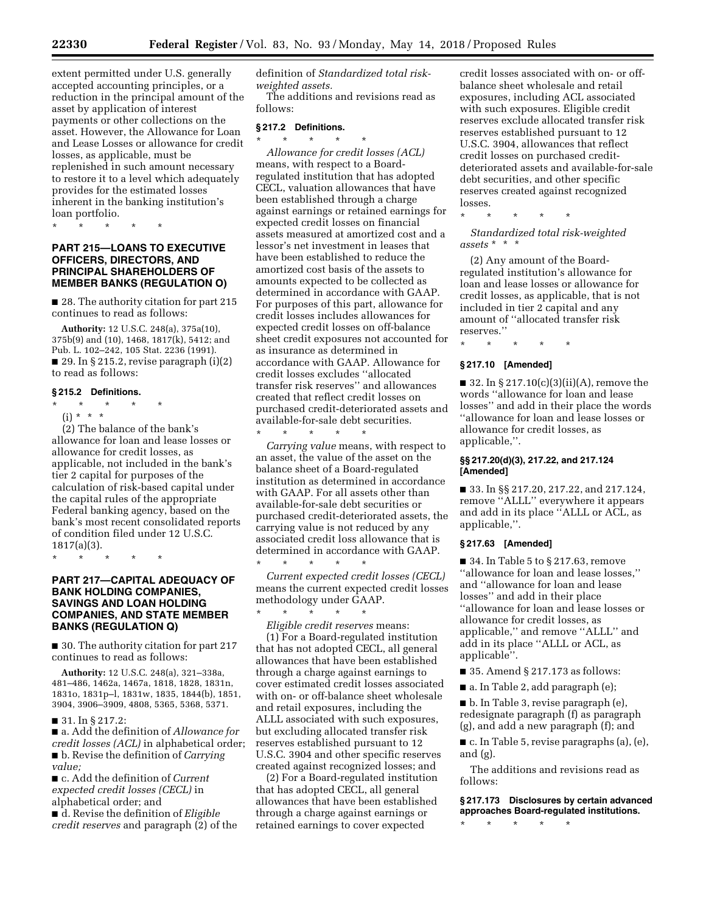extent permitted under U.S. generally accepted accounting principles, or a reduction in the principal amount of the asset by application of interest payments or other collections on the asset. However, the Allowance for Loan and Lease Losses or allowance for credit losses, as applicable, must be replenished in such amount necessary to restore it to a level which adequately provides for the estimated losses inherent in the banking institution's loan portfolio.

\* \* \* \* \*

## PART 215—LOANS TO EXECUTIVE OFFICERS, DIRECTORS, AND PRINCIPAL SHAREHOLDERS OF MEMBER BANKS (REGULATION O)

■ 28. The authority citation for part 215 continues to read as follows:

**Authority:** 12 U.S.C. 248(a), 375a(10), 375b(9) and (10), 1468, 1817(k), 5412; and Pub. L. 102–242, 105 Stat. 2236 (1991).

■ 29. In § 215.2, revise paragraph (i)(2) to read as follows:

### § 215.2 Definitions.

\* \* \* \* \*

(i) \* \* \*

(2) The balance of the bank's allowance for loan and lease losses or allowance for credit losses, as applicable, not included in the bank's tier 2 capital for purposes of the calculation of risk-based capital under the capital rules of the appropriate Federal banking agency, based on the bank's most recent consolidated reports of condition filed under 12 U.S.C. 1817(a)(3).

\* \* \* \* \*

## PART 217—CAPITAL ADEQUACY OF BANK HOLDING COMPANIES, SAVINGS AND LOAN HOLDING COMPANIES, AND STATE MEMBER BANKS (REGULATION Q)

■ 30. The authority citation for part 217 continues to read as follows:

**Authority:** 12 U.S.C. 248(a), 321–338a, 481–486, 1462a, 1467a, 1818, 1828, 1831n, 1831o, 1831p–l, 1831w, 1835, 1844(b), 1851, 3904, 3906–3909, 4808, 5365, 5368, 5371.

■ 31. In § 217.2:

■ a. Add the definition of *Allowance for credit losses (ACL)* in alphabetical order;

■ b. Revise the definition of *Carrying value;*

■ c. Add the definition of *Current expected credit losses (CECL)* in alphabetical order; and

■ d. Revise the definition of *Eligible credit reserves* and paragraph (2) of the definition of *Standardized total risk-weighted assets.*

The additions and revisions read as follows:

### § 217.2 Definitions.

\* \* \* \* \*

*Allowance for credit losses (ACL)* means, with respect to a Board-regulated institution that has adopted CECL, valuation allowances that have been established through a charge against earnings or retained earnings for expected credit losses on financial assets measured at amortized cost and a lessor's net investment in leases that have been established to reduce the amortized cost basis of the assets to amounts expected to be collected as determined in accordance with GAAP. For purposes of this part, allowance for credit losses includes allowances for expected credit losses on off-balance sheet credit exposures not accounted for as insurance as determined in accordance with GAAP. Allowance for credit losses excludes ''allocated transfer risk reserves'' and allowances created that reflect credit losses on purchased credit-deteriorated assets and available-for-sale debt securities.

\* \* \* \* \*

*Carrying value* means, with respect to an asset, the value of the asset on the balance sheet of a Board-regulated institution as determined in accordance with GAAP. For all assets other than available-for-sale debt securities or purchased credit-deteriorated assets, the carrying value is not reduced by any associated credit loss allowance that is determined in accordance with GAAP.

\* \* \* \* \*

*Current expected credit losses (CECL)* means the current expected credit losses methodology under GAAP.

\* \* \* \* \*

*Eligible credit reserves* means:

(1) For a Board-regulated institution that has not adopted CECL, all general allowances that have been established through a charge against earnings to cover estimated credit losses associated with on- or off-balance sheet wholesale and retail exposures, including the ALLL associated with such exposures, but excluding allocated transfer risk reserves established pursuant to 12 U.S.C. 3904 and other specific reserves created against recognized losses; and

(2) For a Board-regulated institution that has adopted CECL, all general allowances that have been established through a charge against earnings or retained earnings to cover expected credit losses associated with on- or off-balance sheet wholesale and retail exposures, including ACL associated with such exposures. Eligible credit reserves exclude allocated transfer risk reserves established pursuant to 12 U.S.C. 3904, allowances that reflect credit losses on purchased credit-deteriorated assets and available-for-sale debt securities, and other specific reserves created against recognized losses.

\* \* \* \* \*

*Standardized total risk-weighted assets* \* \* \*

(2) Any amount of the Board-regulated institution's allowance for loan and lease losses or allowance for credit losses, as applicable, that is not included in tier 2 capital and any amount of ''allocated transfer risk reserves.''

\* \* \* \* \*

### § 217.10 [Amended]

■ 32. In § 217.10(c)(3)(ii)(A), remove the words ''allowance for loan and lease losses'' and add in their place the words ''allowance for loan and lease losses or allowance for credit losses, as applicable,''.

### §§ 217.20(d)(3), 217.22, and 217.124 [Amended]

■ 33. In §§ 217.20, 217.22, and 217.124, remove ''ALLL'' everywhere it appears and add in its place ''ALLL or ACL, as applicable,''.

### § 217.63 [Amended]

■ 34. In Table 5 to § 217.63, remove ''allowance for loan and lease losses,'' and ''allowance for loan and lease losses'' and add in their place ''allowance for loan and lease losses or allowance for credit losses, as applicable,'' and remove ''ALLL'' and add in its place ''ALLL or ACL, as applicable''.

■ 35. Amend § 217.173 as follows:

■ a. In Table 2, add paragraph (e);

■ b. In Table 3, revise paragraph (e), redesignate paragraph (f) as paragraph (g), and add a new paragraph (f); and

■ c. In Table 5, revise paragraphs (a), (e), and (g).

The additions and revisions read as follows:

### § 217.173 Disclosures by certain advanced approaches Board-regulated institutions.

\* \* \* \* \*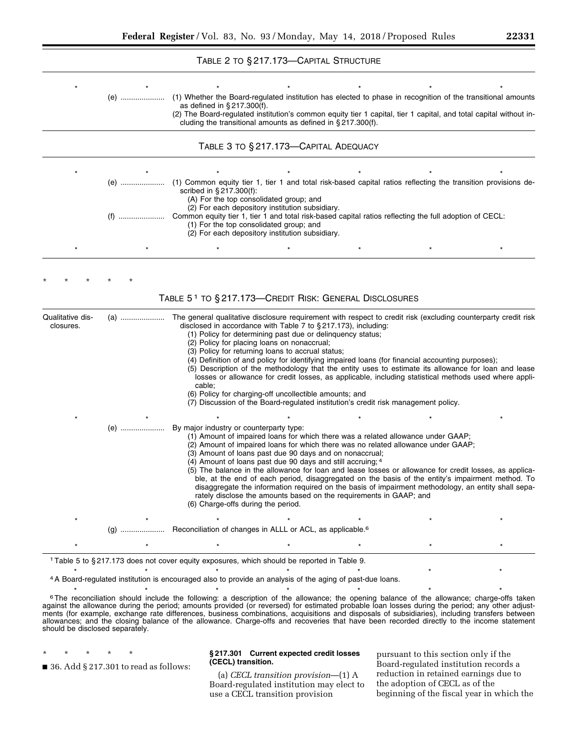TABLE 2 TO § 217.173—CAPITAL STRUCTURE

| | | |
|---|---|---|
| * | * | * * * * * |
| | (e) ..................... | (1) Whether the Board-regulated institution has elected to phase in recognition of the transitional amounts as defined in § 217.300(f).<br>(2) The Board-regulated institution's common equity tier 1 capital, tier 1 capital, and total capital without including the transitional amounts as defined in § 217.300(f). |

TABLE 3 TO § 217.173—CAPITAL ADEQUACY

| | | |
|---|---|---|
| * | * | * * * * * |
| | (e) ..................... | (1) Common equity tier 1, tier 1 and total risk-based capital ratios reflecting the transition provisions described in § 217.300(f):<br>(A) For the top consolidated group; and<br>(2) For each depository institution subsidiary. |
| | (f) ..................... | Common equity tier 1, tier 1 and total risk-based capital ratios reflecting the full adoption of CECL:<br>(1) For the top consolidated group; and<br>(2) For each depository institution subsidiary. |
| * | * | * * * * * |

\* \* \* \* \*

TABLE 5[1] TO § 217.173—CREDIT RISK: GENERAL DISCLOSURES

| | | |
|---|---|---|
| Qualitative disclosures. | (a) ..................... | The general qualitative disclosure requirement with respect to credit risk (excluding counterparty credit risk disclosed in accordance with Table 7 to § 217.173), including:<br>(1) Policy for determining past due or delinquency status;<br>(2) Policy for placing loans on nonaccrual;<br>(3) Policy for returning loans to accrual status;<br>(4) Definition of and policy for identifying impaired loans (for financial accounting purposes);<br>(5) Description of the methodology that the entity uses to estimate its allowance for loan and lease losses or allowance for credit losses, as applicable, including statistical methods used where applicable;<br>(6) Policy for charging-off uncollectible amounts; and<br>(7) Discussion of the Board-regulated institution's credit risk management policy. |
| * | * | * * * * * |
| | (e) ..................... | By major industry or counterparty type:<br>(1) Amount of impaired loans for which there was a related allowance under GAAP;<br>(2) Amount of impaired loans for which there was no related allowance under GAAP;<br>(3) Amount of loans past due 90 days and on nonaccrual;<br>(4) Amount of loans past due 90 days and still accruing;[4]<br>(5) The balance in the allowance for loan and lease losses or allowance for credit losses, as applicable, at the end of each period, disaggregated on the basis of the entity's impairment method. To disaggregate the information required on the basis of impairment methodology, an entity shall separately disclose the amounts based on the requirements in GAAP; and<br>(6) Charge-offs during the period. |
| * | * | * * * * * |
| | (g) ..................... | Reconciliation of changes in ALLL or ACL, as applicable.[6] |
| * | * | * * * * * |

[1] Table 5 to § 217.173 does not cover equity exposures, which should be reported in Table 9.

\* \* \* \* \* \* \*

[4] A Board-regulated institution is encouraged also to provide an analysis of the aging of past-due loans.

\* \* \* \* \* \* \*

[6] The reconciliation should include the following: a description of the allowance; the opening balance of the allowance; charge-offs taken against the allowance during the period; amounts provided (or reversed) for estimated probable loan losses during the period; any other adjustments (for example, exchange rate differences, business combinations, acquisitions and disposals of subsidiaries), including transfers between allowances; and the closing balance of the allowance. Charge-offs and recoveries that have been recorded directly to the income statement should be disclosed separately.

\* \* \* \* \*

■ 36. Add § 217.301 to read as follows:

**§ 217.301 Current expected credit losses (CECL) transition.**

(a) *CECL transition provision*—(1) A Board-regulated institution may elect to use a CECL transition provision pursuant to this section only if the Board-regulated institution records a reduction in retained earnings due to the adoption of CECL as of the beginning of the fiscal year in which the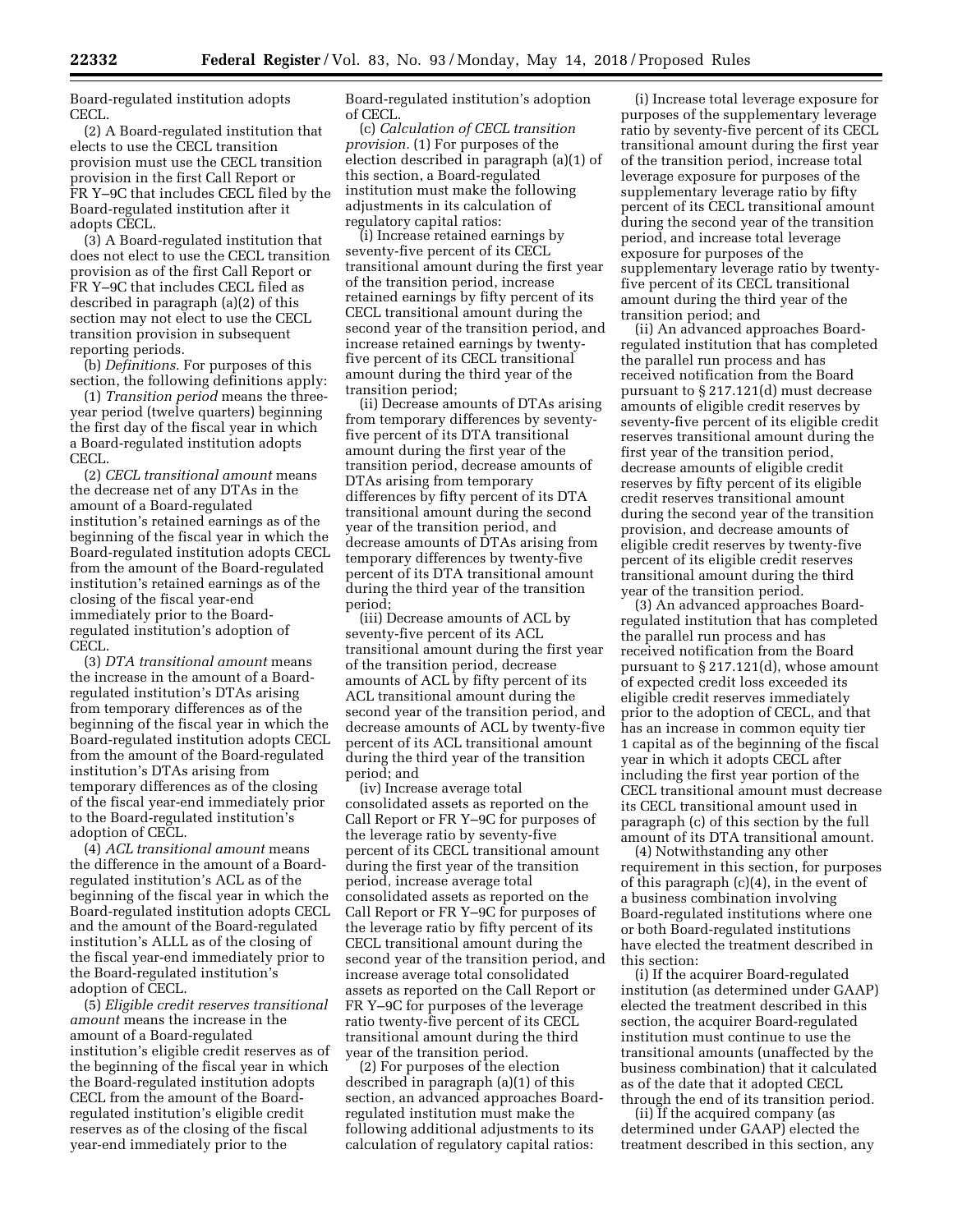Board-regulated institution adopts CECL.

(2) A Board-regulated institution that elects to use the CECL transition provision must use the CECL transition provision in the first Call Report or FR Y–9C that includes CECL filed by the Board-regulated institution after it adopts CECL.

(3) A Board-regulated institution that does not elect to use the CECL transition provision as of the first Call Report or FR Y–9C that includes CECL filed as described in paragraph (a)(2) of this section may not elect to use the CECL transition provision in subsequent reporting periods.

(b) *Definitions.* For purposes of this section, the following definitions apply:

(1) *Transition period* means the three-year period (twelve quarters) beginning the first day of the fiscal year in which a Board-regulated institution adopts CECL.

(2) *CECL transitional amount* means the decrease net of any DTAs in the amount of a Board-regulated institution's retained earnings as of the beginning of the fiscal year in which the Board-regulated institution adopts CECL from the amount of the Board-regulated institution's retained earnings as of the closing of the fiscal year-end immediately prior to the Board-regulated institution's adoption of CECL.

(3) *DTA transitional amount* means the increase in the amount of a Board-regulated institution's DTAs arising from temporary differences as of the beginning of the fiscal year in which the Board-regulated institution adopts CECL from the amount of the Board-regulated institution's DTAs arising from temporary differences as of the closing of the fiscal year-end immediately prior to the Board-regulated institution's adoption of CECL.

(4) *ACL transitional amount* means the difference in the amount of a Board-regulated institution's ACL as of the beginning of the fiscal year in which the Board-regulated institution adopts CECL and the amount of the Board-regulated institution's ALLL as of the closing of the fiscal year-end immediately prior to the Board-regulated institution's adoption of CECL.

(5) *Eligible credit reserves transitional amount* means the increase in the amount of a Board-regulated institution's eligible credit reserves as of the beginning of the fiscal year in which the Board-regulated institution adopts CECL from the amount of the Board-regulated institution's eligible credit reserves as of the closing of the fiscal year-end immediately prior to the Board-regulated institution's adoption of CECL.

(c) *Calculation of CECL transition provision.* (1) For purposes of the election described in paragraph (a)(1) of this section, a Board-regulated institution must make the following adjustments in its calculation of regulatory capital ratios:

(i) Increase retained earnings by seventy-five percent of its CECL transitional amount during the first year of the transition period, increase retained earnings by fifty percent of its CECL transitional amount during the second year of the transition period, and increase retained earnings by twenty-five percent of its CECL transitional amount during the third year of the transition period;

(ii) Decrease amounts of DTAs arising from temporary differences by seventy-five percent of its DTA transitional amount during the first year of the transition period, decrease amounts of DTAs arising from temporary differences by fifty percent of its DTA transitional amount during the second year of the transition period, and decrease amounts of DTAs arising from temporary differences by twenty-five percent of its DTA transitional amount during the third year of the transition period;

(iii) Decrease amounts of ACL by seventy-five percent of its ACL transitional amount during the first year of the transition period, decrease amounts of ACL by fifty percent of its ACL transitional amount during the second year of the transition period, and decrease amounts of ACL by twenty-five percent of its ACL transitional amount during the third year of the transition period; and

(iv) Increase average total consolidated assets as reported on the Call Report or FR Y–9C for purposes of the leverage ratio by seventy-five percent of its CECL transitional amount during the first year of the transition period, increase average total consolidated assets as reported on the Call Report or FR Y–9C for purposes of the leverage ratio by fifty percent of its CECL transitional amount during the second year of the transition period, and increase average total consolidated assets as reported on the Call Report or FR Y–9C for purposes of the leverage ratio twenty-five percent of its CECL transitional amount during the third year of the transition period.

(2) For purposes of the election described in paragraph (a)(1) of this section, an advanced approaches Board-regulated institution must make the following additional adjustments to its calculation of regulatory capital ratios:

(i) Increase total leverage exposure for purposes of the supplementary leverage ratio by seventy-five percent of its CECL transitional amount during the first year of the transition period, increase total leverage exposure for purposes of the supplementary leverage ratio by fifty percent of its CECL transitional amount during the second year of the transition period, and increase total leverage exposure for purposes of the supplementary leverage ratio by twenty-five percent of its CECL transitional amount during the third year of the transition period; and

(ii) An advanced approaches Board-regulated institution that has completed the parallel run process and has received notification from the Board pursuant to § 217.121(d) must decrease amounts of eligible credit reserves by seventy-five percent of its eligible credit reserves transitional amount during the first year of the transition period, decrease amounts of eligible credit reserves by fifty percent of its eligible credit reserves transitional amount during the second year of the transition provision, and decrease amounts of eligible credit reserves by twenty-five percent of its eligible credit reserves transitional amount during the third year of the transition period.

(3) An advanced approaches Board-regulated institution that has completed the parallel run process and has received notification from the Board pursuant to § 217.121(d), whose amount of expected credit loss exceeded its eligible credit reserves immediately prior to the adoption of CECL, and that has an increase in common equity tier 1 capital as of the beginning of the fiscal year in which it adopts CECL after including the first year portion of the CECL transitional amount must decrease its CECL transitional amount used in paragraph (c) of this section by the full amount of its DTA transitional amount.

(4) Notwithstanding any other requirement in this section, for purposes of this paragraph (c)(4), in the event of a business combination involving Board-regulated institutions where one or both Board-regulated institutions have elected the treatment described in this section:

(i) If the acquirer Board-regulated institution (as determined under GAAP) elected the treatment described in this section, the acquirer Board-regulated institution must continue to use the transitional amounts (unaffected by the business combination) that it calculated as of the date that it adopted CECL through the end of its transition period.

(ii) If the acquired company (as determined under GAAP) elected the treatment described in this section, any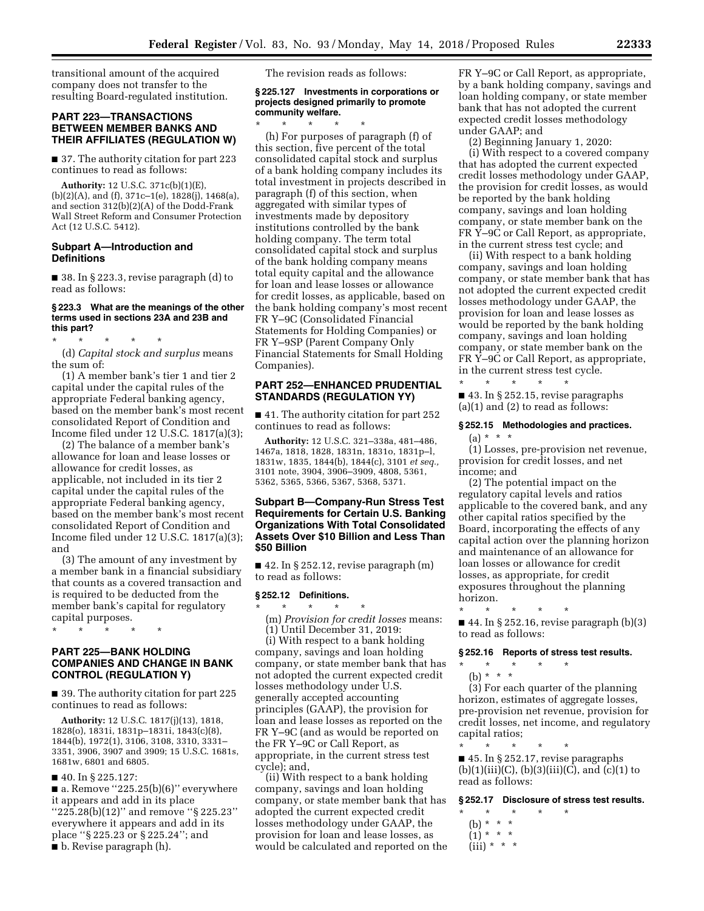transitional amount of the acquired company does not transfer to the resulting Board-regulated institution.

## PART 223—TRANSACTIONS BETWEEN MEMBER BANKS AND THEIR AFFILIATES (REGULATION W)

■ 37. The authority citation for part 223 continues to read as follows:

**Authority:** 12 U.S.C. 371c(b)(1)(E), (b)(2)(A), and (f), 371c–1(e), 1828(j), 1468(a), and section 312(b)(2)(A) of the Dodd-Frank Wall Street Reform and Consumer Protection Act (12 U.S.C. 5412).

### Subpart A—Introduction and Definitions

■ 38. In § 223.3, revise paragraph (d) to read as follows:

#### § 223.3 What are the meanings of the other terms used in sections 23A and 23B and this part?

\* \* \* \* \*

(d) *Capital stock and surplus* means the sum of:

(1) A member bank's tier 1 and tier 2 capital under the capital rules of the appropriate Federal banking agency, based on the member bank's most recent consolidated Report of Condition and Income filed under 12 U.S.C. 1817(a)(3);

(2) The balance of a member bank's allowance for loan and lease losses or allowance for credit losses, as applicable, not included in its tier 2 capital under the capital rules of the appropriate Federal banking agency, based on the member bank's most recent consolidated Report of Condition and Income filed under 12 U.S.C. 1817(a)(3); and

(3) The amount of any investment by a member bank in a financial subsidiary that counts as a covered transaction and is required to be deducted from the member bank's capital for regulatory capital purposes.

\* \* \* \* \*

## PART 225—BANK HOLDING COMPANIES AND CHANGE IN BANK CONTROL (REGULATION Y)

■ 39. The authority citation for part 225 continues to read as follows:

**Authority:** 12 U.S.C. 1817(j)(13), 1818, 1828(o), 1831i, 1831p–1831i, 1843(c)(8), 1844(b), 1972(1), 3106, 3108, 3310, 3331–3351, 3906, 3907 and 3909; 15 U.S.C. 1681s, 1681w, 6801 and 6805.

■ 40. In § 225.127:

■ a. Remove ''225.25(b)(6)'' everywhere it appears and add in its place ''225.28(b)(12)'' and remove ''§ 225.23'' everywhere it appears and add in its place ''§ 225.23 or § 225.24''; and

■ b. Revise paragraph (h).

The revision reads as follows:

#### § 225.127 Investments in corporations or projects designed primarily to promote community welfare.

\* \* \* \* \*

(h) For purposes of paragraph (f) of this section, five percent of the total consolidated capital stock and surplus of a bank holding company includes its total investment in projects described in paragraph (f) of this section, when aggregated with similar types of investments made by depository institutions controlled by the bank holding company. The term total consolidated capital stock and surplus of the bank holding company means total equity capital and the allowance for loan and lease losses or allowance for credit losses, as applicable, based on the bank holding company's most recent FR Y–9C (Consolidated Financial Statements for Holding Companies) or FR Y–9SP (Parent Company Only Financial Statements for Small Holding Companies).

## PART 252—ENHANCED PRUDENTIAL STANDARDS (REGULATION YY)

■ 41. The authority citation for part 252 continues to read as follows:

**Authority:** 12 U.S.C. 321–338a, 481–486, 1467a, 1818, 1828, 1831n, 1831o, 1831p–l, 1831w, 1835, 1844(b), 1844(c), 3101 *et seq.,* 3101 note, 3904, 3906–3909, 4808, 5361, 5362, 5365, 5366, 5367, 5368, 5371.

### Subpart B—Company-Run Stress Test Requirements for Certain U.S. Banking Organizations With Total Consolidated Assets Over $10 Billion and Less Than $50 Billion

■ 42. In § 252.12, revise paragraph (m) to read as follows:

#### § 252.12 Definitions.

\* \* \* \* \*

(m) *Provision for credit losses* means:

(1) Until December 31, 2019:

(i) With respect to a bank holding company, savings and loan holding company, or state member bank that has not adopted the current expected credit losses methodology under U.S. generally accepted accounting principles (GAAP), the provision for loan and lease losses as reported on the FR Y–9C (and as would be reported on the FR Y–9C or Call Report, as appropriate, in the current stress test cycle); and,

(ii) With respect to a bank holding company, savings and loan holding company, or state member bank that has adopted the current expected credit losses methodology under GAAP, the provision for loan and lease losses, as would be calculated and reported on the FR Y–9C or Call Report, as appropriate, by a bank holding company, savings and loan holding company, or state member bank that has not adopted the current expected credit losses methodology under GAAP; and

(2) Beginning January 1, 2020:

(i) With respect to a covered company that has adopted the current expected credit losses methodology under GAAP, the provision for credit losses, as would be reported by the bank holding company, savings and loan holding company, or state member bank on the FR Y–9C or Call Report, as appropriate, in the current stress test cycle; and

(ii) With respect to a bank holding company, savings and loan holding company, or state member bank that has not adopted the current expected credit losses methodology under GAAP, the provision for loan and lease losses as would be reported by the bank holding company, savings and loan holding company, or state member bank on the FR Y–9C or Call Report, as appropriate, in the current stress test cycle.

\* \* \* \* \*

■ 43. In § 252.15, revise paragraphs (a)(1) and (2) to read as follows:

#### § 252.15 Methodologies and practices.

(a) \* \* \*

(1) Losses, pre-provision net revenue, provision for credit losses, and net income; and

(2) The potential impact on the regulatory capital levels and ratios applicable to the covered bank, and any other capital ratios specified by the Board, incorporating the effects of any capital action over the planning horizon and maintenance of an allowance for loan losses or allowance for credit losses, as appropriate, for credit exposures throughout the planning horizon.

\* \* \* \* \*

■ 44. In § 252.16, revise paragraph (b)(3) to read as follows:

#### § 252.16 Reports of stress test results.

\* \* \* \* \*

(b) \* \* \*

(3) For each quarter of the planning horizon, estimates of aggregate losses, pre-provision net revenue, provision for credit losses, net income, and regulatory capital ratios;

\* \* \* \* \*

■ 45. In § 252.17, revise paragraphs (b)(1)(iii)(C), (b)(3)(iii)(C), and (c)(1) to read as follows:

#### § 252.17 Disclosure of stress test results.

\* \* \* \* \*

(b) \* \* \*

(1) \* \* \*

(iii) \* \* \*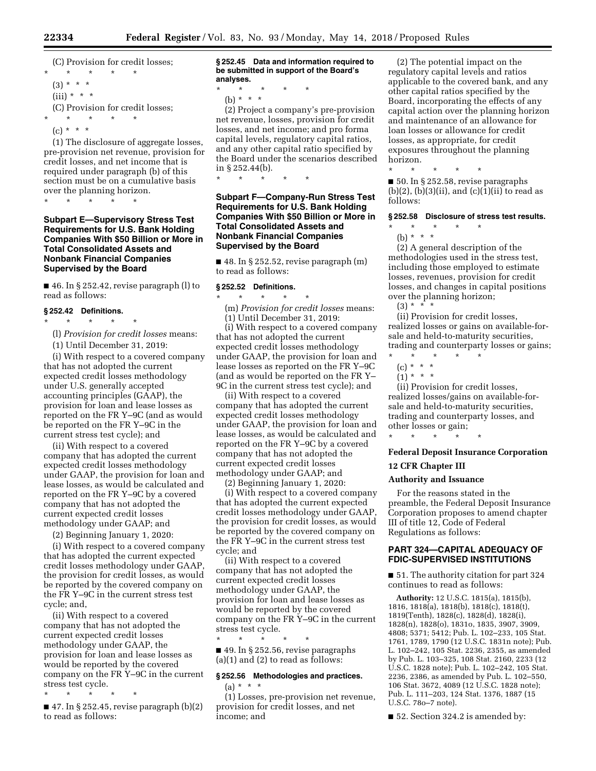(C) Provision for credit losses;

\* \* \* \* \*

(3) \* \* \*

(iii) \* \* \*

(C) Provision for credit losses;

\* \* \* \* \*

(c) \* \* \*

(1) The disclosure of aggregate losses, pre-provision net revenue, provision for credit losses, and net income that is required under paragraph (b) of this section must be on a cumulative basis over the planning horizon.

\* \* \* \* \*

## Subpart E—Supervisory Stress Test Requirements for U.S. Bank Holding Companies With $50 Billion or More in Total Consolidated Assets and Nonbank Financial Companies Supervised by the Board

■ 46. In § 252.42, revise paragraph (l) to read as follows:

### § 252.42 Definitions.

\* \* \* \* \*

(l) *Provision for credit losses* means:

(1) Until December 31, 2019:

(i) With respect to a covered company that has not adopted the current expected credit losses methodology under U.S. generally accepted accounting principles (GAAP), the provision for loan and lease losses as reported on the FR Y–9C (and as would be reported on the FR Y–9C in the current stress test cycle); and

(ii) With respect to a covered company that has adopted the current expected credit losses methodology under GAAP, the provision for loan and lease losses, as would be calculated and reported on the FR Y–9C by a covered company that has not adopted the current expected credit losses methodology under GAAP; and

(2) Beginning January 1, 2020:

(i) With respect to a covered company that has adopted the current expected credit losses methodology under GAAP, the provision for credit losses, as would be reported by the covered company on the FR Y–9C in the current stress test cycle; and,

(ii) With respect to a covered company that has not adopted the current expected credit losses methodology under GAAP, the provision for loan and lease losses as would be reported by the covered company on the FR Y–9C in the current stress test cycle.

\* \* \* \* \*

■ 47. In § 252.45, revise paragraph (b)(2) to read as follows:

### § 252.45 Data and information required to be submitted in support of the Board's analyses.

\* \* \* \* \*

(b) \* \* \*

(2) Project a company's pre-provision net revenue, losses, provision for credit losses, and net income; and pro forma capital levels, regulatory capital ratios, and any other capital ratio specified by the Board under the scenarios described in § 252.44(b).

\* \* \* \* \*

## Subpart F—Company-Run Stress Test Requirements for U.S. Bank Holding Companies With $50 Billion or More in Total Consolidated Assets and Nonbank Financial Companies Supervised by the Board

■ 48. In § 252.52, revise paragraph (m) to read as follows:

### § 252.52 Definitions.

\* \* \* \* \*

(m) *Provision for credit losses* means:

(1) Until December 31, 2019:

(i) With respect to a covered company that has not adopted the current expected credit losses methodology under GAAP, the provision for loan and lease losses as reported on the FR Y–9C (and as would be reported on the FR Y–9C in the current stress test cycle); and

(ii) With respect to a covered company that has adopted the current expected credit losses methodology under GAAP, the provision for loan and lease losses, as would be calculated and reported on the FR Y–9C by a covered company that has not adopted the current expected credit losses methodology under GAAP; and

(2) Beginning January 1, 2020:

(i) With respect to a covered company that has adopted the current expected credit losses methodology under GAAP, the provision for credit losses, as would be reported by the covered company on the FR Y–9C in the current stress test cycle; and

(ii) With respect to a covered company that has not adopted the current expected credit losses methodology under GAAP, the provision for loan and lease losses as would be reported by the covered company on the FR Y–9C in the current stress test cycle.

\* \* \* \* \*

■ 49. In § 252.56, revise paragraphs (a)(1) and (2) to read as follows:

### § 252.56 Methodologies and practices.

(a) \* \* \*

(1) Losses, pre-provision net revenue, provision for credit losses, and net income; and

(2) The potential impact on the regulatory capital levels and ratios applicable to the covered bank, and any other capital ratios specified by the Board, incorporating the effects of any capital action over the planning horizon and maintenance of an allowance for loan losses or allowance for credit losses, as appropriate, for credit exposures throughout the planning horizon.

\* \* \* \* \*

■ 50. In § 252.58, revise paragraphs (b)(2), (b)(3)(ii), and (c)(1)(ii) to read as follows:

### § 252.58 Disclosure of stress test results.

\* \* \* \* \*

(b) \* \* \*

(2) A general description of the methodologies used in the stress test, including those employed to estimate losses, revenues, provision for credit losses, and changes in capital positions over the planning horizon;

(3) \* \* \*

(ii) Provision for credit losses, realized losses or gains on available-for-sale and held-to-maturity securities, trading and counterparty losses or gains;

\* \* \* \* \*

(c) \* \* \*

(1) \* \* \*

(ii) Provision for credit losses, realized losses/gains on available-for-sale and held-to-maturity securities, trading and counterparty losses, and other losses or gain;

\* \* \* \* \*

## Federal Deposit Insurance Corporation

## 12 CFR Chapter III

## Authority and Issuance

For the reasons stated in the preamble, the Federal Deposit Insurance Corporation proposes to amend chapter III of title 12, Code of Federal Regulations as follows:

## PART 324—CAPITAL ADEQUACY OF FDIC-SUPERVISED INSTITUTIONS

■ 51. The authority citation for part 324 continues to read as follows:

**Authority:** 12 U.S.C. 1815(a), 1815(b), 1816, 1818(a), 1818(b), 1818(c), 1818(t), 1819(Tenth), 1828(c), 1828(d), 1828(i), 1828(n), 1828(o), 1831o, 1835, 3907, 3909, 4808; 5371; 5412; Pub. L. 102–233, 105 Stat. 1761, 1789, 1790 (12 U.S.C. 1831n note); Pub. L. 102–242, 105 Stat. 2236, 2355, as amended by Pub. L. 103–325, 108 Stat. 2160, 2233 (12 U.S.C. 1828 note); Pub. L. 102–242, 105 Stat. 2236, 2386, as amended by Pub. L. 102–550, 106 Stat. 3672, 4089 (12 U.S.C. 1828 note); Pub. L. 111–203, 124 Stat. 1376, 1887 (15 U.S.C. 78o–7 note).

■ 52. Section 324.2 is amended by: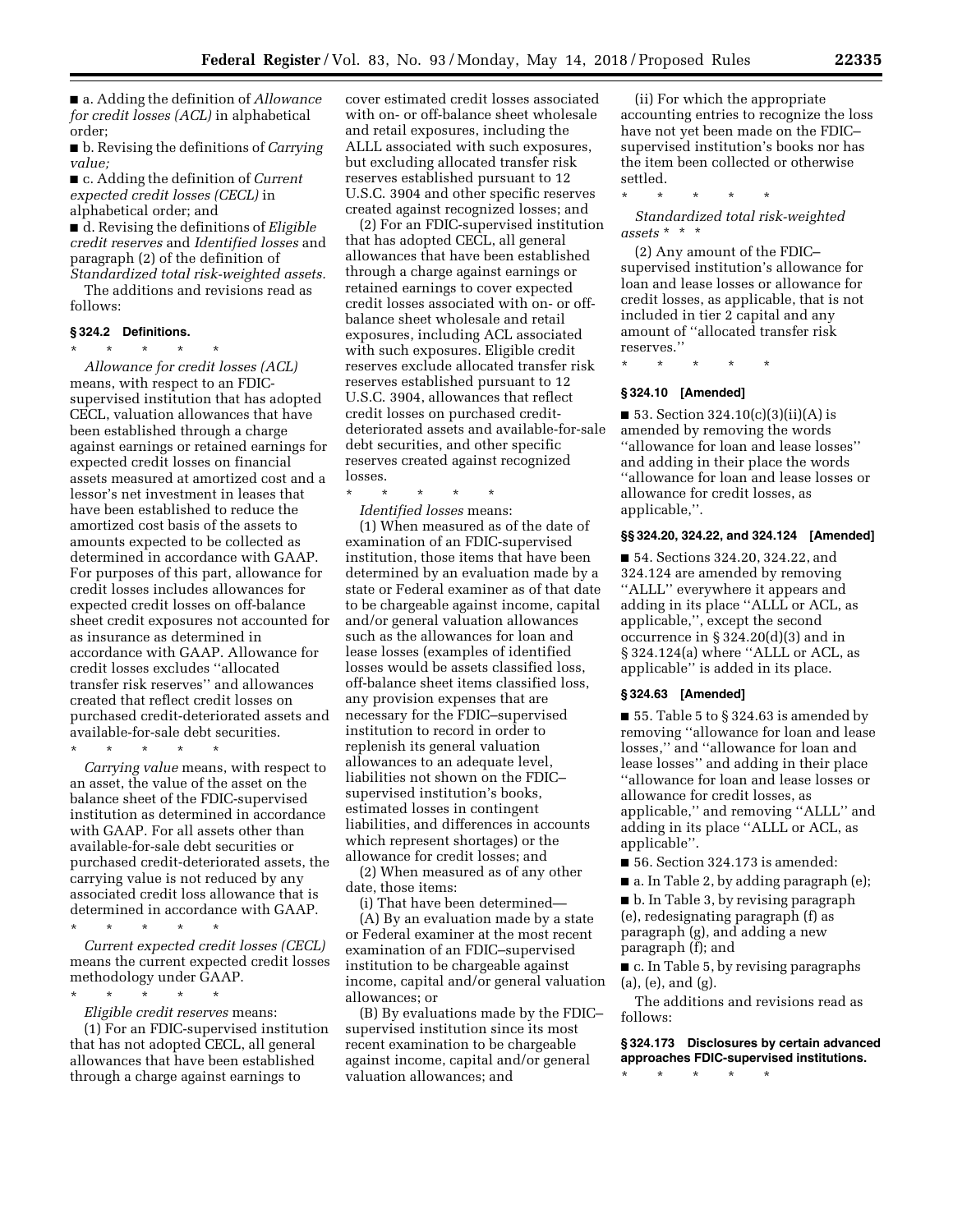■ a. Adding the definition of *Allowance for credit losses (ACL)* in alphabetical order;

■ b. Revising the definitions of *Carrying value;*

■ c. Adding the definition of *Current expected credit losses (CECL)* in alphabetical order; and

■ d. Revising the definitions of *Eligible credit reserves* and *Identified losses* and paragraph (2) of the definition of *Standardized total risk-weighted assets.*

The additions and revisions read as follows:

**§ 324.2 Definitions.**

\* \* \* \* \*

*Allowance for credit losses (ACL)* means, with respect to an FDIC-supervised institution that has adopted CECL, valuation allowances that have been established through a charge against earnings or retained earnings for expected credit losses on financial assets measured at amortized cost and a lessor's net investment in leases that have been established to reduce the amortized cost basis of the assets to amounts expected to be collected as determined in accordance with GAAP. For purposes of this part, allowance for credit losses includes allowances for expected credit losses on off-balance sheet credit exposures not accounted for as insurance as determined in accordance with GAAP. Allowance for credit losses excludes ''allocated transfer risk reserves'' and allowances created that reflect credit losses on purchased credit-deteriorated assets and available-for-sale debt securities.

\* \* \* \* \*

*Carrying value* means, with respect to an asset, the value of the asset on the balance sheet of the FDIC-supervised institution as determined in accordance with GAAP. For all assets other than available-for-sale debt securities or purchased credit-deteriorated assets, the carrying value is not reduced by any associated credit loss allowance that is determined in accordance with GAAP.

\* \* \* \* \*

*Current expected credit losses (CECL)* means the current expected credit losses methodology under GAAP.

\* \* \* \* \*

*Eligible credit reserves* means:

(1) For an FDIC-supervised institution that has not adopted CECL, all general allowances that have been established through a charge against earnings to cover estimated credit losses associated with on- or off-balance sheet wholesale and retail exposures, including the ALLL associated with such exposures, but excluding allocated transfer risk reserves established pursuant to 12 U.S.C. 3904 and other specific reserves created against recognized losses; and

(2) For an FDIC-supervised institution that has adopted CECL, all general allowances that have been established through a charge against earnings or retained earnings to cover expected credit losses associated with on- or off-balance sheet wholesale and retail exposures, including ACL associated with such exposures. Eligible credit reserves exclude allocated transfer risk reserves established pursuant to 12 U.S.C. 3904, allowances that reflect credit losses on purchased credit-deteriorated assets and available-for-sale debt securities, and other specific reserves created against recognized losses.

\* \* \* \* \*

*Identified losses* means:

(1) When measured as of the date of examination of an FDIC-supervised institution, those items that have been determined by an evaluation made by a state or Federal examiner as of that date to be chargeable against income, capital and/or general valuation allowances such as the allowances for loan and lease losses (examples of identified losses would be assets classified loss, off-balance sheet items classified loss, any provision expenses that are necessary for the FDIC–supervised institution to record in order to replenish its general valuation allowances to an adequate level, liabilities not shown on the FDIC–supervised institution's books, estimated losses in contingent liabilities, and differences in accounts which represent shortages) or the allowance for credit losses; and

(2) When measured as of any other date, those items:

(i) That have been determined—

(A) By an evaluation made by a state or Federal examiner at the most recent examination of an FDIC–supervised institution to be chargeable against income, capital and/or general valuation allowances; or

(B) By evaluations made by the FDIC–supervised institution since its most recent examination to be chargeable against income, capital and/or general valuation allowances; and

(ii) For which the appropriate accounting entries to recognize the loss have not yet been made on the FDIC–supervised institution's books nor has the item been collected or otherwise settled.

\* \* \* \* \*

*Standardized total risk-weighted assets* \* \* \*

(2) Any amount of the FDIC–supervised institution's allowance for loan and lease losses or allowance for credit losses, as applicable, that is not included in tier 2 capital and any amount of ''allocated transfer risk reserves.''

\* \* \* \* \*

**§ 324.10 [Amended]**

■ 53. Section 324.10(c)(3)(ii)(A) is amended by removing the words ''allowance for loan and lease losses'' and adding in their place the words ''allowance for loan and lease losses or allowance for credit losses, as applicable,''.

**§§ 324.20, 324.22, and 324.124 [Amended]**

■ 54. Sections 324.20, 324.22, and 324.124 are amended by removing ''ALLL'' everywhere it appears and adding in its place ''ALLL or ACL, as applicable,'', except the second occurrence in § 324.20(d)(3) and in § 324.124(a) where ''ALLL or ACL, as applicable'' is added in its place.

**§ 324.63 [Amended]**

■ 55. Table 5 to § 324.63 is amended by removing ''allowance for loan and lease losses,'' and ''allowance for loan and lease losses'' and adding in their place ''allowance for loan and lease losses or allowance for credit losses, as applicable,'' and removing ''ALLL'' and adding in its place ''ALLL or ACL, as applicable''.

■ 56. Section 324.173 is amended:

■ a. In Table 2, by adding paragraph (e);

■ b. In Table 3, by revising paragraph (e), redesignating paragraph (f) as paragraph (g), and adding a new paragraph (f); and

■ c. In Table 5, by revising paragraphs (a), (e), and (g).

The additions and revisions read as follows:

**§ 324.173 Disclosures by certain advanced approaches FDIC-supervised institutions.**

\* \* \* \* \*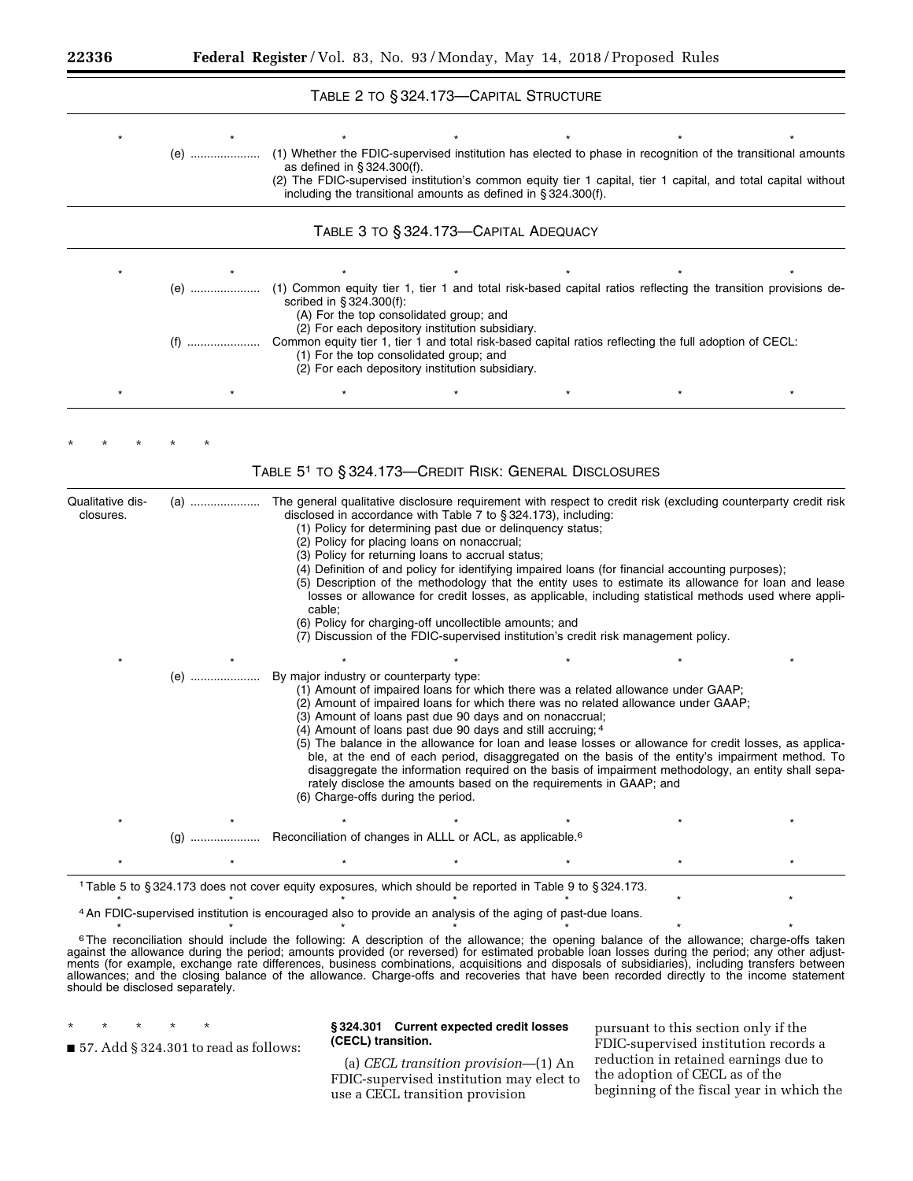TABLE 2 TO § 324.173—CAPITAL STRUCTURE

| | | |
|---|---|---|
| * | * | * * * * * |
| | (e) .................... | (1) Whether the FDIC-supervised institution has elected to phase in recognition of the transitional amounts as defined in § 324.300(f).<br>(2) The FDIC-supervised institution's common equity tier 1 capital, tier 1 capital, and total capital without including the transitional amounts as defined in § 324.300(f). |

TABLE 3 TO § 324.173—CAPITAL ADEQUACY

| | | |
|---|---|---|
| * | * | * * * * * |
| | (e) .................... | (1) Common equity tier 1, tier 1 and total risk-based capital ratios reflecting the transition provisions described in § 324.300(f):<br>(A) For the top consolidated group; and<br>(2) For each depository institution subsidiary. |
| | (f) .................... | Common equity tier 1, tier 1 and total risk-based capital ratios reflecting the full adoption of CECL:<br>(1) For the top consolidated group; and<br>(2) For each depository institution subsidiary. |
| * | * | * * * * * |

\* \* \* \* \*

TABLE 5[1] TO § 324.173—CREDIT RISK: GENERAL DISCLOSURES

| | | |
|---|---|---|
| Qualitative disclosures. | (a) .................... | The general qualitative disclosure requirement with respect to credit risk (excluding counterparty credit risk disclosed in accordance with Table 7 to § 324.173), including:<br>(1) Policy for determining past due or delinquency status;<br>(2) Policy for placing loans on nonaccrual;<br>(3) Policy for returning loans to accrual status;<br>(4) Definition of and policy for identifying impaired loans (for financial accounting purposes);<br>(5) Description of the methodology that the entity uses to estimate its allowance for loan and lease losses or allowance for credit losses, as applicable, including statistical methods used where applicable;<br>(6) Policy for charging-off uncollectible amounts; and<br>(7) Discussion of the FDIC-supervised institution's credit risk management policy. |
| * | * | * * * * * |
| | (e) .................... | By major industry or counterparty type:<br>(1) Amount of impaired loans for which there was a related allowance under GAAP;<br>(2) Amount of impaired loans for which there was no related allowance under GAAP;<br>(3) Amount of loans past due 90 days and on nonaccrual;<br>(4) Amount of loans past due 90 days and still accruing;[4]<br>(5) The balance in the allowance for loan and lease losses or allowance for credit losses, as applicable, at the end of each period, disaggregated on the basis of the entity's impairment method. To disaggregate the information required on the basis of impairment methodology, an entity shall separately disclose the amounts based on the requirements in GAAP; and<br>(6) Charge-offs during the period. |
| * | * | * * * * * |
| | (g) .................... | Reconciliation of changes in ALLL or ACL, as applicable.[6] |
| * | * | * * * * * |

[1] Table 5 to § 324.173 does not cover equity exposures, which should be reported in Table 9 to § 324.173.

\* \* \* \* \*

[4] An FDIC-supervised institution is encouraged also to provide an analysis of the aging of past-due loans.

\* \* \* \* \*

[6] The reconciliation should include the following: A description of the allowance; the opening balance of the allowance; charge-offs taken against the allowance during the period; amounts provided (or reversed) for estimated probable loan losses during the period; any other adjustments (for example, exchange rate differences, business combinations, acquisitions and disposals of subsidiaries), including transfers between allowances; and the closing balance of the allowance. Charge-offs and recoveries that have been recorded directly to the income statement should be disclosed separately.

\* \* \* \* \*

■ 57. Add § 324.301 to read as follows:

**§ 324.301 Current expected credit losses (CECL) transition.**

(a) *CECL transition provision*—(1) An FDIC-supervised institution may elect to use a CECL transition provision pursuant to this section only if the FDIC-supervised institution records a reduction in retained earnings due to the adoption of CECL as of the beginning of the fiscal year in which the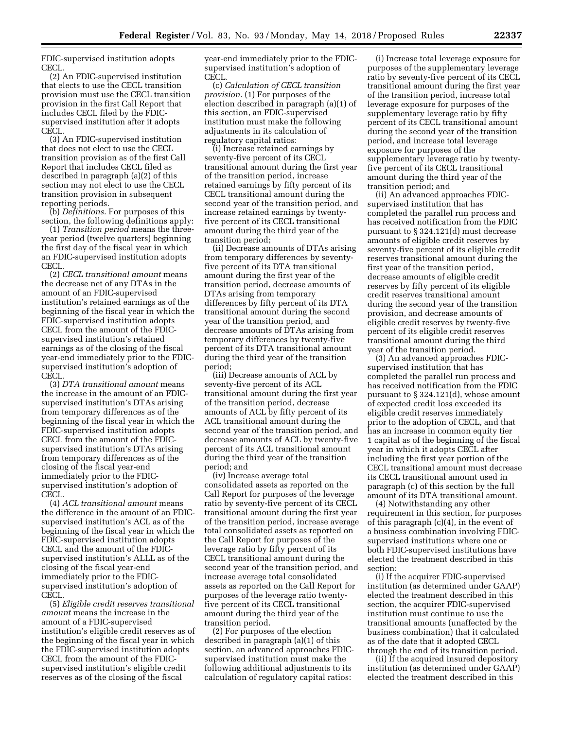FDIC-supervised institution adopts CECL.

(2) An FDIC-supervised institution that elects to use the CECL transition provision must use the CECL transition provision in the first Call Report that includes CECL filed by the FDIC-supervised institution after it adopts CECL.

(3) An FDIC-supervised institution that does not elect to use the CECL transition provision as of the first Call Report that includes CECL filed as described in paragraph (a)(2) of this section may not elect to use the CECL transition provision in subsequent reporting periods.

(b) *Definitions.* For purposes of this section, the following definitions apply:

(1) *Transition period* means the three-year period (twelve quarters) beginning the first day of the fiscal year in which an FDIC-supervised institution adopts CECL.

(2) *CECL transitional amount* means the decrease net of any DTAs in the amount of an FDIC-supervised institution's retained earnings as of the beginning of the fiscal year in which the FDIC-supervised institution adopts CECL from the amount of the FDIC-supervised institution's retained earnings as of the closing of the fiscal year-end immediately prior to the FDIC-supervised institution's adoption of CECL.

(3) *DTA transitional amount* means the increase in the amount of an FDIC-supervised institution's DTAs arising from temporary differences as of the beginning of the fiscal year in which the FDIC-supervised institution adopts CECL from the amount of the FDIC-supervised institution's DTAs arising from temporary differences as of the closing of the fiscal year-end immediately prior to the FDIC-supervised institution's adoption of CECL.

(4) *ACL transitional amount* means the difference in the amount of an FDIC-supervised institution's ACL as of the beginning of the fiscal year in which the FDIC-supervised institution adopts CECL and the amount of the FDIC-supervised institution's ALLL as of the closing of the fiscal year-end immediately prior to the FDIC-supervised institution's adoption of CECL.

(5) *Eligible credit reserves transitional amount* means the increase in the amount of a FDIC-supervised institution's eligible credit reserves as of the beginning of the fiscal year in which the FDIC-supervised institution adopts CECL from the amount of the FDIC-supervised institution's eligible credit reserves as of the closing of the fiscal year-end immediately prior to the FDIC-supervised institution's adoption of CECL.

(c) *Calculation of CECL transition provision.* (1) For purposes of the election described in paragraph (a)(1) of this section, an FDIC-supervised institution must make the following adjustments in its calculation of regulatory capital ratios:

(i) Increase retained earnings by seventy-five percent of its CECL transitional amount during the first year of the transition period, increase retained earnings by fifty percent of its CECL transitional amount during the second year of the transition period, and increase retained earnings by twenty-five percent of its CECL transitional amount during the third year of the transition period;

(ii) Decrease amounts of DTAs arising from temporary differences by seventy-five percent of its DTA transitional amount during the first year of the transition period, decrease amounts of DTAs arising from temporary differences by fifty percent of its DTA transitional amount during the second year of the transition period, and decrease amounts of DTAs arising from temporary differences by twenty-five percent of its DTA transitional amount during the third year of the transition period;

(iii) Decrease amounts of ACL by seventy-five percent of its ACL transitional amount during the first year of the transition period, decrease amounts of ACL by fifty percent of its ACL transitional amount during the second year of the transition period, and decrease amounts of ACL by twenty-five percent of its ACL transitional amount during the third year of the transition period; and

(iv) Increase average total consolidated assets as reported on the Call Report for purposes of the leverage ratio by seventy-five percent of its CECL transitional amount during the first year of the transition period, increase average total consolidated assets as reported on the Call Report for purposes of the leverage ratio by fifty percent of its CECL transitional amount during the second year of the transition period, and increase average total consolidated assets as reported on the Call Report for purposes of the leverage ratio twenty-five percent of its CECL transitional amount during the third year of the transition period.

(2) For purposes of the election described in paragraph (a)(1) of this section, an advanced approaches FDIC-supervised institution must make the following additional adjustments to its calculation of regulatory capital ratios:

(i) Increase total leverage exposure for purposes of the supplementary leverage ratio by seventy-five percent of its CECL transitional amount during the first year of the transition period, increase total leverage exposure for purposes of the supplementary leverage ratio by fifty percent of its CECL transitional amount during the second year of the transition period, and increase total leverage exposure for purposes of the supplementary leverage ratio by twenty-five percent of its CECL transitional amount during the third year of the transition period; and

(ii) An advanced approaches FDIC-supervised institution that has completed the parallel run process and has received notification from the FDIC pursuant to § 324.121(d) must decrease amounts of eligible credit reserves by seventy-five percent of its eligible credit reserves transitional amount during the first year of the transition period, decrease amounts of eligible credit reserves by fifty percent of its eligible credit reserves transitional amount during the second year of the transition provision, and decrease amounts of eligible credit reserves by twenty-five percent of its eligible credit reserves transitional amount during the third year of the transition period.

(3) An advanced approaches FDIC-supervised institution that has completed the parallel run process and has received notification from the FDIC pursuant to § 324.121(d), whose amount of expected credit loss exceeded its eligible credit reserves immediately prior to the adoption of CECL, and that has an increase in common equity tier 1 capital as of the beginning of the fiscal year in which it adopts CECL after including the first year portion of the CECL transitional amount must decrease its CECL transitional amount used in paragraph (c) of this section by the full amount of its DTA transitional amount.

(4) Notwithstanding any other requirement in this section, for purposes of this paragraph (c)(4), in the event of a business combination involving FDIC-supervised institutions where one or both FDIC-supervised institutions have elected the treatment described in this section:

(i) If the acquirer FDIC-supervised institution (as determined under GAAP) elected the treatment described in this section, the acquirer FDIC-supervised institution must continue to use the transitional amounts (unaffected by the business combination) that it calculated as of the date that it adopted CECL through the end of its transition period.

(ii) If the acquired insured depository institution (as determined under GAAP) elected the treatment described in this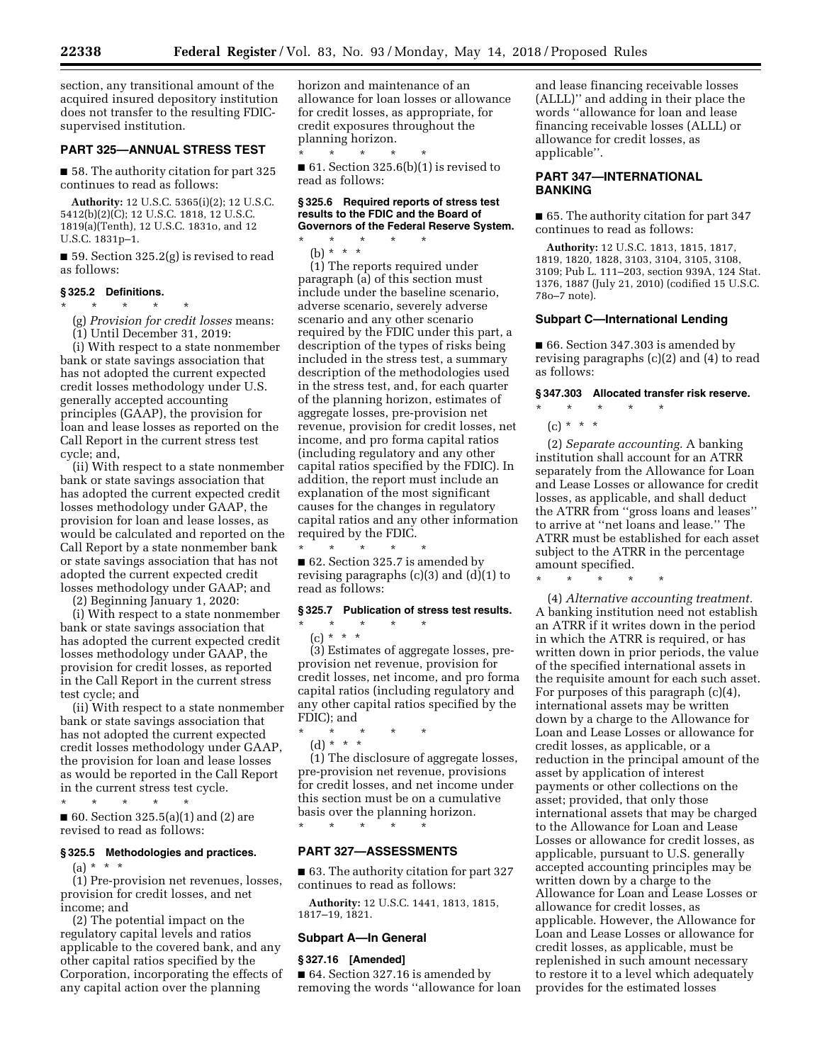section, any transitional amount of the acquired insured depository institution does not transfer to the resulting FDIC-supervised institution.

## PART 325—ANNUAL STRESS TEST

■ 58. The authority citation for part 325 continues to read as follows:

**Authority:** 12 U.S.C. 5365(i)(2); 12 U.S.C. 5412(b)(2)(C); 12 U.S.C. 1818, 12 U.S.C. 1819(a)(Tenth), 12 U.S.C. 1831o, and 12 U.S.C. 1831p–1.

■ 59. Section 325.2(g) is revised to read as follows:

### § 325.2 Definitions.

\* \* \* \* \*

(g) *Provision for credit losses* means:

(1) Until December 31, 2019:

(i) With respect to a state nonmember bank or state savings association that has not adopted the current expected credit losses methodology under U.S. generally accepted accounting principles (GAAP), the provision for loan and lease losses as reported on the Call Report in the current stress test cycle; and,

(ii) With respect to a state nonmember bank or state savings association that has adopted the current expected credit losses methodology under GAAP, the provision for loan and lease losses, as would be calculated and reported on the Call Report by a state nonmember bank or state savings association that has not adopted the current expected credit losses methodology under GAAP; and

(2) Beginning January 1, 2020:

(i) With respect to a state nonmember bank or state savings association that has adopted the current expected credit losses methodology under GAAP, the provision for credit losses, as reported in the Call Report in the current stress test cycle; and

(ii) With respect to a state nonmember bank or state savings association that has not adopted the current expected credit losses methodology under GAAP, the provision for loan and lease losses as would be reported in the Call Report in the current stress test cycle.

\* \* \* \* \*

■ 60. Section 325.5(a)(1) and (2) are revised to read as follows:

### § 325.5 Methodologies and practices.

(a) \* \* \*

(1) Pre-provision net revenues, losses, provision for credit losses, and net income; and

(2) The potential impact on the regulatory capital levels and ratios applicable to the covered bank, and any other capital ratios specified by the Corporation, incorporating the effects of any capital action over the planning horizon and maintenance of an allowance for loan losses or allowance for credit losses, as appropriate, for credit exposures throughout the planning horizon.

\* \* \* \* \*

■ 61. Section 325.6(b)(1) is revised to read as follows:

### § 325.6 Required reports of stress test results to the FDIC and the Board of Governors of the Federal Reserve System.

\* \* \* \* \*

(b) \* \* \*

(1) The reports required under paragraph (a) of this section must include under the baseline scenario, adverse scenario, severely adverse scenario and any other scenario required by the FDIC under this part, a description of the types of risks being included in the stress test, a summary description of the methodologies used in the stress test, and, for each quarter of the planning horizon, estimates of aggregate losses, pre-provision net revenue, provision for credit losses, net income, and pro forma capital ratios (including regulatory and any other capital ratios specified by the FDIC). In addition, the report must include an explanation of the most significant causes for the changes in regulatory capital ratios and any other information required by the FDIC.

\* \* \* \* \*

■ 62. Section 325.7 is amended by revising paragraphs (c)(3) and (d)(1) to read as follows:

### § 325.7 Publication of stress test results.

\* \* \* \* \*

(c) \* \* \*

(3) Estimates of aggregate losses, pre-provision net revenue, provision for credit losses, net income, and pro forma capital ratios (including regulatory and any other capital ratios specified by the FDIC); and

\* \* \* \* \*

(d) \* \* \*

(1) The disclosure of aggregate losses, pre-provision net revenue, provisions for credit losses, and net income under this section must be on a cumulative basis over the planning horizon.

\* \* \* \* \*

## PART 327—ASSESSMENTS

■ 63. The authority citation for part 327 continues to read as follows:

**Authority:** 12 U.S.C. 1441, 1813, 1815, 1817–19, 1821.

### Subpart A—In General

### § 327.16 [Amended]

■ 64. Section 327.16 is amended by removing the words "allowance for loan and lease financing receivable losses (ALLL)" and adding in their place the words "allowance for loan and lease financing receivable losses (ALLL) or allowance for credit losses, as applicable".

## PART 347—INTERNATIONAL BANKING

■ 65. The authority citation for part 347 continues to read as follows:

**Authority:** 12 U.S.C. 1813, 1815, 1817, 1819, 1820, 1828, 3103, 3104, 3105, 3108, 3109; Pub L. 111–203, section 939A, 124 Stat. 1376, 1887 (July 21, 2010) (codified 15 U.S.C. 78o–7 note).

### Subpart C—International Lending

■ 66. Section 347.303 is amended by revising paragraphs (c)(2) and (4) to read as follows:

### § 347.303 Allocated transfer risk reserve.

\* \* \* \* \*

(c) \* \* \*

(2) *Separate accounting.* A banking institution shall account for an ATRR separately from the Allowance for Loan and Lease Losses or allowance for credit losses, as applicable, and shall deduct the ATRR from "gross loans and leases" to arrive at "net loans and lease." The ATRR must be established for each asset subject to the ATRR in the percentage amount specified.

\* \* \* \* \*

(4) *Alternative accounting treatment.* A banking institution need not establish an ATRR if it writes down in the period in which the ATRR is required, or has written down in prior periods, the value of the specified international assets in the requisite amount for each such asset. For purposes of this paragraph (c)(4), international assets may be written down by a charge to the Allowance for Loan and Lease Losses or allowance for credit losses, as applicable, or a reduction in the principal amount of the asset by application of interest payments or other collections on the asset; provided, that only those international assets that may be charged to the Allowance for Loan and Lease Losses or allowance for credit losses, as applicable, pursuant to U.S. generally accepted accounting principles may be written down by a charge to the Allowance for Loan and Lease Losses or allowance for credit losses, as applicable. However, the Allowance for Loan and Lease Losses or allowance for credit losses, as applicable, must be replenished in such amount necessary to restore it to a level which adequately provides for the estimated losses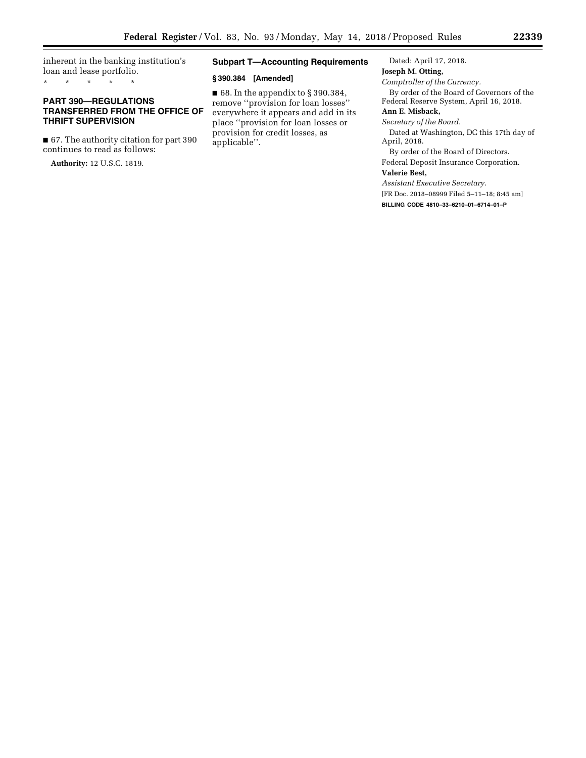inherent in the banking institution's loan and lease portfolio.

\* \* \* \* \*

## PART 390—REGULATIONS TRANSFERRED FROM THE OFFICE OF THRIFT SUPERVISION

■ 67. The authority citation for part 390 continues to read as follows:

**Authority:** 12 U.S.C. 1819.

### Subpart T—Accounting Requirements

#### § 390.384 [Amended]

■ 68. In the appendix to § 390.384, remove "provision for loan losses" everywhere it appears and add in its place "provision for loan losses or provision for credit losses, as applicable".

Dated: April 17, 2018.

**Joseph M. Otting,**

*Comptroller of the Currency.*

By order of the Board of Governors of the Federal Reserve System, April 16, 2018.

**Ann E. Misback,**

*Secretary of the Board.*

Dated at Washington, DC this 17th day of April, 2018.

By order of the Board of Directors.

Federal Deposit Insurance Corporation.

**Valerie Best,**

*Assistant Executive Secretary.*

[FR Doc. 2018–08999 Filed 5–11–18; 8:45 am]

**BILLING CODE 4810–33–6210–01–6714–01–P**